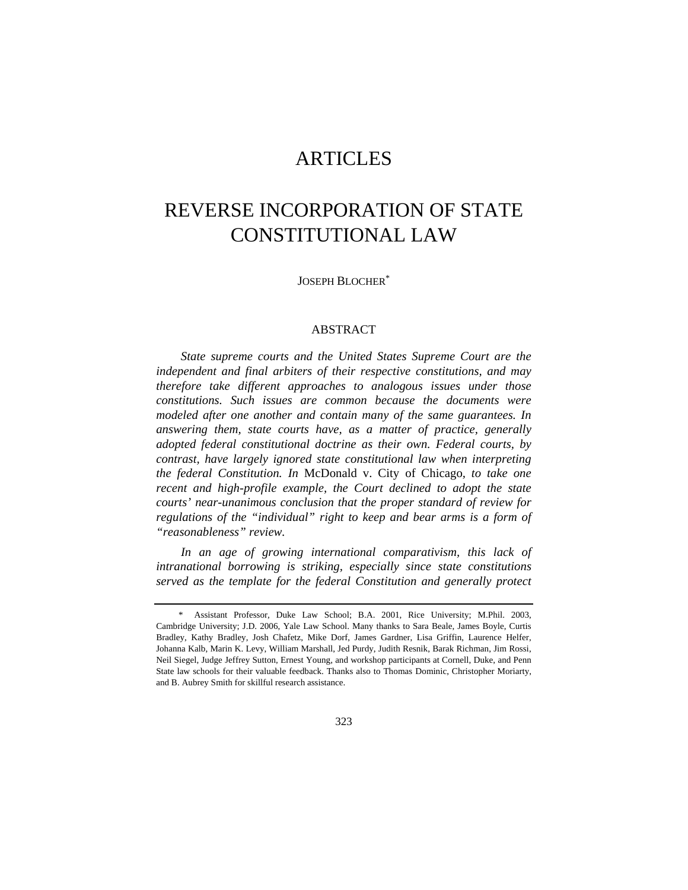# ARTICLES

# REVERSE INCORPORATION OF STATE CONSTITUTIONAL LAW

JOSEPH BLOCHER*

## ABSTRACT

*State supreme courts and the United States Supreme Court are the independent and final arbiters of their respective constitutions, and may therefore take different approaches to analogous issues under those constitutions. Such issues are common because the documents were modeled after one another and contain many of the same guarantees. In answering them, state courts have, as a matter of practice, generally adopted federal constitutional doctrine as their own. Federal courts, by contrast, have largely ignored state constitutional law when interpreting the federal Constitution. In* McDonald v. City of Chicago, *to take one recent and high-profile example, the Court declined to adopt the state courts' near-unanimous conclusion that the proper standard of review for regulations of the "individual" right to keep and bear arms is a form of "reasonableness" review.*

*In an age of growing international comparativism, this lack of intranational borrowing is striking, especially since state constitutions served as the template for the federal Constitution and generally protect*

---

\* Assistant Professor, Duke Law School; B.A. 2001, Rice University; M.Phil. 2003, Cambridge University; J.D. 2006, Yale Law School. Many thanks to Sara Beale, James Boyle, Curtis Bradley, Kathy Bradley, Josh Chafetz, Mike Dorf, James Gardner, Lisa Griffin, Laurence Helfer, Johanna Kalb, Marin K. Levy, William Marshall, Jed Purdy, Judith Resnik, Barak Richman, Jim Rossi, Neil Siegel, Judge Jeffrey Sutton, Ernest Young, and workshop participants at Cornell, Duke, and Penn State law schools for their valuable feedback. Thanks also to Thomas Dominic, Christopher Moriarty, and B. Aubrey Smith for skillful research assistance.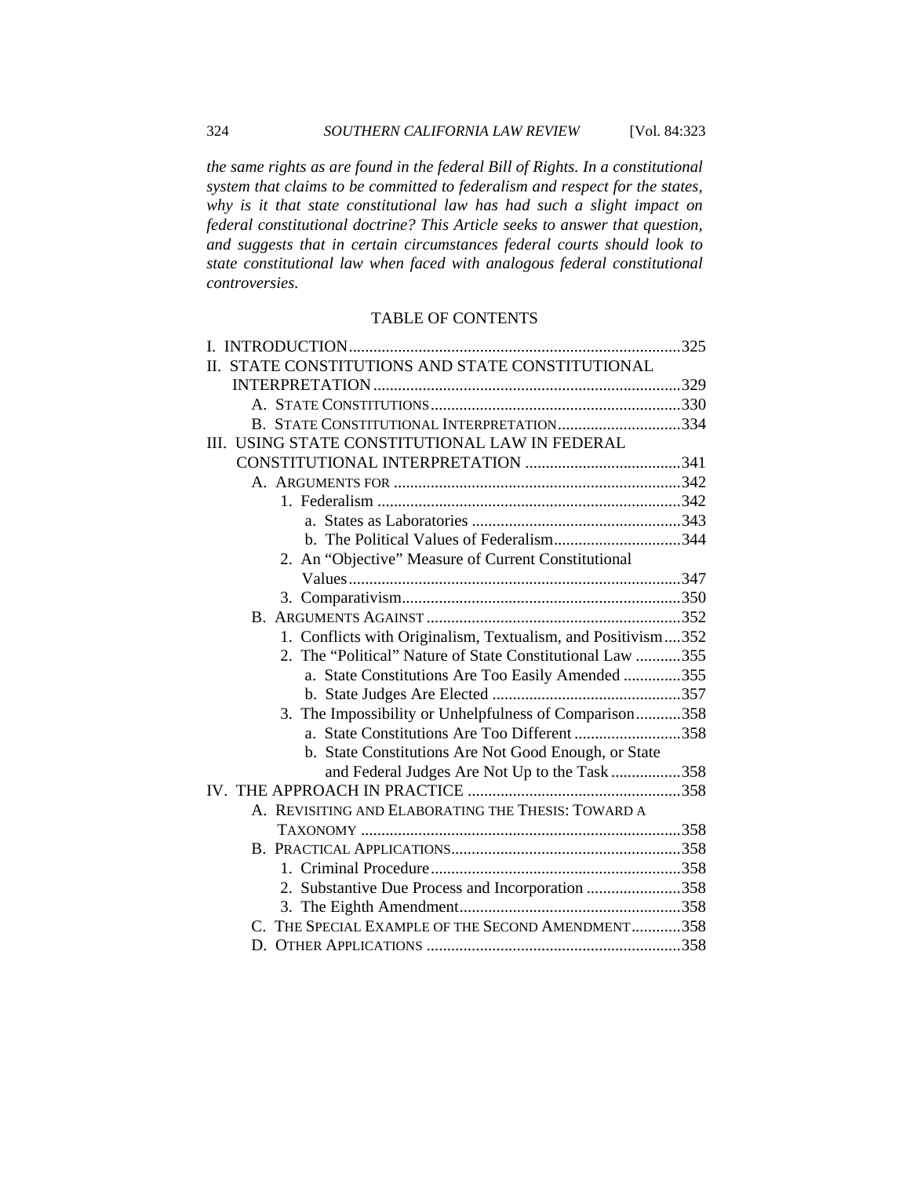*the same rights as are found in the federal Bill of Rights. In a constitutional system that claims to be committed to federalism and respect for the states, why is it that state constitutional law has had such a slight impact on federal constitutional doctrine? This Article seeks to answer that question, and suggests that in certain circumstances federal courts should look to state constitutional law when faced with analogous federal constitutional controversies.*

## TABLE OF CONTENTS

I. INTRODUCTION ..... 325
II. STATE CONSTITUTIONS AND STATE CONSTITUTIONAL INTERPRETATION ..... 329
- A. STATE CONSTITUTIONS ..... 330
- B. STATE CONSTITUTIONAL INTERPRETATION ..... 334

III. USING STATE CONSTITUTIONAL LAW IN FEDERAL CONSTITUTIONAL INTERPRETATION ..... 341
- A. ARGUMENTS FOR ..... 342
  - 1. Federalism ..... 342
    - a. States as Laboratories ..... 343
    - b. The Political Values of Federalism ..... 344
  - 2. An "Objective" Measure of Current Constitutional Values ..... 347
  - 3. Comparativism ..... 350
- B. ARGUMENTS AGAINST ..... 352
  - 1. Conflicts with Originalism, Textualism, and Positivism ..... 352
  - 2. The "Political" Nature of State Constitutional Law ..... 355
    - a. State Constitutions Are Too Easily Amended ..... 355
    - b. State Judges Are Elected ..... 357
  - 3. The Impossibility or Unhelpfulness of Comparison ..... 358
    - a. State Constitutions Are Too Different ..... 358
    - b. State Constitutions Are Not Good Enough, or State and Federal Judges Are Not Up to the Task ..... 358

IV. THE APPROACH IN PRACTICE ..... 358
- A. REVISITING AND ELABORATING THE THESIS: TOWARD A TAXONOMY ..... 358
- B. PRACTICAL APPLICATIONS ..... 358
  - 1. Criminal Procedure ..... 358
  - 2. Substantive Due Process and Incorporation ..... 358
  - 3. The Eighth Amendment ..... 358
- C. THE SPECIAL EXAMPLE OF THE SECOND AMENDMENT ..... 358
- D. OTHER APPLICATIONS ..... 358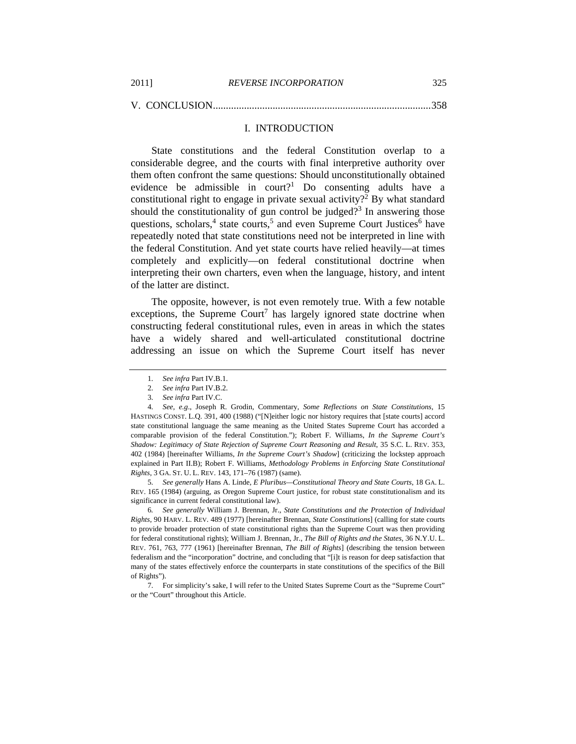V. CONCLUSION...................................................................................358

## I. INTRODUCTION

State constitutions and the federal Constitution overlap to a considerable degree, and the courts with final interpretive authority over them often confront the same questions: Should unconstitutionally obtained evidence be admissible in court?[1] Do consenting adults have a constitutional right to engage in private sexual activity?[2] By what standard should the constitutionality of gun control be judged?[3] In answering those questions, scholars,[4] state courts,[5] and even Supreme Court Justices[6] have repeatedly noted that state constitutions need not be interpreted in line with the federal Constitution. And yet state courts have relied heavily—at times completely and explicitly—on federal constitutional doctrine when interpreting their own charters, even when the language, history, and intent of the latter are distinct.

The opposite, however, is not even remotely true. With a few notable exceptions, the Supreme Court[7] has largely ignored state doctrine when constructing federal constitutional rules, even in areas in which the states have a widely shared and well-articulated constitutional doctrine addressing an issue on which the Supreme Court itself has never

---

1. *See infra* Part IV.B.1.

2. *See infra* Part IV.B.2.

3. *See infra* Part IV.C.

4. *See, e.g.*, Joseph R. Grodin, Commentary, *Some Reflections on State Constitutions*, 15 HASTINGS CONST. L.Q. 391, 400 (1988) ("[N]either logic nor history requires that [state courts] accord state constitutional language the same meaning as the United States Supreme Court has accorded a comparable provision of the federal Constitution."); Robert F. Williams, *In the Supreme Court's Shadow: Legitimacy of State Rejection of Supreme Court Reasoning and Result*, 35 S.C. L. REV. 353, 402 (1984) [hereinafter Williams, *In the Supreme Court's Shadow*] (criticizing the lockstep approach explained in Part II.B); Robert F. Williams, *Methodology Problems in Enforcing State Constitutional Rights*, 3 GA. ST. U. L. REV. 143, 171–76 (1987) (same).

5. *See generally* Hans A. Linde, *E Pluribus—Constitutional Theory and State Courts*, 18 GA. L. REV. 165 (1984) (arguing, as Oregon Supreme Court justice, for robust state constitutionalism and its significance in current federal constitutional law).

6. *See generally* William J. Brennan, Jr., *State Constitutions and the Protection of Individual Rights*, 90 HARV. L. REV. 489 (1977) [hereinafter Brennan, *State Constitutions*] (calling for state courts to provide broader protection of state constitutional rights than the Supreme Court was then providing for federal constitutional rights); William J. Brennan, Jr., *The Bill of Rights and the States*, 36 N.Y.U. L. REV. 761, 763, 777 (1961) [hereinafter Brennan, *The Bill of Rights*] (describing the tension between federalism and the "incorporation" doctrine, and concluding that "[i]t is reason for deep satisfaction that many of the states effectively enforce the counterparts in state constitutions of the specifics of the Bill of Rights").

7. For simplicity's sake, I will refer to the United States Supreme Court as the "Supreme Court" or the "Court" throughout this Article.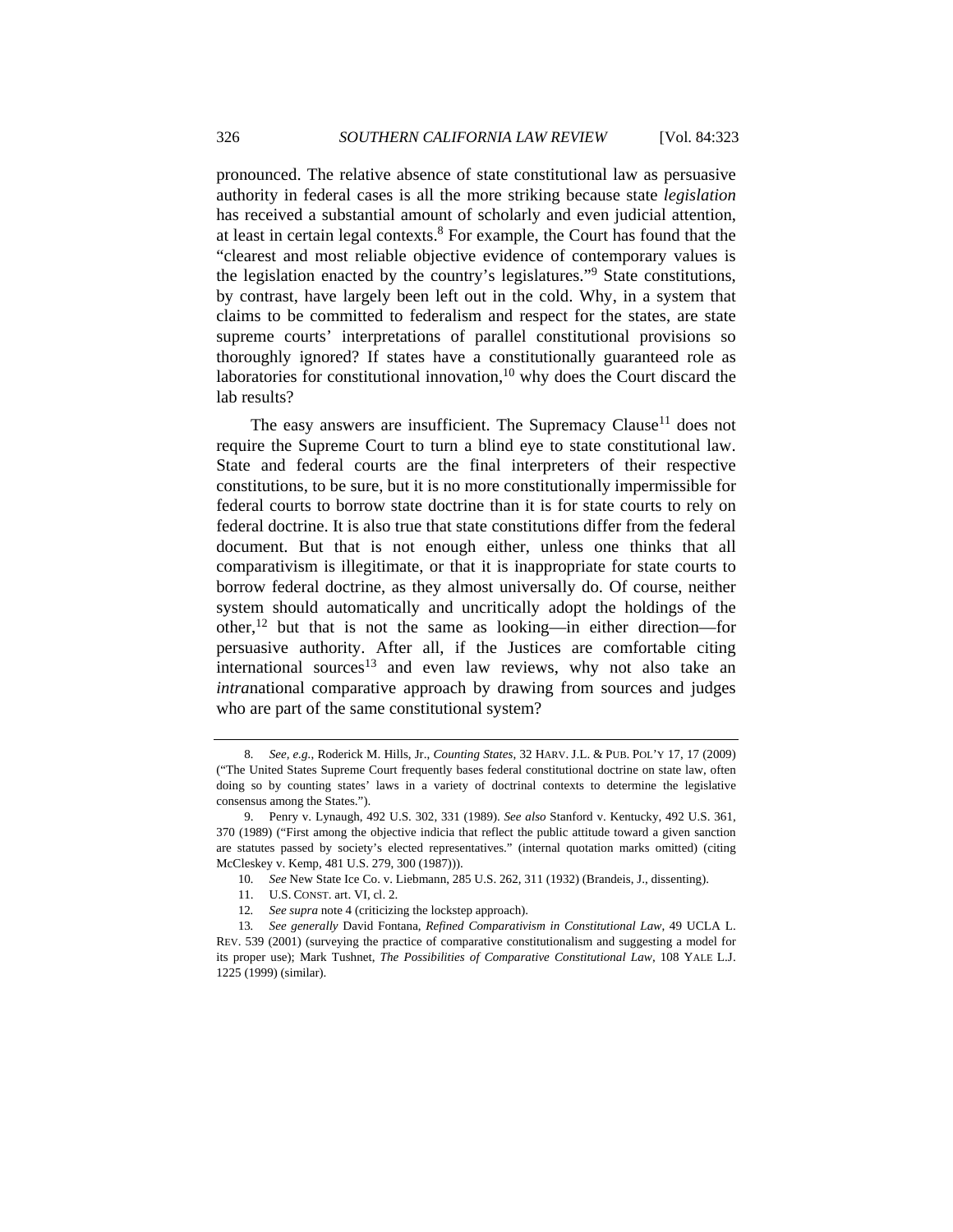pronounced. The relative absence of state constitutional law as persuasive authority in federal cases is all the more striking because state *legislation* has received a substantial amount of scholarly and even judicial attention, at least in certain legal contexts.[8] For example, the Court has found that the "clearest and most reliable objective evidence of contemporary values is the legislation enacted by the country's legislatures."[9] State constitutions, by contrast, have largely been left out in the cold. Why, in a system that claims to be committed to federalism and respect for the states, are state supreme courts' interpretations of parallel constitutional provisions so thoroughly ignored? If states have a constitutionally guaranteed role as laboratories for constitutional innovation,[10] why does the Court discard the lab results?

The easy answers are insufficient. The Supremacy Clause[11] does not require the Supreme Court to turn a blind eye to state constitutional law. State and federal courts are the final interpreters of their respective constitutions, to be sure, but it is no more constitutionally impermissible for federal courts to borrow state doctrine than it is for state courts to rely on federal doctrine. It is also true that state constitutions differ from the federal document. But that is not enough either, unless one thinks that all comparativism is illegitimate, or that it is inappropriate for state courts to borrow federal doctrine, as they almost universally do. Of course, neither system should automatically and uncritically adopt the holdings of the other,[12] but that is not the same as looking—in either direction—for persuasive authority. After all, if the Justices are comfortable citing international sources[13] and even law reviews, why not also take an *intra*national comparative approach by drawing from sources and judges who are part of the same constitutional system?

---

8. *See, e.g.*, Roderick M. Hills, Jr., *Counting States*, 32 HARV. J.L. & PUB. POL'Y 17, 17 (2009) ("The United States Supreme Court frequently bases federal constitutional doctrine on state law, often doing so by counting states' laws in a variety of doctrinal contexts to determine the legislative consensus among the States.").

9. Penry v. Lynaugh, 492 U.S. 302, 331 (1989). *See also* Stanford v. Kentucky, 492 U.S. 361, 370 (1989) ("First among the objective indicia that reflect the public attitude toward a given sanction are statutes passed by society's elected representatives." (internal quotation marks omitted) (citing McCleskey v. Kemp, 481 U.S. 279, 300 (1987))).

10. *See* New State Ice Co. v. Liebmann, 285 U.S. 262, 311 (1932) (Brandeis, J., dissenting).

11. U.S. CONST. art. VI, cl. 2.

12. *See supra* note 4 (criticizing the lockstep approach).

13. *See generally* David Fontana, *Refined Comparativism in Constitutional Law*, 49 UCLA L. REV. 539 (2001) (surveying the practice of comparative constitutionalism and suggesting a model for its proper use); Mark Tushnet, *The Possibilities of Comparative Constitutional Law*, 108 YALE L.J. 1225 (1999) (similar).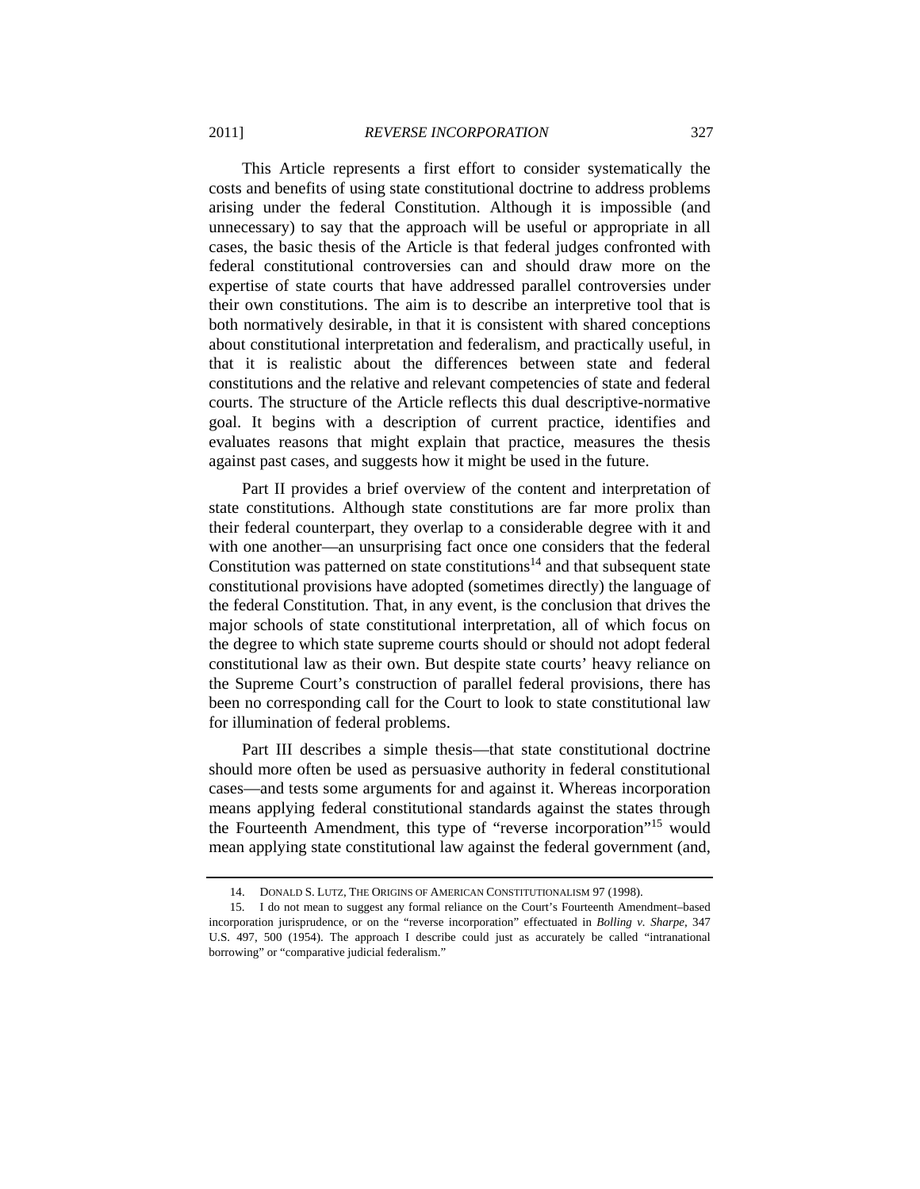This Article represents a first effort to consider systematically the costs and benefits of using state constitutional doctrine to address problems arising under the federal Constitution. Although it is impossible (and unnecessary) to say that the approach will be useful or appropriate in all cases, the basic thesis of the Article is that federal judges confronted with federal constitutional controversies can and should draw more on the expertise of state courts that have addressed parallel controversies under their own constitutions. The aim is to describe an interpretive tool that is both normatively desirable, in that it is consistent with shared conceptions about constitutional interpretation and federalism, and practically useful, in that it is realistic about the differences between state and federal constitutions and the relative and relevant competencies of state and federal courts. The structure of the Article reflects this dual descriptive-normative goal. It begins with a description of current practice, identifies and evaluates reasons that might explain that practice, measures the thesis against past cases, and suggests how it might be used in the future.

Part II provides a brief overview of the content and interpretation of state constitutions. Although state constitutions are far more prolix than their federal counterpart, they overlap to a considerable degree with it and with one another—an unsurprising fact once one considers that the federal Constitution was patterned on state constitutions[14] and that subsequent state constitutional provisions have adopted (sometimes directly) the language of the federal Constitution. That, in any event, is the conclusion that drives the major schools of state constitutional interpretation, all of which focus on the degree to which state supreme courts should or should not adopt federal constitutional law as their own. But despite state courts' heavy reliance on the Supreme Court's construction of parallel federal provisions, there has been no corresponding call for the Court to look to state constitutional law for illumination of federal problems.

Part III describes a simple thesis—that state constitutional doctrine should more often be used as persuasive authority in federal constitutional cases—and tests some arguments for and against it. Whereas incorporation means applying federal constitutional standards against the states through the Fourteenth Amendment, this type of "reverse incorporation"[15] would mean applying state constitutional law against the federal government (and,

---

14. DONALD S. LUTZ, THE ORIGINS OF AMERICAN CONSTITUTIONALISM 97 (1998).

15. I do not mean to suggest any formal reliance on the Court's Fourteenth Amendment–based incorporation jurisprudence, or on the "reverse incorporation" effectuated in *Bolling v. Sharpe*, 347 U.S. 497, 500 (1954). The approach I describe could just as accurately be called "intranational borrowing" or "comparative judicial federalism."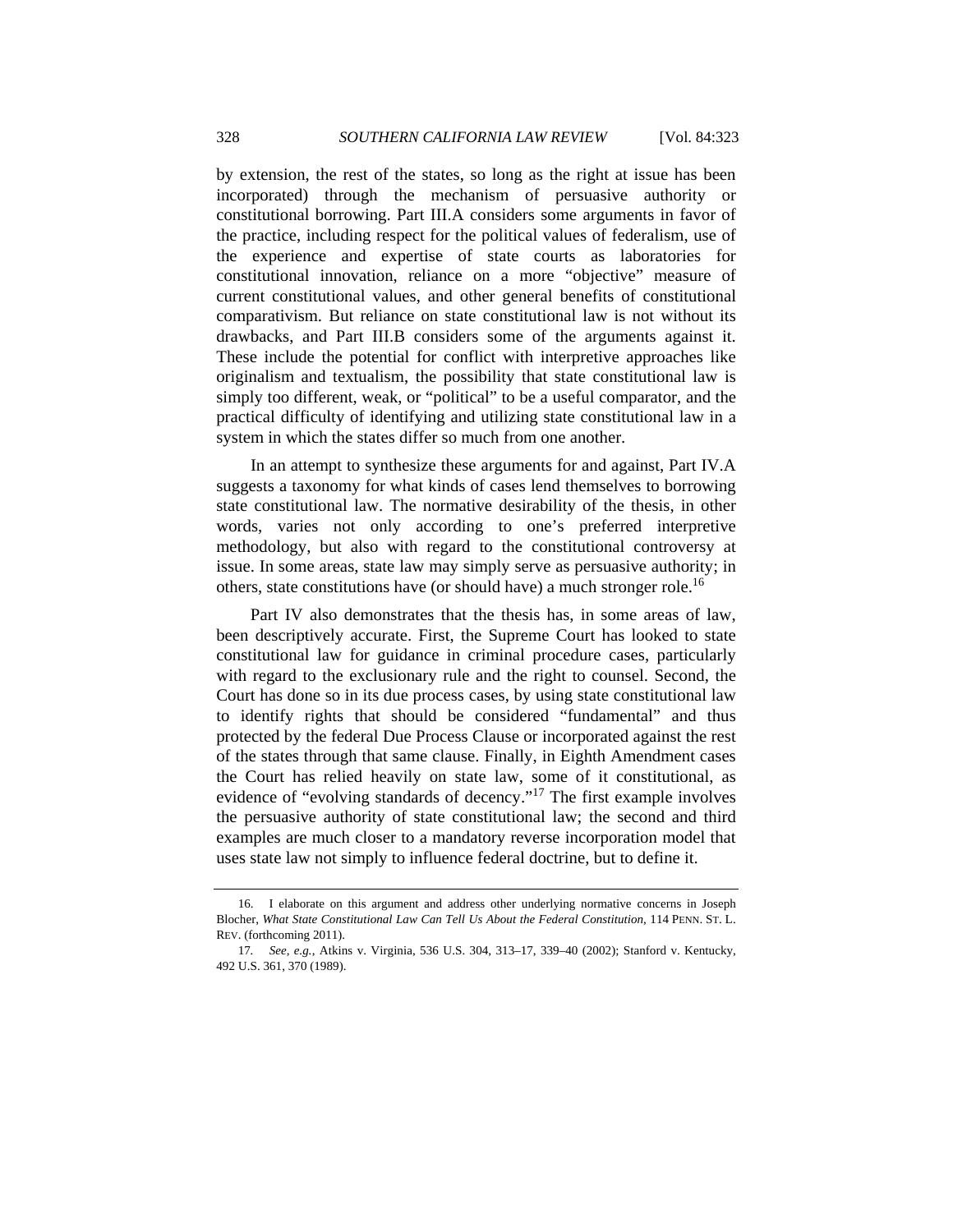by extension, the rest of the states, so long as the right at issue has been incorporated) through the mechanism of persuasive authority or constitutional borrowing. Part III.A considers some arguments in favor of the practice, including respect for the political values of federalism, use of the experience and expertise of state courts as laboratories for constitutional innovation, reliance on a more "objective" measure of current constitutional values, and other general benefits of constitutional comparativism. But reliance on state constitutional law is not without its drawbacks, and Part III.B considers some of the arguments against it. These include the potential for conflict with interpretive approaches like originalism and textualism, the possibility that state constitutional law is simply too different, weak, or "political" to be a useful comparator, and the practical difficulty of identifying and utilizing state constitutional law in a system in which the states differ so much from one another.

In an attempt to synthesize these arguments for and against, Part IV.A suggests a taxonomy for what kinds of cases lend themselves to borrowing state constitutional law. The normative desirability of the thesis, in other words, varies not only according to one's preferred interpretive methodology, but also with regard to the constitutional controversy at issue. In some areas, state law may simply serve as persuasive authority; in others, state constitutions have (or should have) a much stronger role.[16]

Part IV also demonstrates that the thesis has, in some areas of law, been descriptively accurate. First, the Supreme Court has looked to state constitutional law for guidance in criminal procedure cases, particularly with regard to the exclusionary rule and the right to counsel. Second, the Court has done so in its due process cases, by using state constitutional law to identify rights that should be considered "fundamental" and thus protected by the federal Due Process Clause or incorporated against the rest of the states through that same clause. Finally, in Eighth Amendment cases the Court has relied heavily on state law, some of it constitutional, as evidence of "evolving standards of decency."[17] The first example involves the persuasive authority of state constitutional law; the second and third examples are much closer to a mandatory reverse incorporation model that uses state law not simply to influence federal doctrine, but to define it.

---

16. I elaborate on this argument and address other underlying normative concerns in Joseph Blocher, *What State Constitutional Law Can Tell Us About the Federal Constitution*, 114 PENN. ST. L. REV. (forthcoming 2011).

17. *See, e.g.*, Atkins v. Virginia, 536 U.S. 304, 313–17, 339–40 (2002); Stanford v. Kentucky, 492 U.S. 361, 370 (1989).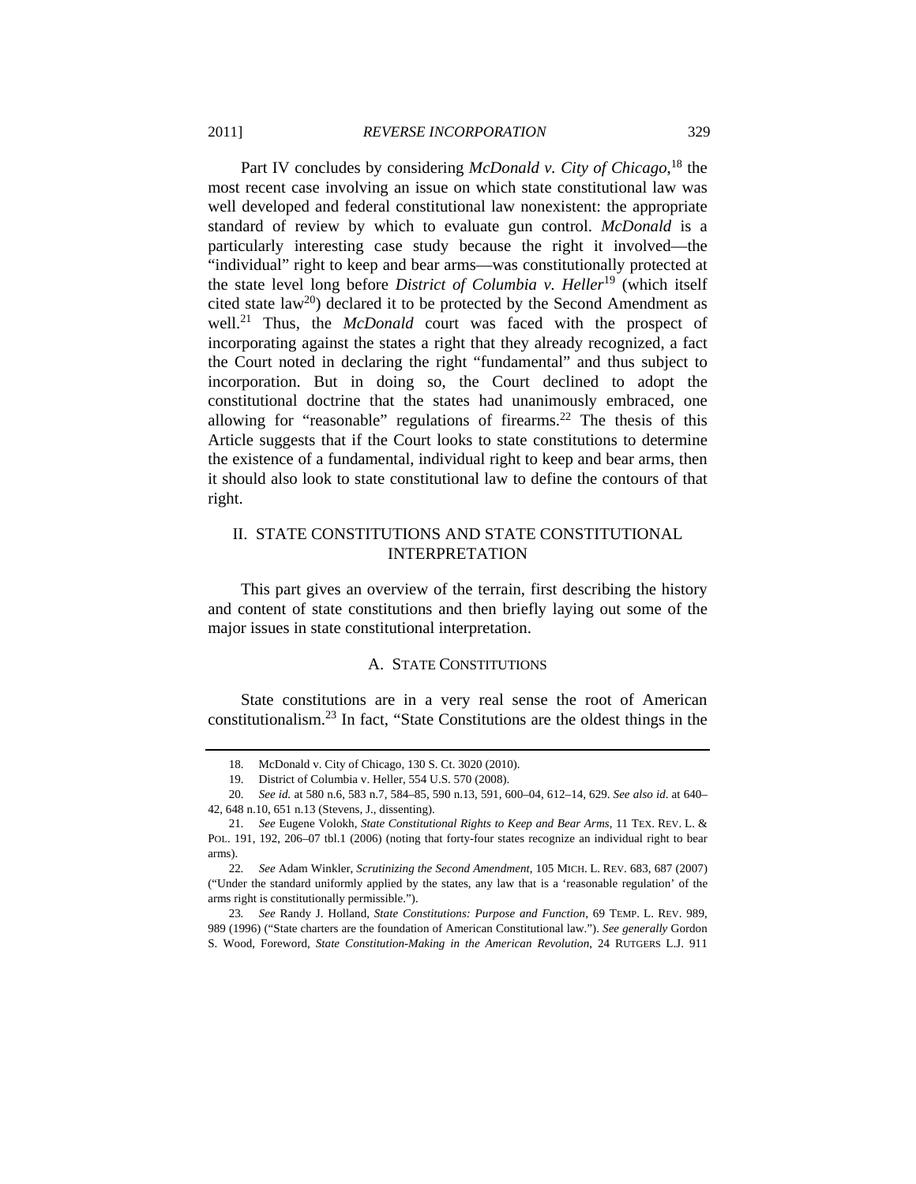Part IV concludes by considering *McDonald v. City of Chicago*,[18] the most recent case involving an issue on which state constitutional law was well developed and federal constitutional law nonexistent: the appropriate standard of review by which to evaluate gun control. *McDonald* is a particularly interesting case study because the right it involved—the "individual" right to keep and bear arms—was constitutionally protected at the state level long before *District of Columbia v. Heller*[19] (which itself cited state law[20]) declared it to be protected by the Second Amendment as well.[21] Thus, the *McDonald* court was faced with the prospect of incorporating against the states a right that they already recognized, a fact the Court noted in declaring the right "fundamental" and thus subject to incorporation. But in doing so, the Court declined to adopt the constitutional doctrine that the states had unanimously embraced, one allowing for "reasonable" regulations of firearms.[22] The thesis of this Article suggests that if the Court looks to state constitutions to determine the existence of a fundamental, individual right to keep and bear arms, then it should also look to state constitutional law to define the contours of that right.

## II. STATE CONSTITUTIONS AND STATE CONSTITUTIONAL INTERPRETATION

This part gives an overview of the terrain, first describing the history and content of state constitutions and then briefly laying out some of the major issues in state constitutional interpretation.

### A. STATE CONSTITUTIONS

State constitutions are in a very real sense the root of American constitutionalism.[23] In fact, "State Constitutions are the oldest things in the

---

18. McDonald v. City of Chicago, 130 S. Ct. 3020 (2010).

19. District of Columbia v. Heller, 554 U.S. 570 (2008).

20. *See id.* at 580 n.6, 583 n.7, 584–85, 590 n.13, 591, 600–04, 612–14, 629. *See also id.* at 640–42, 648 n.10, 651 n.13 (Stevens, J., dissenting).

21. *See* Eugene Volokh, *State Constitutional Rights to Keep and Bear Arms*, 11 TEX. REV. L. & POL. 191, 192, 206–07 tbl.1 (2006) (noting that forty-four states recognize an individual right to bear arms).

22. *See* Adam Winkler, *Scrutinizing the Second Amendment*, 105 MICH. L. REV. 683, 687 (2007) ("Under the standard uniformly applied by the states, any law that is a 'reasonable regulation' of the arms right is constitutionally permissible.").

23. *See* Randy J. Holland, *State Constitutions: Purpose and Function*, 69 TEMP. L. REV. 989, 989 (1996) ("State charters are the foundation of American Constitutional law."). *See generally* Gordon S. Wood, Foreword, *State Constitution-Making in the American Revolution*, 24 RUTGERS L.J. 911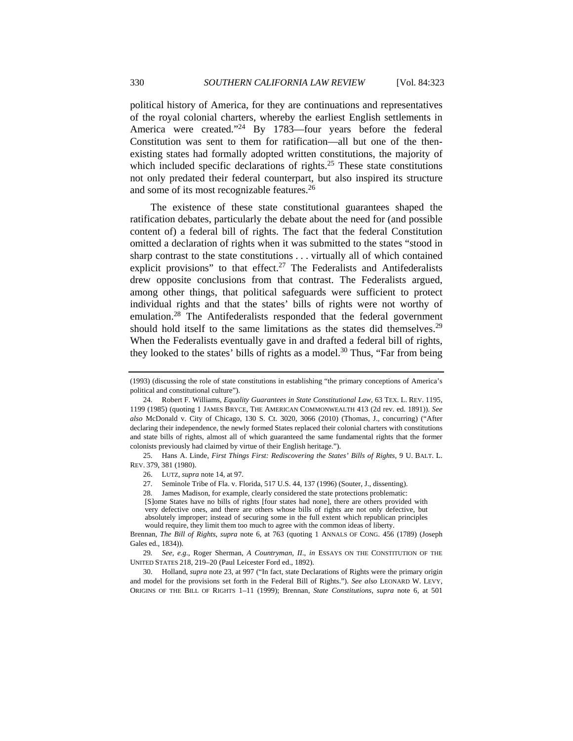political history of America, for they are continuations and representatives of the royal colonial charters, whereby the earliest English settlements in America were created."[24] By 1783—four years before the federal Constitution was sent to them for ratification—all but one of the then-existing states had formally adopted written constitutions, the majority of which included specific declarations of rights.[25] These state constitutions not only predated their federal counterpart, but also inspired its structure and some of its most recognizable features.[26]

The existence of these state constitutional guarantees shaped the ratification debates, particularly the debate about the need for (and possible content of) a federal bill of rights. The fact that the federal Constitution omitted a declaration of rights when it was submitted to the states "stood in sharp contrast to the state constitutions . . . virtually all of which contained explicit provisions" to that effect.[27] The Federalists and Antifederalists drew opposite conclusions from that contrast. The Federalists argued, among other things, that political safeguards were sufficient to protect individual rights and that the states' bills of rights were not worthy of emulation.[28] The Antifederalists responded that the federal government should hold itself to the same limitations as the states did themselves.[29] When the Federalists eventually gave in and drafted a federal bill of rights, they looked to the states' bills of rights as a model.[30] Thus, "Far from being

---

(1993) (discussing the role of state constitutions in establishing "the primary conceptions of America's political and constitutional culture").

24. Robert F. Williams, *Equality Guarantees in State Constitutional Law*, 63 TEX. L. REV. 1195, 1199 (1985) (quoting 1 JAMES BRYCE, THE AMERICAN COMMONWEALTH 413 (2d rev. ed. 1891)). *See also* McDonald v. City of Chicago, 130 S. Ct. 3020, 3066 (2010) (Thomas, J., concurring) ("After declaring their independence, the newly formed States replaced their colonial charters with constitutions and state bills of rights, almost all of which guaranteed the same fundamental rights that the former colonists previously had claimed by virtue of their English heritage.").

25. Hans A. Linde, *First Things First: Rediscovering the States' Bills of Rights*, 9 U. BALT. L. REV. 379, 381 (1980).

26. LUTZ, *supra* note 14, at 97.

27. Seminole Tribe of Fla. v. Florida, 517 U.S. 44, 137 (1996) (Souter, J., dissenting).

28. James Madison, for example, clearly considered the state protections problematic:

> [S]ome States have no bills of rights [four states had none], there are others provided with very defective ones, and there are others whose bills of rights are not only defective, but absolutely improper; instead of securing some in the full extent which republican principles would require, they limit them too much to agree with the common ideas of liberty.

Brennan, *The Bill of Rights*, *supra* note 6, at 763 (quoting 1 ANNALS OF CONG. 456 (1789) (Joseph Gales ed., 1834)).

29. *See, e.g.*, Roger Sherman, *A Countryman, II*., *in* ESSAYS ON THE CONSTITUTION OF THE UNITED STATES 218, 219–20 (Paul Leicester Ford ed., 1892).

30. Holland, *supra* note 23, at 997 ("In fact, state Declarations of Rights were the primary origin and model for the provisions set forth in the Federal Bill of Rights."). *See also* LEONARD W. LEVY, ORIGINS OF THE BILL OF RIGHTS 1–11 (1999); Brennan, *State Constitutions*, *supra* note 6, at 501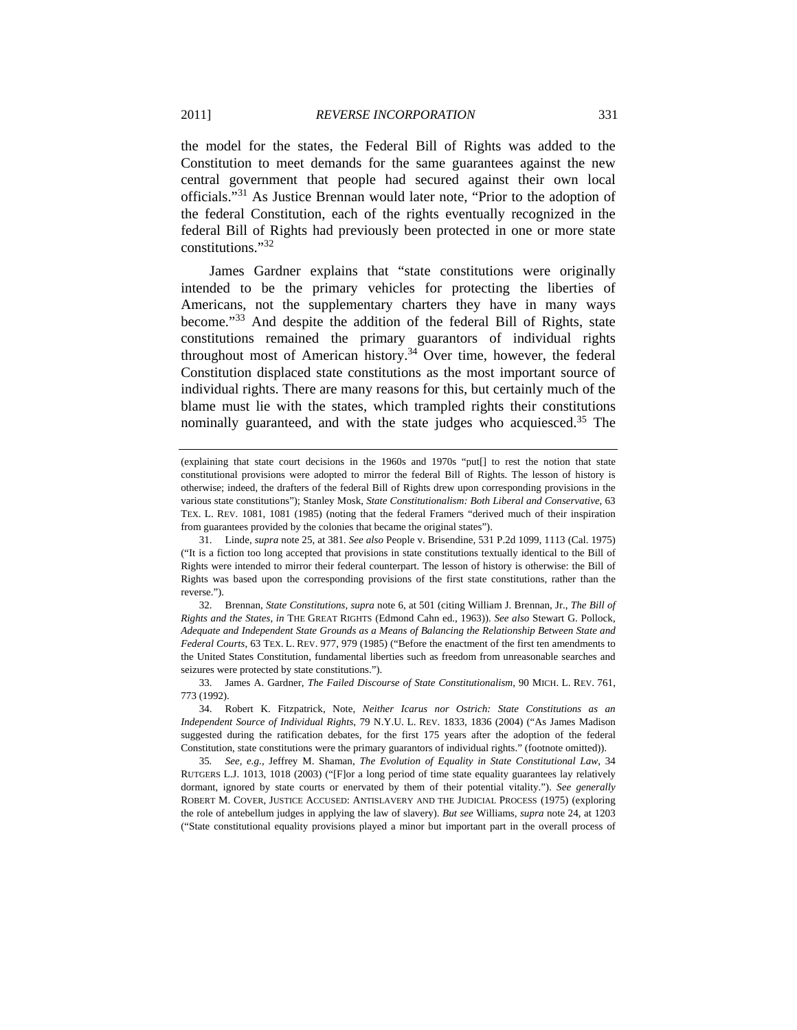the model for the states, the Federal Bill of Rights was added to the Constitution to meet demands for the same guarantees against the new central government that people had secured against their own local officials."[31] As Justice Brennan would later note, "Prior to the adoption of the federal Constitution, each of the rights eventually recognized in the federal Bill of Rights had previously been protected in one or more state constitutions."[32]

James Gardner explains that "state constitutions were originally intended to be the primary vehicles for protecting the liberties of Americans, not the supplementary charters they have in many ways become."[33] And despite the addition of the federal Bill of Rights, state constitutions remained the primary guarantors of individual rights throughout most of American history.[34] Over time, however, the federal Constitution displaced state constitutions as the most important source of individual rights. There are many reasons for this, but certainly much of the blame must lie with the states, which trampled rights their constitutions nominally guaranteed, and with the state judges who acquiesced.[35] The

---

(explaining that state court decisions in the 1960s and 1970s "put[] to rest the notion that state constitutional provisions were adopted to mirror the federal Bill of Rights. The lesson of history is otherwise; indeed, the drafters of the federal Bill of Rights drew upon corresponding provisions in the various state constitutions"); Stanley Mosk, *State Constitutionalism: Both Liberal and Conservative*, 63 TEX. L. REV. 1081, 1081 (1985) (noting that the federal Framers "derived much of their inspiration from guarantees provided by the colonies that became the original states").

31. Linde, *supra* note 25, at 381. *See also* People v. Brisendine, 531 P.2d 1099, 1113 (Cal. 1975) ("It is a fiction too long accepted that provisions in state constitutions textually identical to the Bill of Rights were intended to mirror their federal counterpart. The lesson of history is otherwise: the Bill of Rights was based upon the corresponding provisions of the first state constitutions, rather than the reverse.").

32. Brennan, *State Constitutions*, *supra* note 6, at 501 (citing William J. Brennan, Jr., *The Bill of Rights and the States*, *in* THE GREAT RIGHTS (Edmond Cahn ed., 1963)). *See also* Stewart G. Pollock, *Adequate and Independent State Grounds as a Means of Balancing the Relationship Between State and Federal Courts*, 63 TEX. L. REV. 977, 979 (1985) ("Before the enactment of the first ten amendments to the United States Constitution, fundamental liberties such as freedom from unreasonable searches and seizures were protected by state constitutions.").

33. James A. Gardner, *The Failed Discourse of State Constitutionalism*, 90 MICH. L. REV. 761, 773 (1992).

34. Robert K. Fitzpatrick, Note, *Neither Icarus nor Ostrich: State Constitutions as an Independent Source of Individual Rights*, 79 N.Y.U. L. REV. 1833, 1836 (2004) ("As James Madison suggested during the ratification debates, for the first 175 years after the adoption of the federal Constitution, state constitutions were the primary guarantors of individual rights." (footnote omitted)).

35. *See, e.g.*, Jeffrey M. Shaman, *The Evolution of Equality in State Constitutional Law*, 34 RUTGERS L.J. 1013, 1018 (2003) ("[F]or a long period of time state equality guarantees lay relatively dormant, ignored by state courts or enervated by them of their potential vitality."). *See generally* ROBERT M. COVER, JUSTICE ACCUSED: ANTISLAVERY AND THE JUDICIAL PROCESS (1975) (exploring the role of antebellum judges in applying the law of slavery). *But see* Williams, *supra* note 24, at 1203 ("State constitutional equality provisions played a minor but important part in the overall process of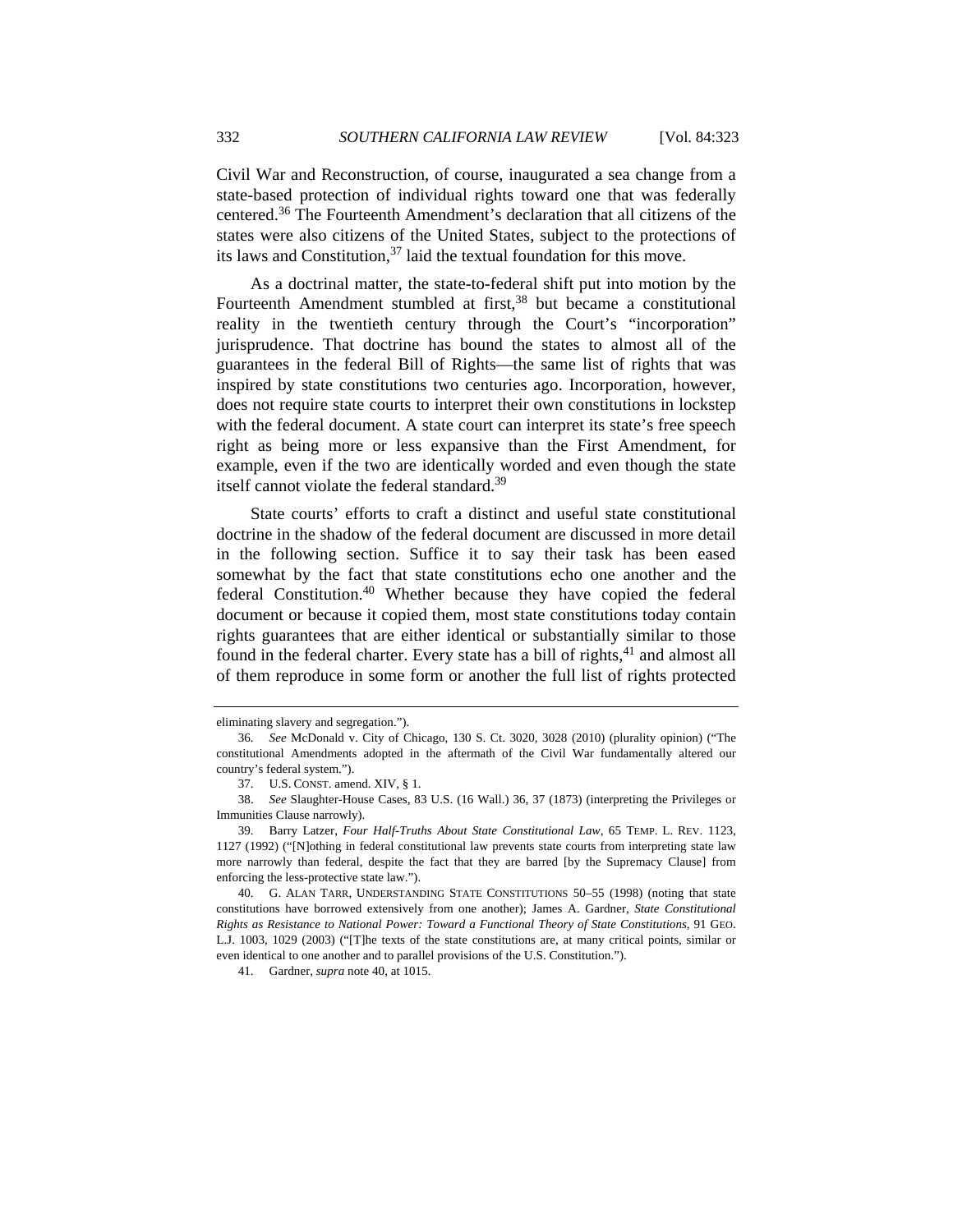Civil War and Reconstruction, of course, inaugurated a sea change from a state-based protection of individual rights toward one that was federally centered.[36] The Fourteenth Amendment's declaration that all citizens of the states were also citizens of the United States, subject to the protections of its laws and Constitution,[37] laid the textual foundation for this move.

As a doctrinal matter, the state-to-federal shift put into motion by the Fourteenth Amendment stumbled at first,[38] but became a constitutional reality in the twentieth century through the Court's "incorporation" jurisprudence. That doctrine has bound the states to almost all of the guarantees in the federal Bill of Rights—the same list of rights that was inspired by state constitutions two centuries ago. Incorporation, however, does not require state courts to interpret their own constitutions in lockstep with the federal document. A state court can interpret its state's free speech right as being more or less expansive than the First Amendment, for example, even if the two are identically worded and even though the state itself cannot violate the federal standard.[39]

State courts' efforts to craft a distinct and useful state constitutional doctrine in the shadow of the federal document are discussed in more detail in the following section. Suffice it to say their task has been eased somewhat by the fact that state constitutions echo one another and the federal Constitution.[40] Whether because they have copied the federal document or because it copied them, most state constitutions today contain rights guarantees that are either identical or substantially similar to those found in the federal charter. Every state has a bill of rights,[41] and almost all of them reproduce in some form or another the full list of rights protected

---

eliminating slavery and segregation.").

36. *See* McDonald v. City of Chicago, 130 S. Ct. 3020, 3028 (2010) (plurality opinion) ("The constitutional Amendments adopted in the aftermath of the Civil War fundamentally altered our country's federal system.").

37. U.S. CONST. amend. XIV, § 1.

38. *See* Slaughter-House Cases, 83 U.S. (16 Wall.) 36, 37 (1873) (interpreting the Privileges or Immunities Clause narrowly).

39. Barry Latzer, *Four Half-Truths About State Constitutional Law*, 65 TEMP. L. REV. 1123, 1127 (1992) ("[N]othing in federal constitutional law prevents state courts from interpreting state law more narrowly than federal, despite the fact that they are barred [by the Supremacy Clause] from enforcing the less-protective state law.").

40. G. ALAN TARR, UNDERSTANDING STATE CONSTITUTIONS 50–55 (1998) (noting that state constitutions have borrowed extensively from one another); James A. Gardner, *State Constitutional Rights as Resistance to National Power: Toward a Functional Theory of State Constitutions*, 91 GEO. L.J. 1003, 1029 (2003) ("[T]he texts of the state constitutions are, at many critical points, similar or even identical to one another and to parallel provisions of the U.S. Constitution.").

41. Gardner, *supra* note 40, at 1015.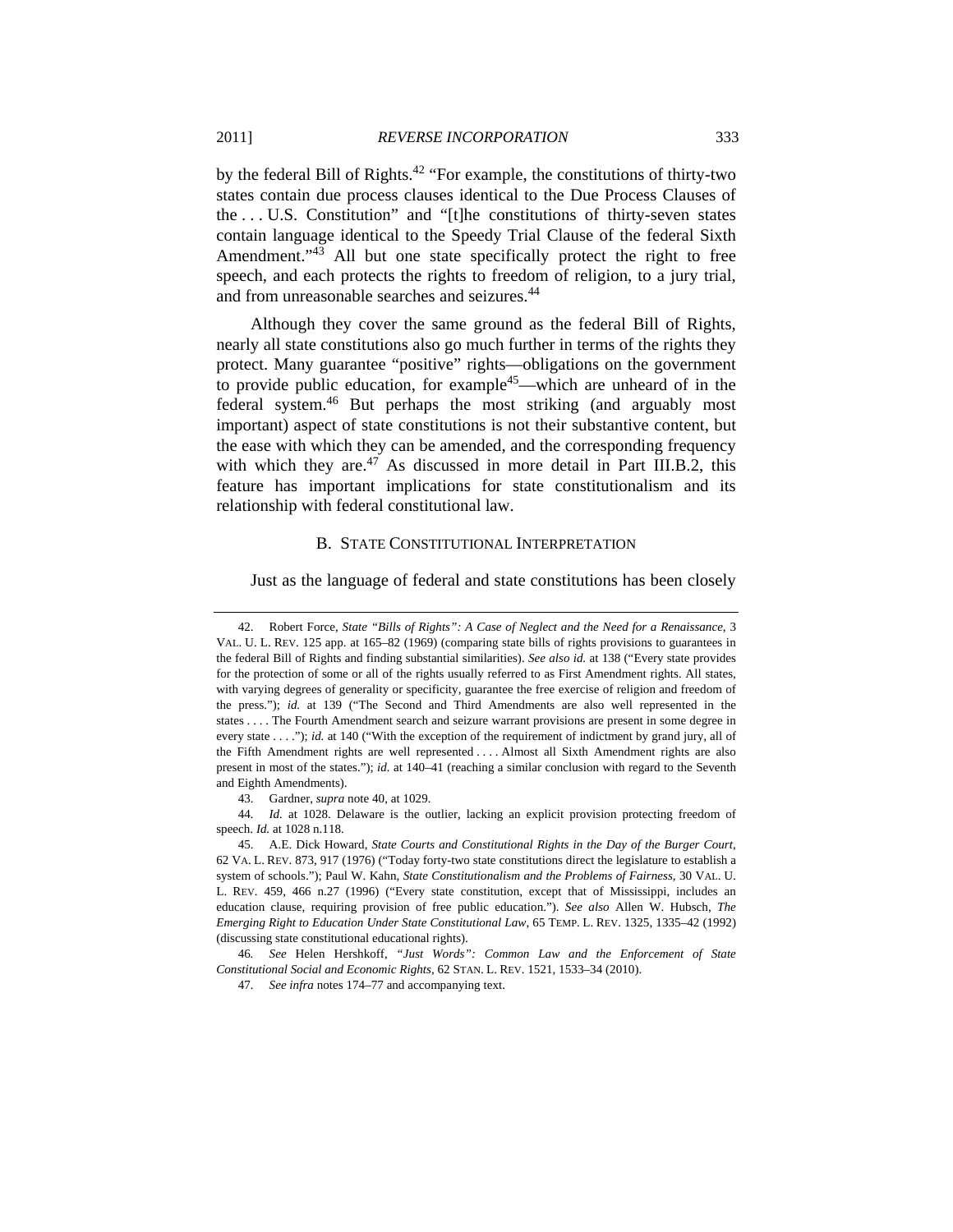by the federal Bill of Rights.[42] "For example, the constitutions of thirty-two states contain due process clauses identical to the Due Process Clauses of the . . . U.S. Constitution" and "[t]he constitutions of thirty-seven states contain language identical to the Speedy Trial Clause of the federal Sixth Amendment."[43] All but one state specifically protect the right to free speech, and each protects the rights to freedom of religion, to a jury trial, and from unreasonable searches and seizures.[44]

Although they cover the same ground as the federal Bill of Rights, nearly all state constitutions also go much further in terms of the rights they protect. Many guarantee "positive" rights—obligations on the government to provide public education, for example[45]—which are unheard of in the federal system.[46] But perhaps the most striking (and arguably most important) aspect of state constitutions is not their substantive content, but the ease with which they can be amended, and the corresponding frequency with which they are.[47] As discussed in more detail in Part III.B.2, this feature has important implications for state constitutionalism and its relationship with federal constitutional law.

## B. STATE CONSTITUTIONAL INTERPRETATION

Just as the language of federal and state constitutions has been closely

---

42. Robert Force, *State "Bills of Rights": A Case of Neglect and the Need for a Renaissance*, 3 VAL. U. L. REV. 125 app. at 165–82 (1969) (comparing state bills of rights provisions to guarantees in the federal Bill of Rights and finding substantial similarities). *See also id.* at 138 ("Every state provides for the protection of some or all of the rights usually referred to as First Amendment rights. All states, with varying degrees of generality or specificity, guarantee the free exercise of religion and freedom of the press."); *id.* at 139 ("The Second and Third Amendments are also well represented in the states . . . . The Fourth Amendment search and seizure warrant provisions are present in some degree in every state . . . ."); *id.* at 140 ("With the exception of the requirement of indictment by grand jury, all of the Fifth Amendment rights are well represented . . . . Almost all Sixth Amendment rights are also present in most of the states."); *id.* at 140–41 (reaching a similar conclusion with regard to the Seventh and Eighth Amendments).

43. Gardner, *supra* note 40, at 1029.

44. *Id.* at 1028. Delaware is the outlier, lacking an explicit provision protecting freedom of speech. *Id.* at 1028 n.118.

45. A.E. Dick Howard, *State Courts and Constitutional Rights in the Day of the Burger Court*, 62 VA. L. REV. 873, 917 (1976) ("Today forty-two state constitutions direct the legislature to establish a system of schools."); Paul W. Kahn, *State Constitutionalism and the Problems of Fairness*, 30 VAL. U. L. REV. 459, 466 n.27 (1996) ("Every state constitution, except that of Mississippi, includes an education clause, requiring provision of free public education."). *See also* Allen W. Hubsch, *The Emerging Right to Education Under State Constitutional Law*, 65 TEMP. L. REV. 1325, 1335–42 (1992) (discussing state constitutional educational rights).

46. *See* Helen Hershkoff, *"Just Words": Common Law and the Enforcement of State Constitutional Social and Economic Rights*, 62 STAN. L. REV. 1521, 1533–34 (2010).

47. *See infra* notes 174–77 and accompanying text.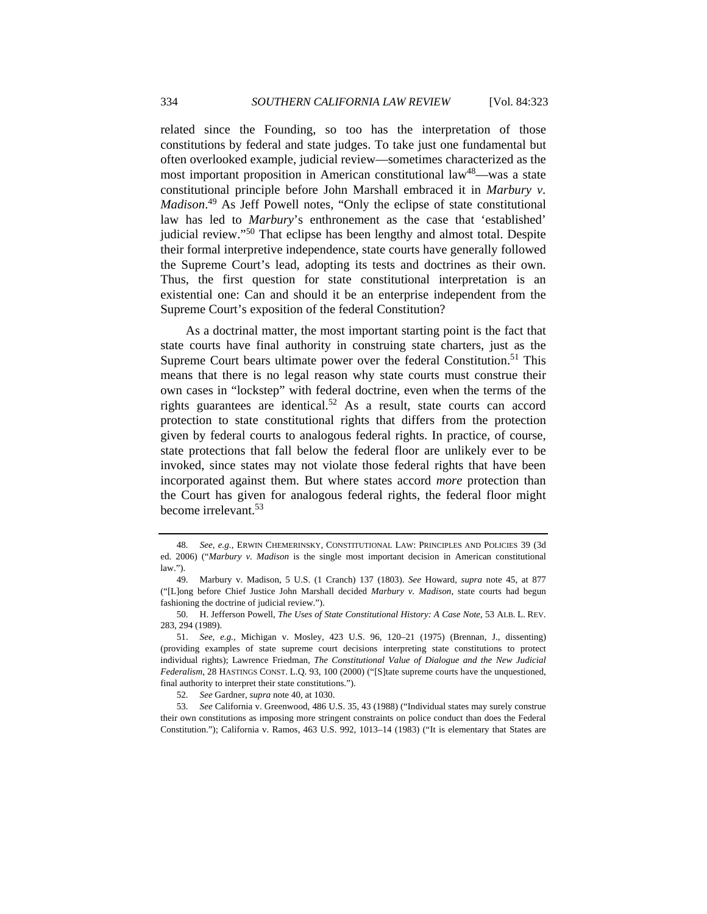related since the Founding, so too has the interpretation of those constitutions by federal and state judges. To take just one fundamental but often overlooked example, judicial review—sometimes characterized as the most important proposition in American constitutional law[48]—was a state constitutional principle before John Marshall embraced it in *Marbury v. Madison*.[49] As Jeff Powell notes, "Only the eclipse of state constitutional law has led to *Marbury*'s enthronement as the case that 'established' judicial review."[50] That eclipse has been lengthy and almost total. Despite their formal interpretive independence, state courts have generally followed the Supreme Court's lead, adopting its tests and doctrines as their own. Thus, the first question for state constitutional interpretation is an existential one: Can and should it be an enterprise independent from the Supreme Court's exposition of the federal Constitution?

As a doctrinal matter, the most important starting point is the fact that state courts have final authority in construing state charters, just as the Supreme Court bears ultimate power over the federal Constitution.[51] This means that there is no legal reason why state courts must construe their own cases in "lockstep" with federal doctrine, even when the terms of the rights guarantees are identical.[52] As a result, state courts can accord protection to state constitutional rights that differs from the protection given by federal courts to analogous federal rights. In practice, of course, state protections that fall below the federal floor are unlikely ever to be invoked, since states may not violate those federal rights that have been incorporated against them. But where states accord *more* protection than the Court has given for analogous federal rights, the federal floor might become irrelevant.[53]

---

48. *See, e.g.*, ERWIN CHEMERINSKY, CONSTITUTIONAL LAW: PRINCIPLES AND POLICIES 39 (3d ed. 2006) ("*Marbury v. Madison* is the single most important decision in American constitutional law.").

49. Marbury v. Madison, 5 U.S. (1 Cranch) 137 (1803). *See* Howard, *supra* note 45, at 877 ("[L]ong before Chief Justice John Marshall decided *Marbury v. Madison*, state courts had begun fashioning the doctrine of judicial review.").

50. H. Jefferson Powell, *The Uses of State Constitutional History: A Case Note*, 53 ALB. L. REV. 283, 294 (1989).

51. *See, e.g.*, Michigan v. Mosley, 423 U.S. 96, 120–21 (1975) (Brennan, J., dissenting) (providing examples of state supreme court decisions interpreting state constitutions to protect individual rights); Lawrence Friedman, *The Constitutional Value of Dialogue and the New Judicial Federalism*, 28 HASTINGS CONST. L.Q. 93, 100 (2000) ("[S]tate supreme courts have the unquestioned, final authority to interpret their state constitutions.").

52. *See* Gardner, *supra* note 40, at 1030.

53. *See* California v. Greenwood, 486 U.S. 35, 43 (1988) ("Individual states may surely construe their own constitutions as imposing more stringent constraints on police conduct than does the Federal Constitution."); California v. Ramos, 463 U.S. 992, 1013–14 (1983) ("It is elementary that States are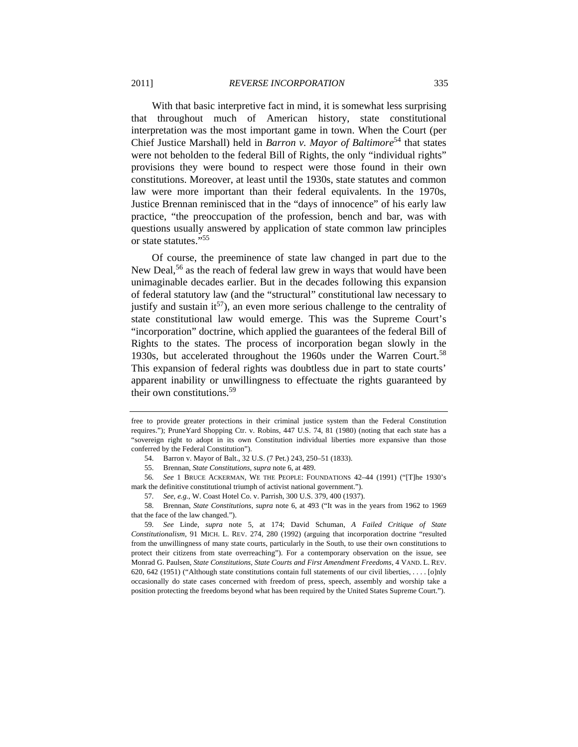With that basic interpretive fact in mind, it is somewhat less surprising that throughout much of American history, state constitutional interpretation was the most important game in town. When the Court (per Chief Justice Marshall) held in *Barron v. Mayor of Baltimore*[54] that states were not beholden to the federal Bill of Rights, the only "individual rights" provisions they were bound to respect were those found in their own constitutions. Moreover, at least until the 1930s, state statutes and common law were more important than their federal equivalents. In the 1970s, Justice Brennan reminisced that in the "days of innocence" of his early law practice, "the preoccupation of the profession, bench and bar, was with questions usually answered by application of state common law principles or state statutes."[55]

Of course, the preeminence of state law changed in part due to the New Deal,[56] as the reach of federal law grew in ways that would have been unimaginable decades earlier. But in the decades following this expansion of federal statutory law (and the "structural" constitutional law necessary to justify and sustain it[57]), an even more serious challenge to the centrality of state constitutional law would emerge. This was the Supreme Court's "incorporation" doctrine, which applied the guarantees of the federal Bill of Rights to the states. The process of incorporation began slowly in the 1930s, but accelerated throughout the 1960s under the Warren Court.[58] This expansion of federal rights was doubtless due in part to state courts' apparent inability or unwillingness to effectuate the rights guaranteed by their own constitutions.[59]

---

free to provide greater protections in their criminal justice system than the Federal Constitution requires."); PruneYard Shopping Ctr. v. Robins, 447 U.S. 74, 81 (1980) (noting that each state has a "sovereign right to adopt in its own Constitution individual liberties more expansive than those conferred by the Federal Constitution").

54. Barron v. Mayor of Balt., 32 U.S. (7 Pet.) 243, 250–51 (1833).

55. Brennan, *State Constitutions*, *supra* note 6, at 489.

56. *See* 1 BRUCE ACKERMAN, WE THE PEOPLE: FOUNDATIONS 42–44 (1991) ("[T]he 1930's mark the definitive constitutional triumph of activist national government.").

57. *See, e.g.*, W. Coast Hotel Co. v. Parrish, 300 U.S. 379, 400 (1937).

58. Brennan, *State Constitutions*, *supra* note 6, at 493 ("It was in the years from 1962 to 1969 that the face of the law changed.").

59. *See* Linde, *supra* note 5, at 174; David Schuman, *A Failed Critique of State Constitutionalism*, 91 MICH. L. REV. 274, 280 (1992) (arguing that incorporation doctrine "resulted from the unwillingness of many state courts, particularly in the South, to use their own constitutions to protect their citizens from state overreaching"). For a contemporary observation on the issue, see Monrad G. Paulsen, *State Constitutions, State Courts and First Amendment Freedoms*, 4 VAND. L. REV. 620, 642 (1951) ("Although state constitutions contain full statements of our civil liberties, . . . . [o]nly occasionally do state cases concerned with freedom of press, speech, assembly and worship take a position protecting the freedoms beyond what has been required by the United States Supreme Court.").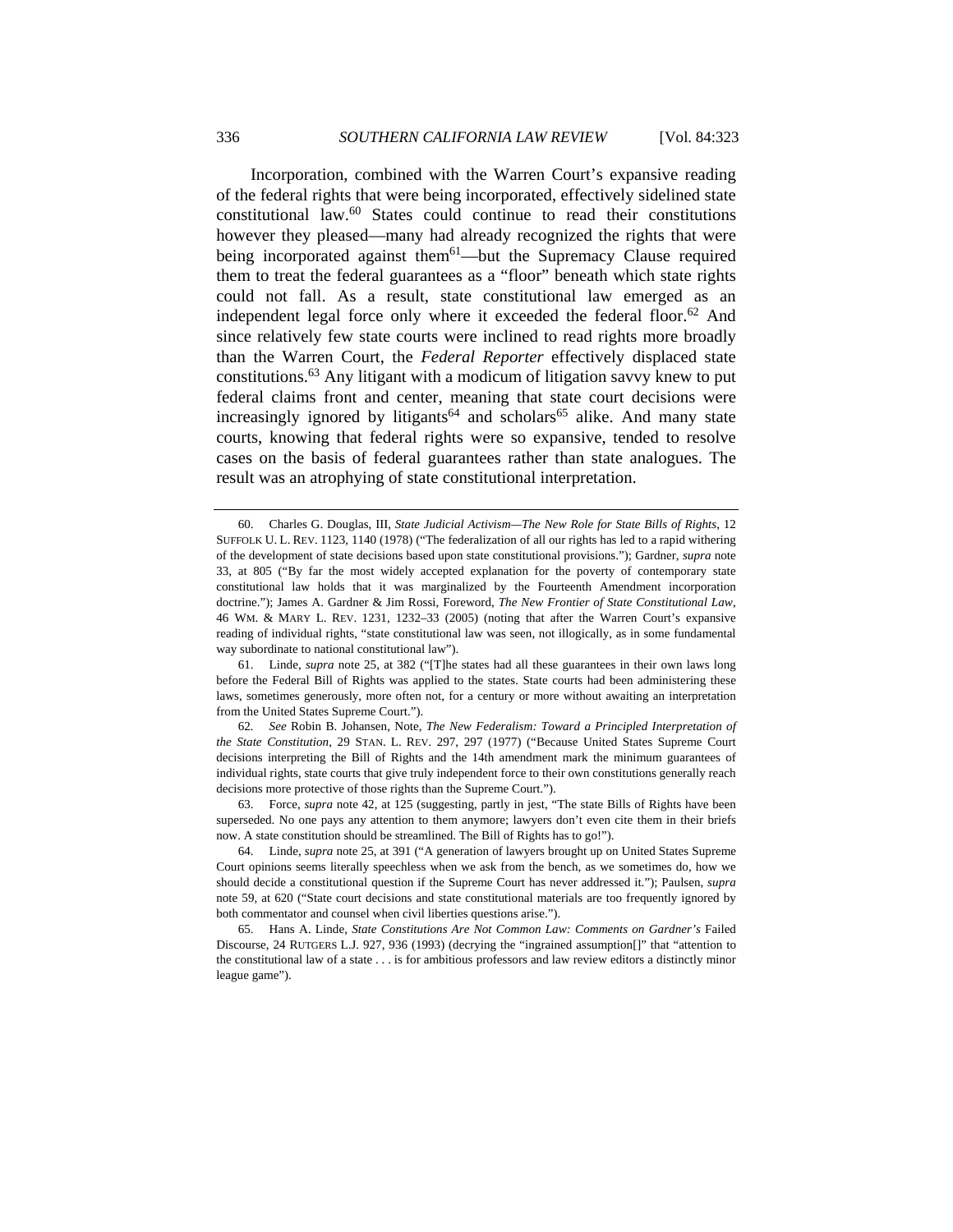Incorporation, combined with the Warren Court's expansive reading of the federal rights that were being incorporated, effectively sidelined state constitutional law.[60] States could continue to read their constitutions however they pleased—many had already recognized the rights that were being incorporated against them[61]—but the Supremacy Clause required them to treat the federal guarantees as a "floor" beneath which state rights could not fall. As a result, state constitutional law emerged as an independent legal force only where it exceeded the federal floor.[62] And since relatively few state courts were inclined to read rights more broadly than the Warren Court, the *Federal Reporter* effectively displaced state constitutions.[63] Any litigant with a modicum of litigation savvy knew to put federal claims front and center, meaning that state court decisions were increasingly ignored by litigants[64] and scholars[65] alike. And many state courts, knowing that federal rights were so expansive, tended to resolve cases on the basis of federal guarantees rather than state analogues. The result was an atrophying of state constitutional interpretation.

---

60. Charles G. Douglas, III, *State Judicial Activism—The New Role for State Bills of Rights*, 12 SUFFOLK U. L. REV. 1123, 1140 (1978) ("The federalization of all our rights has led to a rapid withering of the development of state decisions based upon state constitutional provisions."); Gardner, *supra* note 33, at 805 ("By far the most widely accepted explanation for the poverty of contemporary state constitutional law holds that it was marginalized by the Fourteenth Amendment incorporation doctrine."); James A. Gardner & Jim Rossi, Foreword, *The New Frontier of State Constitutional Law*, 46 WM. & MARY L. REV. 1231, 1232–33 (2005) (noting that after the Warren Court's expansive reading of individual rights, "state constitutional law was seen, not illogically, as in some fundamental way subordinate to national constitutional law").

61. Linde, *supra* note 25, at 382 ("[T]he states had all these guarantees in their own laws long before the Federal Bill of Rights was applied to the states. State courts had been administering these laws, sometimes generously, more often not, for a century or more without awaiting an interpretation from the United States Supreme Court.").

62. *See* Robin B. Johansen, Note, *The New Federalism: Toward a Principled Interpretation of the State Constitution*, 29 STAN. L. REV. 297, 297 (1977) ("Because United States Supreme Court decisions interpreting the Bill of Rights and the 14th amendment mark the minimum guarantees of individual rights, state courts that give truly independent force to their own constitutions generally reach decisions more protective of those rights than the Supreme Court.").

63. Force, *supra* note 42, at 125 (suggesting, partly in jest, "The state Bills of Rights have been superseded. No one pays any attention to them anymore; lawyers don't even cite them in their briefs now. A state constitution should be streamlined. The Bill of Rights has to go!").

64. Linde, *supra* note 25, at 391 ("A generation of lawyers brought up on United States Supreme Court opinions seems literally speechless when we ask from the bench, as we sometimes do, how we should decide a constitutional question if the Supreme Court has never addressed it."); Paulsen, *supra* note 59, at 620 ("State court decisions and state constitutional materials are too frequently ignored by both commentator and counsel when civil liberties questions arise.").

65. Hans A. Linde, *State Constitutions Are Not Common Law: Comments on Gardner's* Failed Discourse, 24 RUTGERS L.J. 927, 936 (1993) (decrying the "ingrained assumption[]" that "attention to the constitutional law of a state . . . is for ambitious professors and law review editors a distinctly minor league game").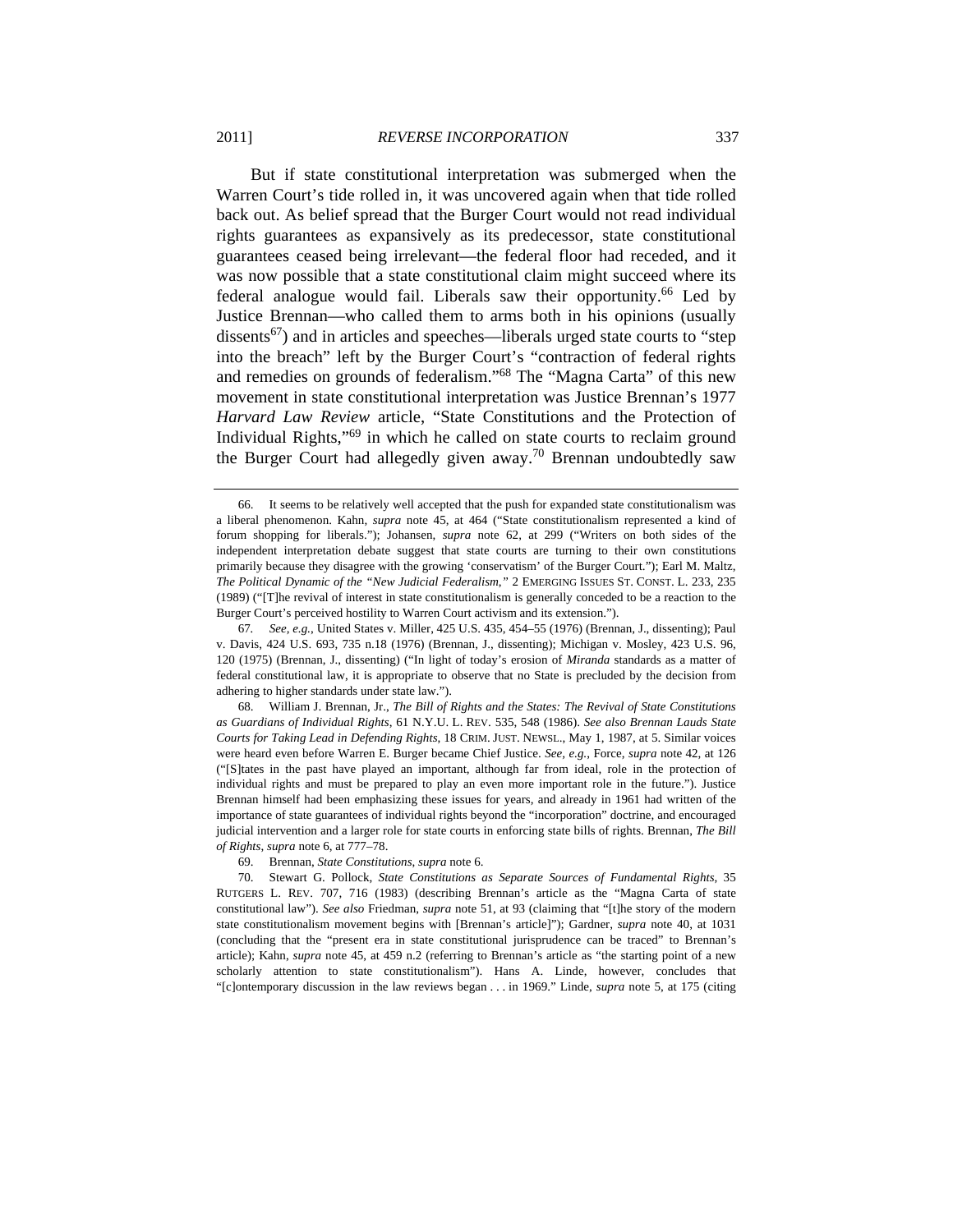But if state constitutional interpretation was submerged when the Warren Court's tide rolled in, it was uncovered again when that tide rolled back out. As belief spread that the Burger Court would not read individual rights guarantees as expansively as its predecessor, state constitutional guarantees ceased being irrelevant—the federal floor had receded, and it was now possible that a state constitutional claim might succeed where its federal analogue would fail. Liberals saw their opportunity.[66] Led by Justice Brennan—who called them to arms both in his opinions (usually dissents[67]) and in articles and speeches—liberals urged state courts to "step into the breach" left by the Burger Court's "contraction of federal rights and remedies on grounds of federalism."[68] The "Magna Carta" of this new movement in state constitutional interpretation was Justice Brennan's 1977 *Harvard Law Review* article, "State Constitutions and the Protection of Individual Rights,"[69] in which he called on state courts to reclaim ground the Burger Court had allegedly given away.[70] Brennan undoubtedly saw

---

66. It seems to be relatively well accepted that the push for expanded state constitutionalism was a liberal phenomenon. Kahn, *supra* note 45, at 464 ("State constitutionalism represented a kind of forum shopping for liberals."); Johansen, *supra* note 62, at 299 ("Writers on both sides of the independent interpretation debate suggest that state courts are turning to their own constitutions primarily because they disagree with the growing 'conservatism' of the Burger Court."); Earl M. Maltz, *The Political Dynamic of the "New Judicial Federalism,"* 2 EMERGING ISSUES ST. CONST. L. 233, 235 (1989) ("[T]he revival of interest in state constitutionalism is generally conceded to be a reaction to the Burger Court's perceived hostility to Warren Court activism and its extension.").

67. *See, e.g.*, United States v. Miller, 425 U.S. 435, 454–55 (1976) (Brennan, J., dissenting); Paul v. Davis, 424 U.S. 693, 735 n.18 (1976) (Brennan, J., dissenting); Michigan v. Mosley, 423 U.S. 96, 120 (1975) (Brennan, J., dissenting) ("In light of today's erosion of *Miranda* standards as a matter of federal constitutional law, it is appropriate to observe that no State is precluded by the decision from adhering to higher standards under state law.").

68. William J. Brennan, Jr., *The Bill of Rights and the States: The Revival of State Constitutions as Guardians of Individual Rights*, 61 N.Y.U. L. REV. 535, 548 (1986). *See also Brennan Lauds State Courts for Taking Lead in Defending Rights*, 18 CRIM. JUST. NEWSL., May 1, 1987, at 5. Similar voices were heard even before Warren E. Burger became Chief Justice. *See, e.g.*, Force, *supra* note 42, at 126 ("[S]tates in the past have played an important, although far from ideal, role in the protection of individual rights and must be prepared to play an even more important role in the future."). Justice Brennan himself had been emphasizing these issues for years, and already in 1961 had written of the importance of state guarantees of individual rights beyond the "incorporation" doctrine, and encouraged judicial intervention and a larger role for state courts in enforcing state bills of rights. Brennan, *The Bill of Rights*, *supra* note 6, at 777–78.

69. Brennan, *State Constitutions*, *supra* note 6.

70. Stewart G. Pollock, *State Constitutions as Separate Sources of Fundamental Rights*, 35 RUTGERS L. REV. 707, 716 (1983) (describing Brennan's article as the "Magna Carta of state constitutional law"). *See also* Friedman, *supra* note 51, at 93 (claiming that "[t]he story of the modern state constitutionalism movement begins with [Brennan's article]"); Gardner, *supra* note 40, at 1031 (concluding that the "present era in state constitutional jurisprudence can be traced" to Brennan's article); Kahn, *supra* note 45, at 459 n.2 (referring to Brennan's article as "the starting point of a new scholarly attention to state constitutionalism"). Hans A. Linde, however, concludes that "[c]ontemporary discussion in the law reviews began . . . in 1969." Linde, *supra* note 5, at 175 (citing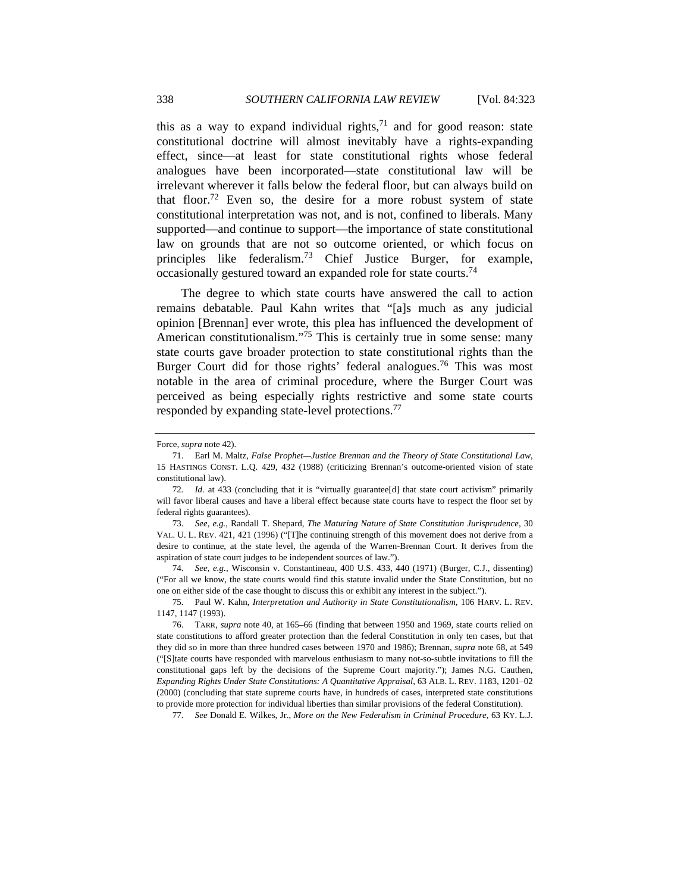this as a way to expand individual rights,[71] and for good reason: state constitutional doctrine will almost inevitably have a rights-expanding effect, since—at least for state constitutional rights whose federal analogues have been incorporated—state constitutional law will be irrelevant wherever it falls below the federal floor, but can always build on that floor.[72] Even so, the desire for a more robust system of state constitutional interpretation was not, and is not, confined to liberals. Many supported—and continue to support—the importance of state constitutional law on grounds that are not so outcome oriented, or which focus on principles like federalism.[73] Chief Justice Burger, for example, occasionally gestured toward an expanded role for state courts.[74]

The degree to which state courts have answered the call to action remains debatable. Paul Kahn writes that "[a]s much as any judicial opinion [Brennan] ever wrote, this plea has influenced the development of American constitutionalism."[75] This is certainly true in some sense: many state courts gave broader protection to state constitutional rights than the Burger Court did for those rights' federal analogues.[76] This was most notable in the area of criminal procedure, where the Burger Court was perceived as being especially rights restrictive and some state courts responded by expanding state-level protections.[77]

---

Force, *supra* note 42).

71. Earl M. Maltz, *False Prophet—Justice Brennan and the Theory of State Constitutional Law*, 15 HASTINGS CONST. L.Q. 429, 432 (1988) (criticizing Brennan's outcome-oriented vision of state constitutional law).

72. *Id.* at 433 (concluding that it is "virtually guarantee[d] that state court activism" primarily will favor liberal causes and have a liberal effect because state courts have to respect the floor set by federal rights guarantees).

73. *See, e.g.*, Randall T. Shepard, *The Maturing Nature of State Constitution Jurisprudence*, 30 VAL. U. L. REV. 421, 421 (1996) ("[T]he continuing strength of this movement does not derive from a desire to continue, at the state level, the agenda of the Warren-Brennan Court. It derives from the aspiration of state court judges to be independent sources of law.").

74. *See, e.g.*, Wisconsin v. Constantineau, 400 U.S. 433, 440 (1971) (Burger, C.J., dissenting) ("For all we know, the state courts would find this statute invalid under the State Constitution, but no one on either side of the case thought to discuss this or exhibit any interest in the subject.").

75. Paul W. Kahn, *Interpretation and Authority in State Constitutionalism*, 106 HARV. L. REV. 1147, 1147 (1993).

76. TARR, *supra* note 40, at 165–66 (finding that between 1950 and 1969, state courts relied on state constitutions to afford greater protection than the federal Constitution in only ten cases, but that they did so in more than three hundred cases between 1970 and 1986); Brennan, *supra* note 68, at 549 ("[S]tate courts have responded with marvelous enthusiasm to many not-so-subtle invitations to fill the constitutional gaps left by the decisions of the Supreme Court majority."); James N.G. Cauthen, *Expanding Rights Under State Constitutions: A Quantitative Appraisal*, 63 ALB. L. REV. 1183, 1201–02 (2000) (concluding that state supreme courts have, in hundreds of cases, interpreted state constitutions to provide more protection for individual liberties than similar provisions of the federal Constitution).

77. *See* Donald E. Wilkes, Jr., *More on the New Federalism in Criminal Procedure*, 63 KY. L.J.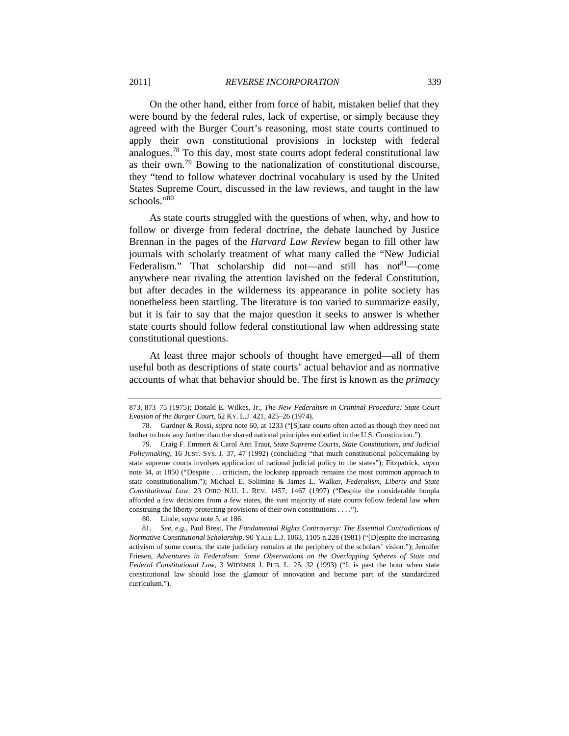On the other hand, either from force of habit, mistaken belief that they were bound by the federal rules, lack of expertise, or simply because they agreed with the Burger Court's reasoning, most state courts continued to apply their own constitutional provisions in lockstep with federal analogues.[78] To this day, most state courts adopt federal constitutional law as their own.[79] Bowing to the nationalization of constitutional discourse, they "tend to follow whatever doctrinal vocabulary is used by the United States Supreme Court, discussed in the law reviews, and taught in the law schools."[80]

As state courts struggled with the questions of when, why, and how to follow or diverge from federal doctrine, the debate launched by Justice Brennan in the pages of the *Harvard Law Review* began to fill other law journals with scholarly treatment of what many called the "New Judicial Federalism." That scholarship did not—and still has not[81]—come anywhere near rivaling the attention lavished on the federal Constitution, but after decades in the wilderness its appearance in polite society has nonetheless been startling. The literature is too varied to summarize easily, but it is fair to say that the major question it seeks to answer is whether state courts should follow federal constitutional law when addressing state constitutional questions.

At least three major schools of thought have emerged—all of them useful both as descriptions of state courts' actual behavior and as normative accounts of what that behavior should be. The first is known as the *primacy*

---

873, 873–75 (1975); Donald E. Wilkes, Jr., *The New Federalism in Criminal Procedure: State Court Evasion of the Burger Court*, 62 KY. L.J. 421, 425–26 (1974).

78. Gardner & Rossi, *supra* note 60, at 1233 ("[S]tate courts often acted as though they need not bother to look any further than the shared national principles embodied in the U.S. Constitution.").

79. Craig F. Emmert & Carol Ann Traut, *State Supreme Courts, State Constitutions, and Judicial Policymaking*, 16 JUST. SYS. J. 37, 47 (1992) (concluding "that much constitutional policymaking by state supreme courts involves application of national judicial policy to the states"); Fitzpatrick, *supra* note 34, at 1850 ("Despite . . . criticism, the lockstep approach remains the most common approach to state constitutionalism."); Michael E. Solimine & James L. Walker, *Federalism, Liberty and State Constitutional Law*, 23 OHIO N.U. L. REV. 1457, 1467 (1997) ("Despite the considerable hoopla afforded a few decisions from a few states, the vast majority of state courts follow federal law when construing the liberty-protecting provisions of their own constitutions . . . .").

80. Linde, *supra* note 5, at 186.

81. *See, e.g.*, Paul Brest, *The Fundamental Rights Controversy: The Essential Contradictions of Normative Constitutional Scholarship*, 90 YALE L.J. 1063, 1105 n.228 (1981) ("[D]espite the increasing activism of some courts, the state judiciary remains at the periphery of the scholars' vision."); Jennifer Friesen, *Adventures in Federalism: Some Observations on the Overlapping Spheres of State and Federal Constitutional Law*, 3 WIDENER J. PUB. L. 25, 32 (1993) ("It is past the hour when state constitutional law should lose the glamour of innovation and become part of the standardized curriculum.").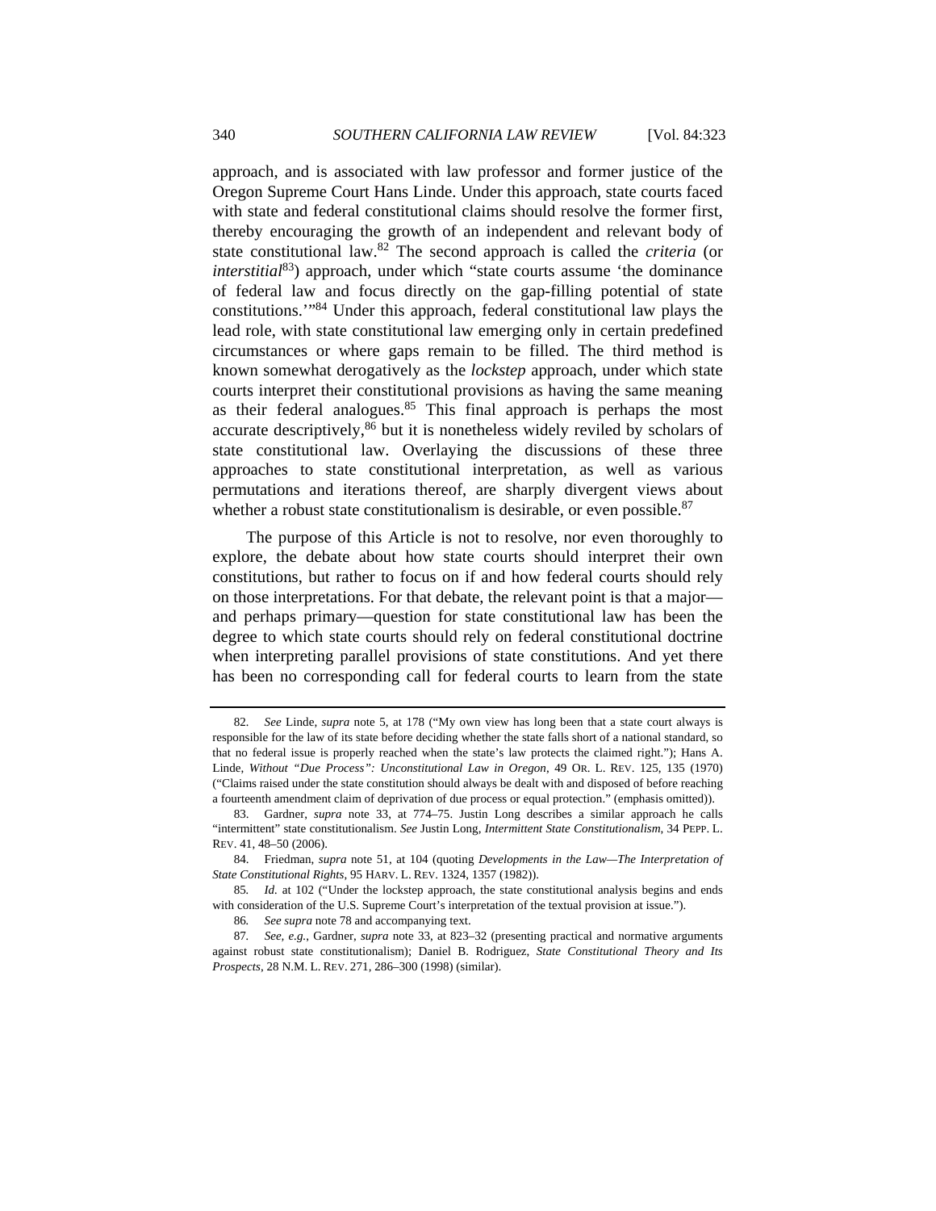approach, and is associated with law professor and former justice of the Oregon Supreme Court Hans Linde. Under this approach, state courts faced with state and federal constitutional claims should resolve the former first, thereby encouraging the growth of an independent and relevant body of state constitutional law.[82] The second approach is called the *criteria* (or *interstitial*[83]) approach, under which "state courts assume 'the dominance of federal law and focus directly on the gap-filling potential of state constitutions.'"[84] Under this approach, federal constitutional law plays the lead role, with state constitutional law emerging only in certain predefined circumstances or where gaps remain to be filled. The third method is known somewhat derogatively as the *lockstep* approach, under which state courts interpret their constitutional provisions as having the same meaning as their federal analogues.[85] This final approach is perhaps the most accurate descriptively,[86] but it is nonetheless widely reviled by scholars of state constitutional law. Overlaying the discussions of these three approaches to state constitutional interpretation, as well as various permutations and iterations thereof, are sharply divergent views about whether a robust state constitutionalism is desirable, or even possible.[87]

The purpose of this Article is not to resolve, nor even thoroughly to explore, the debate about how state courts should interpret their own constitutions, but rather to focus on if and how federal courts should rely on those interpretations. For that debate, the relevant point is that a major—and perhaps primary—question for state constitutional law has been the degree to which state courts should rely on federal constitutional doctrine when interpreting parallel provisions of state constitutions. And yet there has been no corresponding call for federal courts to learn from the state

---

82. *See* Linde, *supra* note 5, at 178 ("My own view has long been that a state court always is responsible for the law of its state before deciding whether the state falls short of a national standard, so that no federal issue is properly reached when the state's law protects the claimed right."); Hans A. Linde, *Without "Due Process": Unconstitutional Law in Oregon*, 49 OR. L. REV. 125, 135 (1970) ("Claims raised under the state constitution should always be dealt with and disposed of before reaching a fourteenth amendment claim of deprivation of due process or equal protection." (emphasis omitted)).

83. Gardner, *supra* note 33, at 774–75. Justin Long describes a similar approach he calls "intermittent" state constitutionalism. *See* Justin Long, *Intermittent State Constitutionalism*, 34 PEPP. L. REV. 41, 48–50 (2006).

84. Friedman, *supra* note 51, at 104 (quoting *Developments in the Law—The Interpretation of State Constitutional Rights*, 95 HARV. L. REV. 1324, 1357 (1982)).

85. *Id.* at 102 ("Under the lockstep approach, the state constitutional analysis begins and ends with consideration of the U.S. Supreme Court's interpretation of the textual provision at issue.").

86. *See supra* note 78 and accompanying text.

87. *See, e.g.*, Gardner, *supra* note 33, at 823–32 (presenting practical and normative arguments against robust state constitutionalism); Daniel B. Rodriguez, *State Constitutional Theory and Its Prospects*, 28 N.M. L. REV. 271, 286–300 (1998) (similar).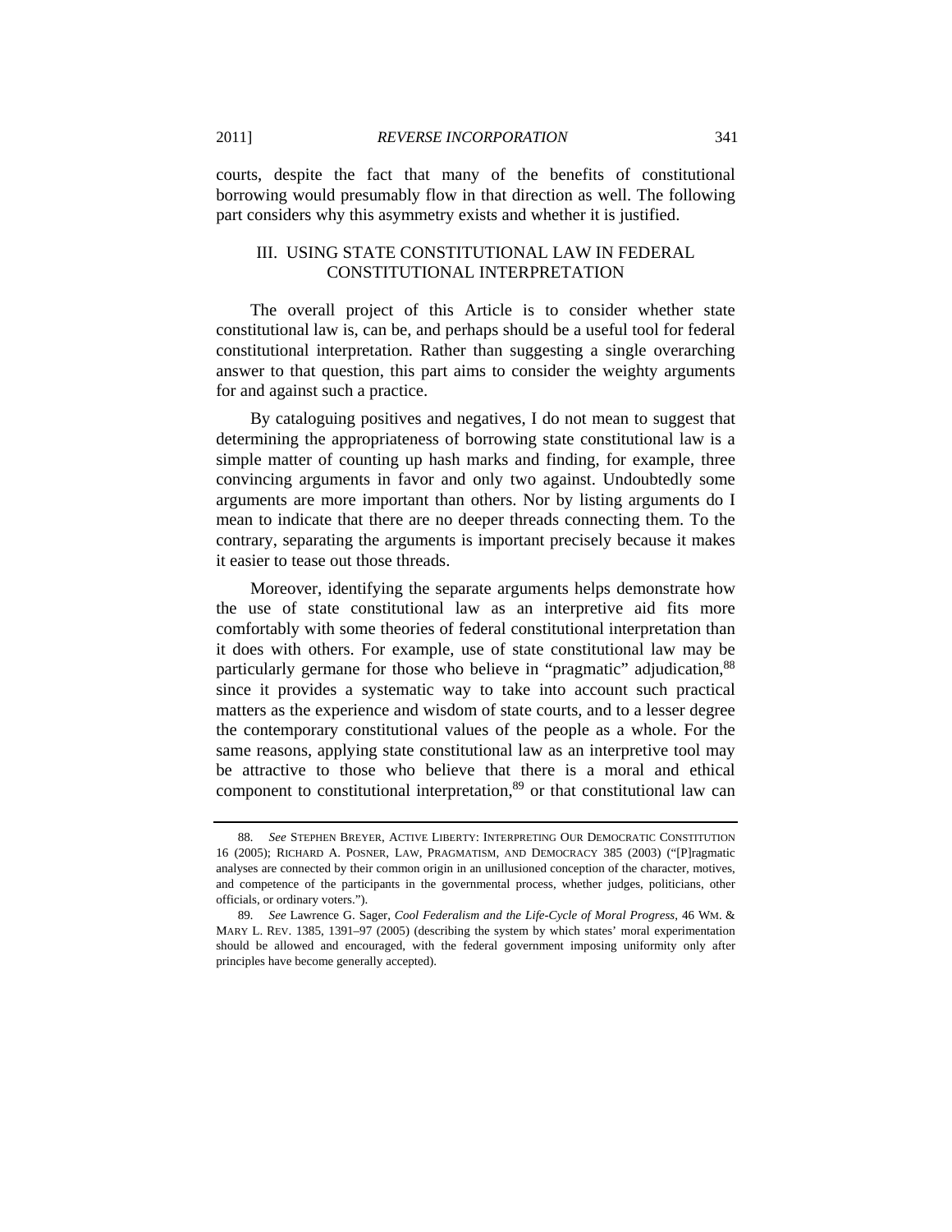courts, despite the fact that many of the benefits of constitutional borrowing would presumably flow in that direction as well. The following part considers why this asymmetry exists and whether it is justified.

## III. USING STATE CONSTITUTIONAL LAW IN FEDERAL CONSTITUTIONAL INTERPRETATION

The overall project of this Article is to consider whether state constitutional law is, can be, and perhaps should be a useful tool for federal constitutional interpretation. Rather than suggesting a single overarching answer to that question, this part aims to consider the weighty arguments for and against such a practice.

By cataloguing positives and negatives, I do not mean to suggest that determining the appropriateness of borrowing state constitutional law is a simple matter of counting up hash marks and finding, for example, three convincing arguments in favor and only two against. Undoubtedly some arguments are more important than others. Nor by listing arguments do I mean to indicate that there are no deeper threads connecting them. To the contrary, separating the arguments is important precisely because it makes it easier to tease out those threads.

Moreover, identifying the separate arguments helps demonstrate how the use of state constitutional law as an interpretive aid fits more comfortably with some theories of federal constitutional interpretation than it does with others. For example, use of state constitutional law may be particularly germane for those who believe in "pragmatic" adjudication,[88] since it provides a systematic way to take into account such practical matters as the experience and wisdom of state courts, and to a lesser degree the contemporary constitutional values of the people as a whole. For the same reasons, applying state constitutional law as an interpretive tool may be attractive to those who believe that there is a moral and ethical component to constitutional interpretation,[89] or that constitutional law can

---

88. *See* STEPHEN BREYER, ACTIVE LIBERTY: INTERPRETING OUR DEMOCRATIC CONSTITUTION 16 (2005); RICHARD A. POSNER, LAW, PRAGMATISM, AND DEMOCRACY 385 (2003) ("[P]ragmatic analyses are connected by their common origin in an unillusioned conception of the character, motives, and competence of the participants in the governmental process, whether judges, politicians, other officials, or ordinary voters.").

89. *See* Lawrence G. Sager, *Cool Federalism and the Life-Cycle of Moral Progress*, 46 WM. & MARY L. REV. 1385, 1391–97 (2005) (describing the system by which states' moral experimentation should be allowed and encouraged, with the federal government imposing uniformity only after principles have become generally accepted).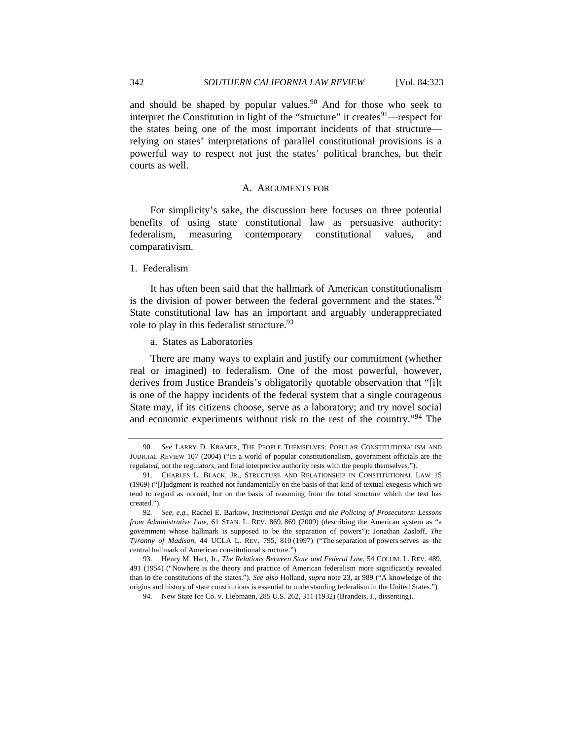and should be shaped by popular values.[90] And for those who seek to interpret the Constitution in light of the "structure" it creates[91]—respect for the states being one of the most important incidents of that structure—relying on states' interpretations of parallel constitutional provisions is a powerful way to respect not just the states' political branches, but their courts as well.

### A. ARGUMENTS FOR

For simplicity's sake, the discussion here focuses on three potential benefits of using state constitutional law as persuasive authority: federalism, measuring contemporary constitutional values, and comparativism.

#### 1. Federalism

It has often been said that the hallmark of American constitutionalism is the division of power between the federal government and the states.[92] State constitutional law has an important and arguably underappreciated role to play in this federalist structure.[93]

##### a. States as Laboratories

There are many ways to explain and justify our commitment (whether real or imagined) to federalism. One of the most powerful, however, derives from Justice Brandeis's obligatorily quotable observation that "[i]t is one of the happy incidents of the federal system that a single courageous State may, if its citizens choose, serve as a laboratory; and try novel social and economic experiments without risk to the rest of the country."[94] The

---

90. *See* LARRY D. KRAMER, THE PEOPLE THEMSELVES: POPULAR CONSTITUTIONALISM AND JUDICIAL REVIEW 107 (2004) ("In a world of popular constitutionalism, government officials are the regulat*ed*, not the regulat*ors*, and final interpretive authority rests with the people themselves.").

91. CHARLES L. BLACK, JR., STRUCTURE AND RELATIONSHIP IN CONSTITUTIONAL LAW 15 (1969) ("[J]udgment is reached not fundamentally on the basis of that kind of textual exegesis which we tend to regard as normal, but on the basis of reasoning from the total structure which the text has created.").

92. *See, e.g.*, Rachel E. Barkow, *Institutional Design and the Policing of Prosecutors: Lessons from Administrative Law*, 61 STAN. L. REV. 869, 869 (2009) (describing the American system as "a government whose hallmark is supposed to be the separation of powers"); Jonathan Zasloff, *The Tyranny of Madison*, 44 UCLA L. REV. 795, 810 (1997) ("The separation of powers serves as the central hallmark of American constitutional structure.").

93. Henry M. Hart, Jr., *The Relations Between State and Federal Law*, 54 COLUM. L. REV. 489, 491 (1954) ("Nowhere is the theory and practice of American federalism more significantly revealed than in the constitutions of the states."). *See also* Holland, *supra* note 23, at 989 ("A knowledge of the origins and history of state constitutions is essential to understanding federalism in the United States.").

94. New State Ice Co. v. Liebmann, 285 U.S. 262, 311 (1932) (Brandeis, J., dissenting).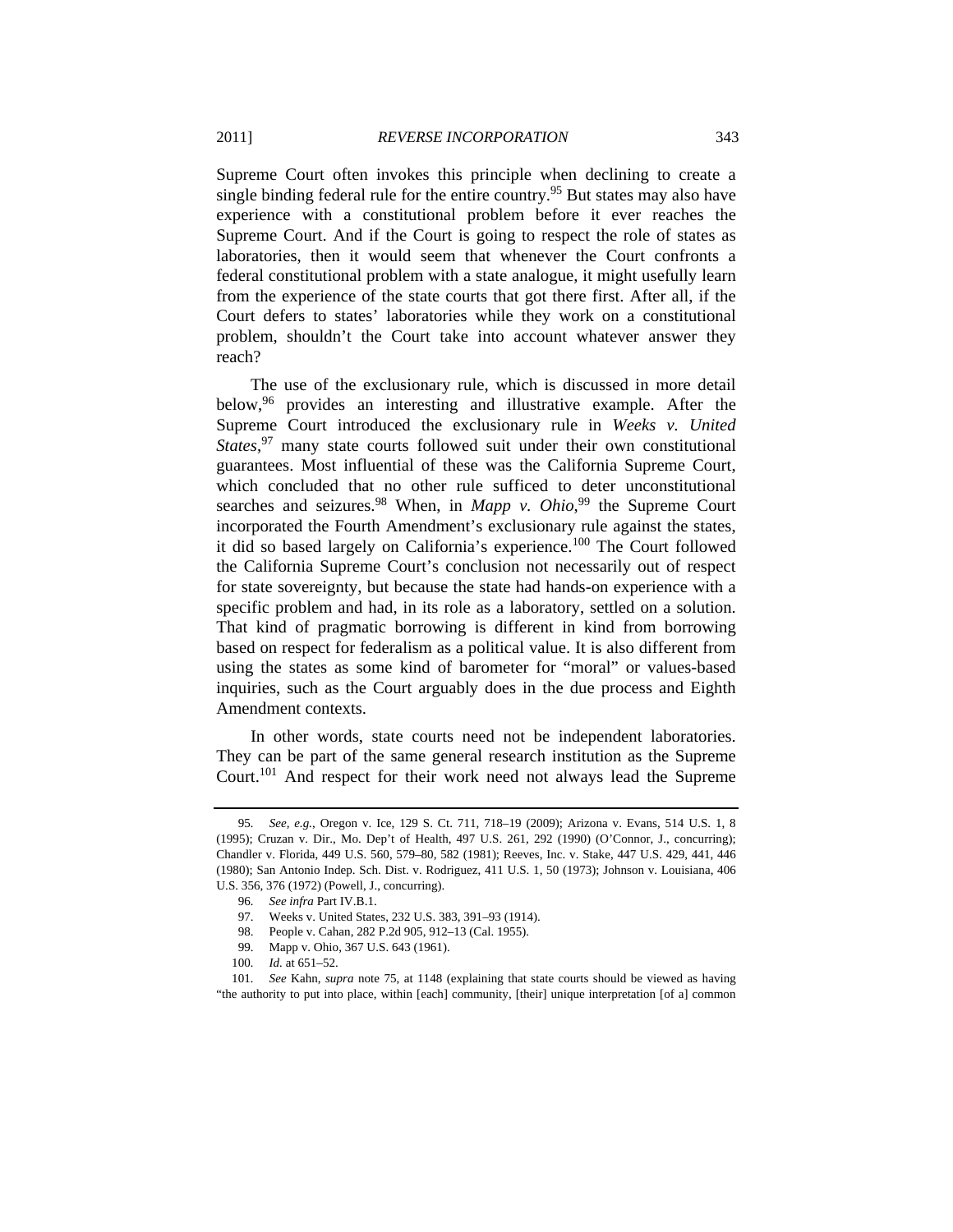Supreme Court often invokes this principle when declining to create a single binding federal rule for the entire country.[95] But states may also have experience with a constitutional problem before it ever reaches the Supreme Court. And if the Court is going to respect the role of states as laboratories, then it would seem that whenever the Court confronts a federal constitutional problem with a state analogue, it might usefully learn from the experience of the state courts that got there first. After all, if the Court defers to states' laboratories while they work on a constitutional problem, shouldn't the Court take into account whatever answer they reach?

The use of the exclusionary rule, which is discussed in more detail below,[96] provides an interesting and illustrative example. After the Supreme Court introduced the exclusionary rule in *Weeks v. United States*,[97] many state courts followed suit under their own constitutional guarantees. Most influential of these was the California Supreme Court, which concluded that no other rule sufficed to deter unconstitutional searches and seizures.[98] When, in *Mapp v. Ohio*,[99] the Supreme Court incorporated the Fourth Amendment's exclusionary rule against the states, it did so based largely on California's experience.[100] The Court followed the California Supreme Court's conclusion not necessarily out of respect for state sovereignty, but because the state had hands-on experience with a specific problem and had, in its role as a laboratory, settled on a solution. That kind of pragmatic borrowing is different in kind from borrowing based on respect for federalism as a political value. It is also different from using the states as some kind of barometer for "moral" or values-based inquiries, such as the Court arguably does in the due process and Eighth Amendment contexts.

In other words, state courts need not be independent laboratories. They can be part of the same general research institution as the Supreme Court.[101] And respect for their work need not always lead the Supreme

---

95. *See, e.g.*, Oregon v. Ice, 129 S. Ct. 711, 718–19 (2009); Arizona v. Evans, 514 U.S. 1, 8 (1995); Cruzan v. Dir., Mo. Dep't of Health, 497 U.S. 261, 292 (1990) (O'Connor, J., concurring); Chandler v. Florida, 449 U.S. 560, 579–80, 582 (1981); Reeves, Inc. v. Stake, 447 U.S. 429, 441, 446 (1980); San Antonio Indep. Sch. Dist. v. Rodriguez, 411 U.S. 1, 50 (1973); Johnson v. Louisiana, 406 U.S. 356, 376 (1972) (Powell, J., concurring).

96. *See infra* Part IV.B.1.

97. Weeks v. United States, 232 U.S. 383, 391–93 (1914).

98. People v. Cahan, 282 P.2d 905, 912–13 (Cal. 1955).

99. Mapp v. Ohio, 367 U.S. 643 (1961).

100. *Id.* at 651–52.

101. *See* Kahn, *supra* note 75, at 1148 (explaining that state courts should be viewed as having "the authority to put into place, within [each] community, [their] unique interpretation [of a] common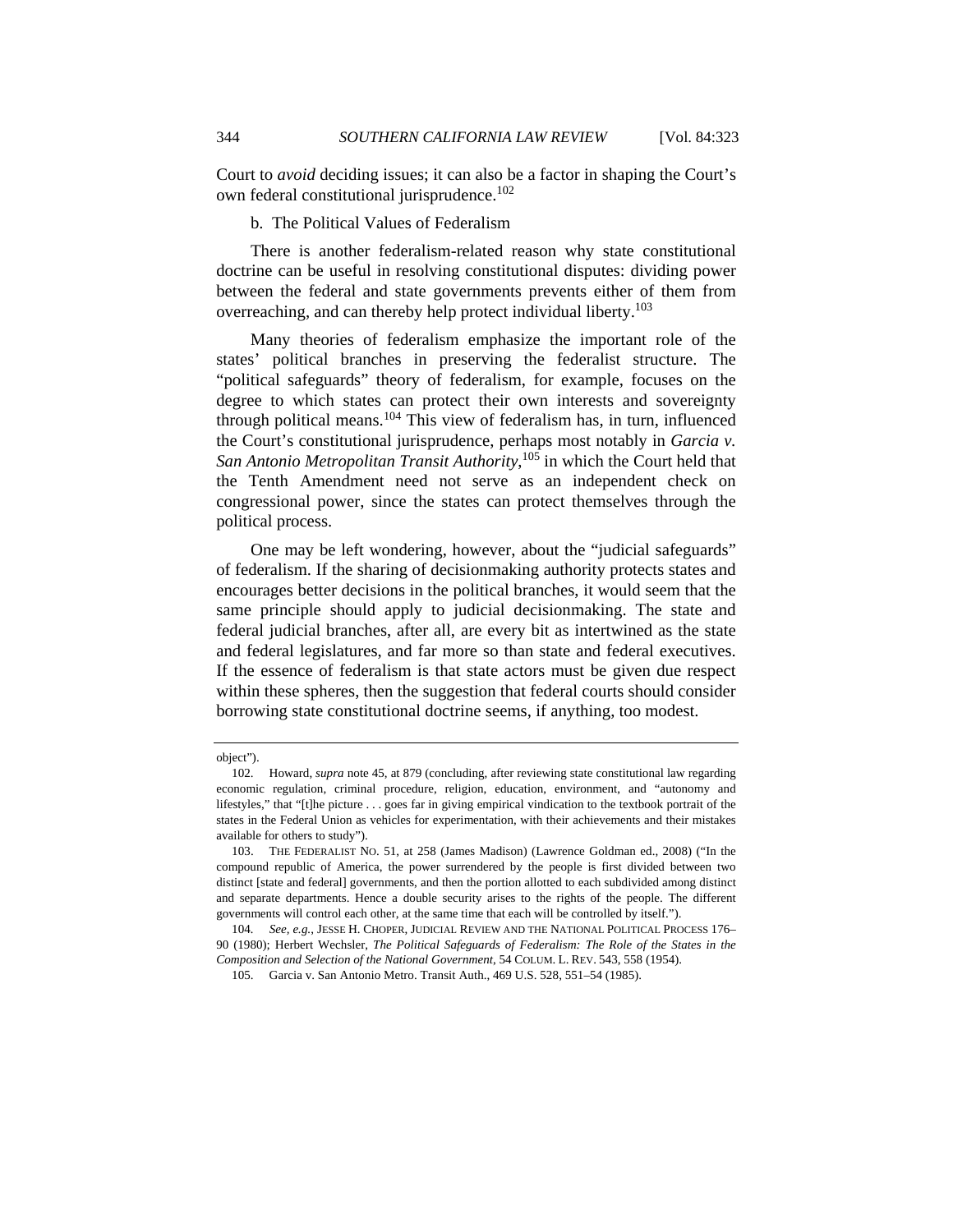Court to *avoid* deciding issues; it can also be a factor in shaping the Court's own federal constitutional jurisprudence.[102]

b. The Political Values of Federalism

There is another federalism-related reason why state constitutional doctrine can be useful in resolving constitutional disputes: dividing power between the federal and state governments prevents either of them from overreaching, and can thereby help protect individual liberty.[103]

Many theories of federalism emphasize the important role of the states' political branches in preserving the federalist structure. The "political safeguards" theory of federalism, for example, focuses on the degree to which states can protect their own interests and sovereignty through political means.[104] This view of federalism has, in turn, influenced the Court's constitutional jurisprudence, perhaps most notably in *Garcia v. San Antonio Metropolitan Transit Authority*,[105] in which the Court held that the Tenth Amendment need not serve as an independent check on congressional power, since the states can protect themselves through the political process.

One may be left wondering, however, about the "judicial safeguards" of federalism. If the sharing of decisionmaking authority protects states and encourages better decisions in the political branches, it would seem that the same principle should apply to judicial decisionmaking. The state and federal judicial branches, after all, are every bit as intertwined as the state and federal legislatures, and far more so than state and federal executives. If the essence of federalism is that state actors must be given due respect within these spheres, then the suggestion that federal courts should consider borrowing state constitutional doctrine seems, if anything, too modest.

---

object").

102. Howard, *supra* note 45, at 879 (concluding, after reviewing state constitutional law regarding economic regulation, criminal procedure, religion, education, environment, and "autonomy and lifestyles," that "[t]he picture . . . goes far in giving empirical vindication to the textbook portrait of the states in the Federal Union as vehicles for experimentation, with their achievements and their mistakes available for others to study").

103. THE FEDERALIST NO. 51, at 258 (James Madison) (Lawrence Goldman ed., 2008) ("In the compound republic of America, the power surrendered by the people is first divided between two distinct [state and federal] governments, and then the portion allotted to each subdivided among distinct and separate departments. Hence a double security arises to the rights of the people. The different governments will control each other, at the same time that each will be controlled by itself.").

104. *See, e.g.*, JESSE H. CHOPER, JUDICIAL REVIEW AND THE NATIONAL POLITICAL PROCESS 176–90 (1980); Herbert Wechsler, *The Political Safeguards of Federalism: The Role of the States in the Composition and Selection of the National Government*, 54 COLUM. L. REV. 543, 558 (1954).

105. Garcia v. San Antonio Metro. Transit Auth., 469 U.S. 528, 551–54 (1985).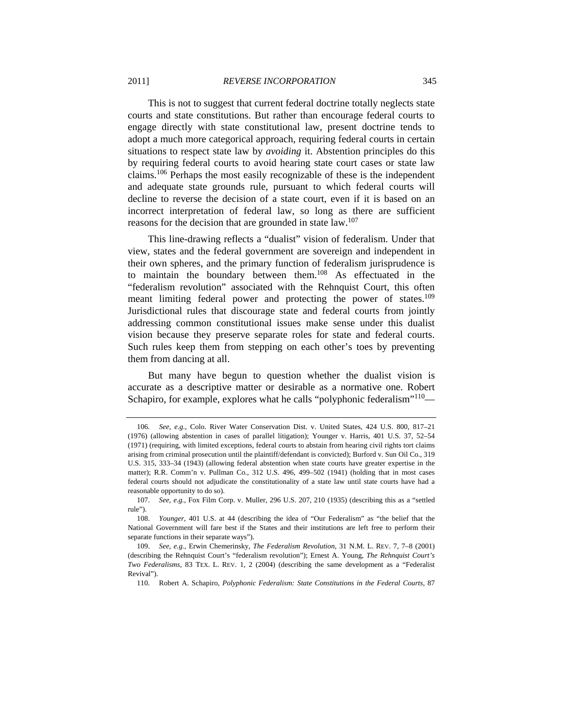This is not to suggest that current federal doctrine totally neglects state courts and state constitutions. But rather than encourage federal courts to engage directly with state constitutional law, present doctrine tends to adopt a much more categorical approach, requiring federal courts in certain situations to respect state law by *avoiding* it. Abstention principles do this by requiring federal courts to avoid hearing state court cases or state law claims.[106] Perhaps the most easily recognizable of these is the independent and adequate state grounds rule, pursuant to which federal courts will decline to reverse the decision of a state court, even if it is based on an incorrect interpretation of federal law, so long as there are sufficient reasons for the decision that are grounded in state law.[107]

This line-drawing reflects a "dualist" vision of federalism. Under that view, states and the federal government are sovereign and independent in their own spheres, and the primary function of federalism jurisprudence is to maintain the boundary between them.[108] As effectuated in the "federalism revolution" associated with the Rehnquist Court, this often meant limiting federal power and protecting the power of states.[109] Jurisdictional rules that discourage state and federal courts from jointly addressing common constitutional issues make sense under this dualist vision because they preserve separate roles for state and federal courts. Such rules keep them from stepping on each other's toes by preventing them from dancing at all.

But many have begun to question whether the dualist vision is accurate as a descriptive matter or desirable as a normative one. Robert Schapiro, for example, explores what he calls "polyphonic federalism"[110]—

---

106. *See, e.g.*, Colo. River Water Conservation Dist. v. United States, 424 U.S. 800, 817–21 (1976) (allowing abstention in cases of parallel litigation); Younger v. Harris, 401 U.S. 37, 52–54 (1971) (requiring, with limited exceptions, federal courts to abstain from hearing civil rights tort claims arising from criminal prosecution until the plaintiff/defendant is convicted); Burford v. Sun Oil Co., 319 U.S. 315, 333–34 (1943) (allowing federal abstention when state courts have greater expertise in the matter); R.R. Comm'n v. Pullman Co., 312 U.S. 496, 499–502 (1941) (holding that in most cases federal courts should not adjudicate the constitutionality of a state law until state courts have had a reasonable opportunity to do so).

107. *See, e.g.*, Fox Film Corp. v. Muller, 296 U.S. 207, 210 (1935) (describing this as a "settled rule").

108. *Younger*, 401 U.S. at 44 (describing the idea of "Our Federalism" as "the belief that the National Government will fare best if the States and their institutions are left free to perform their separate functions in their separate ways").

109. *See, e.g.*, Erwin Chemerinsky, *The Federalism Revolution*, 31 N.M. L. REV. 7, 7–8 (2001) (describing the Rehnquist Court's "federalism revolution"); Ernest A. Young, *The Rehnquist Court's Two Federalisms*, 83 TEX. L. REV. 1, 2 (2004) (describing the same development as a "Federalist Revival").

110. Robert A. Schapiro, *Polyphonic Federalism: State Constitutions in the Federal Courts*, 87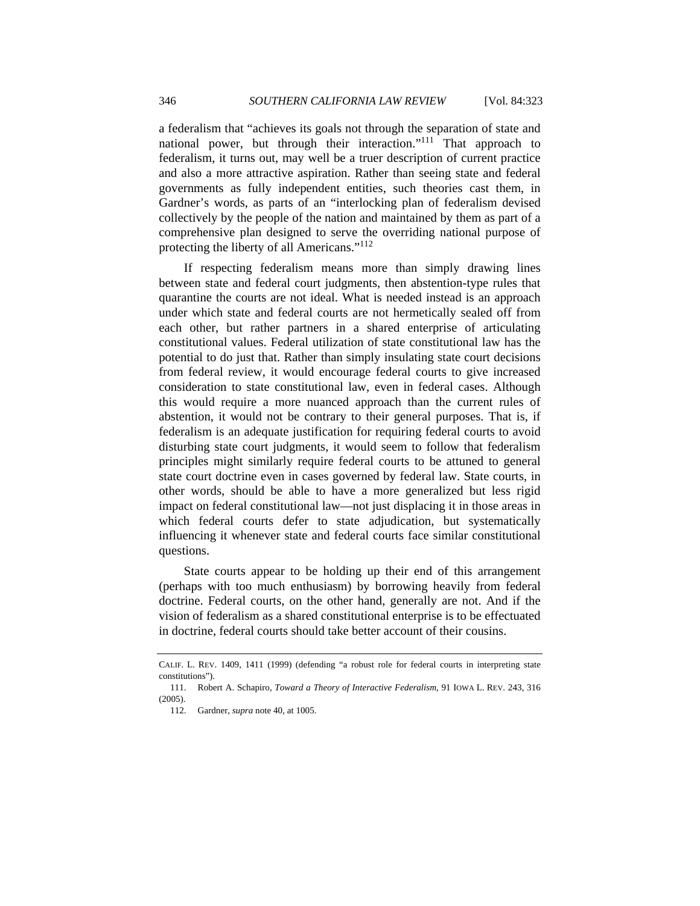a federalism that "achieves its goals not through the separation of state and national power, but through their interaction."[111] That approach to federalism, it turns out, may well be a truer description of current practice and also a more attractive aspiration. Rather than seeing state and federal governments as fully independent entities, such theories cast them, in Gardner's words, as parts of an "interlocking plan of federalism devised collectively by the people of the nation and maintained by them as part of a comprehensive plan designed to serve the overriding national purpose of protecting the liberty of all Americans."[112]

If respecting federalism means more than simply drawing lines between state and federal court judgments, then abstention-type rules that quarantine the courts are not ideal. What is needed instead is an approach under which state and federal courts are not hermetically sealed off from each other, but rather partners in a shared enterprise of articulating constitutional values. Federal utilization of state constitutional law has the potential to do just that. Rather than simply insulating state court decisions from federal review, it would encourage federal courts to give increased consideration to state constitutional law, even in federal cases. Although this would require a more nuanced approach than the current rules of abstention, it would not be contrary to their general purposes. That is, if federalism is an adequate justification for requiring federal courts to avoid disturbing state court judgments, it would seem to follow that federalism principles might similarly require federal courts to be attuned to general state court doctrine even in cases governed by federal law. State courts, in other words, should be able to have a more generalized but less rigid impact on federal constitutional law—not just displacing it in those areas in which federal courts defer to state adjudication, but systematically influencing it whenever state and federal courts face similar constitutional questions.

State courts appear to be holding up their end of this arrangement (perhaps with too much enthusiasm) by borrowing heavily from federal doctrine. Federal courts, on the other hand, generally are not. And if the vision of federalism as a shared constitutional enterprise is to be effectuated in doctrine, federal courts should take better account of their cousins.

---

CALIF. L. REV. 1409, 1411 (1999) (defending "a robust role for federal courts in interpreting state constitutions").

111. Robert A. Schapiro, *Toward a Theory of Interactive Federalism*, 91 IOWA L. REV. 243, 316 (2005).

112. Gardner, *supra* note 40, at 1005.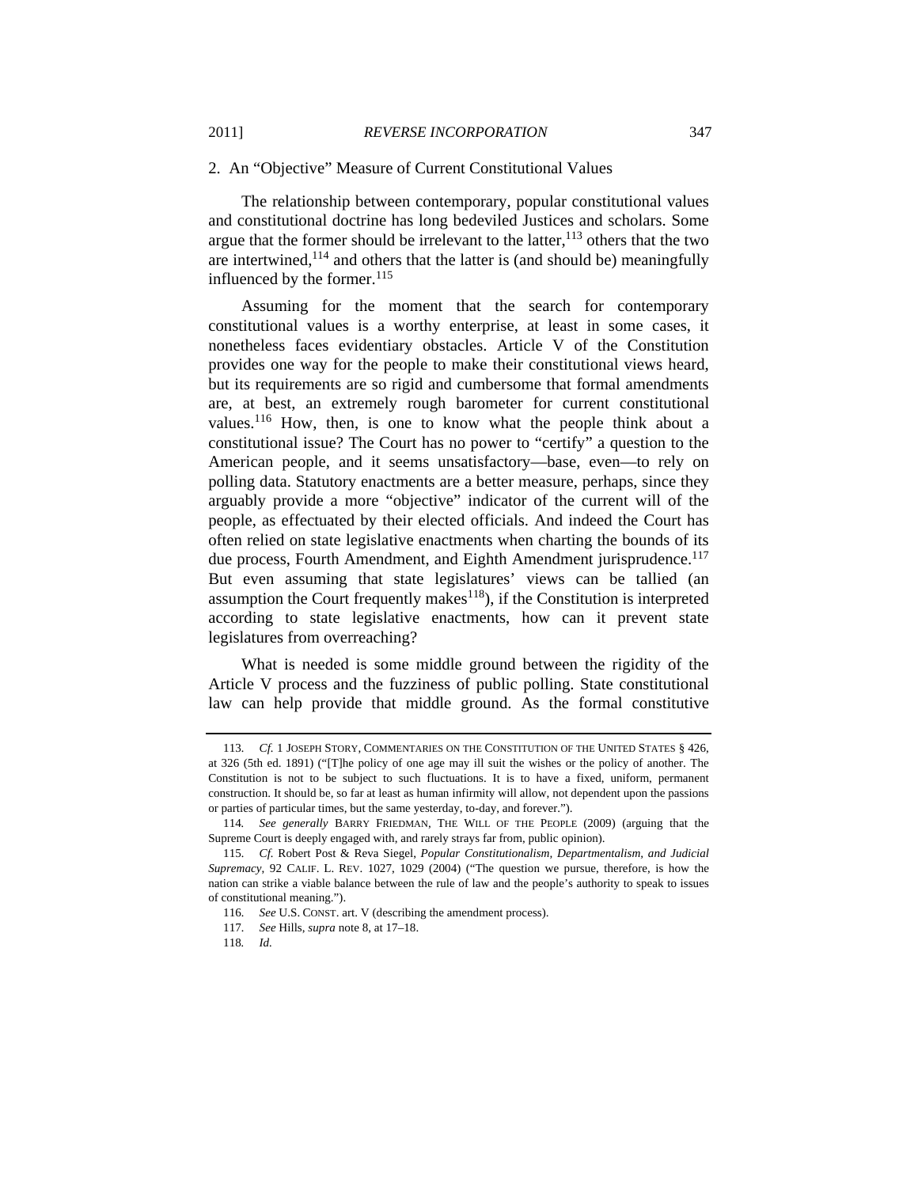### 2. An "Objective" Measure of Current Constitutional Values

The relationship between contemporary, popular constitutional values and constitutional doctrine has long bedeviled Justices and scholars. Some argue that the former should be irrelevant to the latter,[113] others that the two are intertwined,[114] and others that the latter is (and should be) meaningfully influenced by the former.[115]

Assuming for the moment that the search for contemporary constitutional values is a worthy enterprise, at least in some cases, it nonetheless faces evidentiary obstacles. Article V of the Constitution provides one way for the people to make their constitutional views heard, but its requirements are so rigid and cumbersome that formal amendments are, at best, an extremely rough barometer for current constitutional values.[116] How, then, is one to know what the people think about a constitutional issue? The Court has no power to "certify" a question to the American people, and it seems unsatisfactory—base, even—to rely on polling data. Statutory enactments are a better measure, perhaps, since they arguably provide a more "objective" indicator of the current will of the people, as effectuated by their elected officials. And indeed the Court has often relied on state legislative enactments when charting the bounds of its due process, Fourth Amendment, and Eighth Amendment jurisprudence.[117] But even assuming that state legislatures' views can be tallied (an assumption the Court frequently makes[118]), if the Constitution is interpreted according to state legislative enactments, how can it prevent state legislatures from overreaching?

What is needed is some middle ground between the rigidity of the Article V process and the fuzziness of public polling. State constitutional law can help provide that middle ground. As the formal constitutive

---

113. *Cf.* 1 JOSEPH STORY, COMMENTARIES ON THE CONSTITUTION OF THE UNITED STATES § 426, at 326 (5th ed. 1891) ("[T]he policy of one age may ill suit the wishes or the policy of another. The Constitution is not to be subject to such fluctuations. It is to have a fixed, uniform, permanent construction. It should be, so far at least as human infirmity will allow, not dependent upon the passions or parties of particular times, but the same yesterday, to-day, and forever.").

114. *See generally* BARRY FRIEDMAN, THE WILL OF THE PEOPLE (2009) (arguing that the Supreme Court is deeply engaged with, and rarely strays far from, public opinion).

115. *Cf.* Robert Post & Reva Siegel, *Popular Constitutionalism, Departmentalism, and Judicial Supremacy*, 92 CALIF. L. REV. 1027, 1029 (2004) ("The question we pursue, therefore, is how the nation can strike a viable balance between the rule of law and the people's authority to speak to issues of constitutional meaning.").

116. *See* U.S. CONST. art. V (describing the amendment process).

117. *See* Hills, *supra* note 8, at 17–18.

118. *Id.*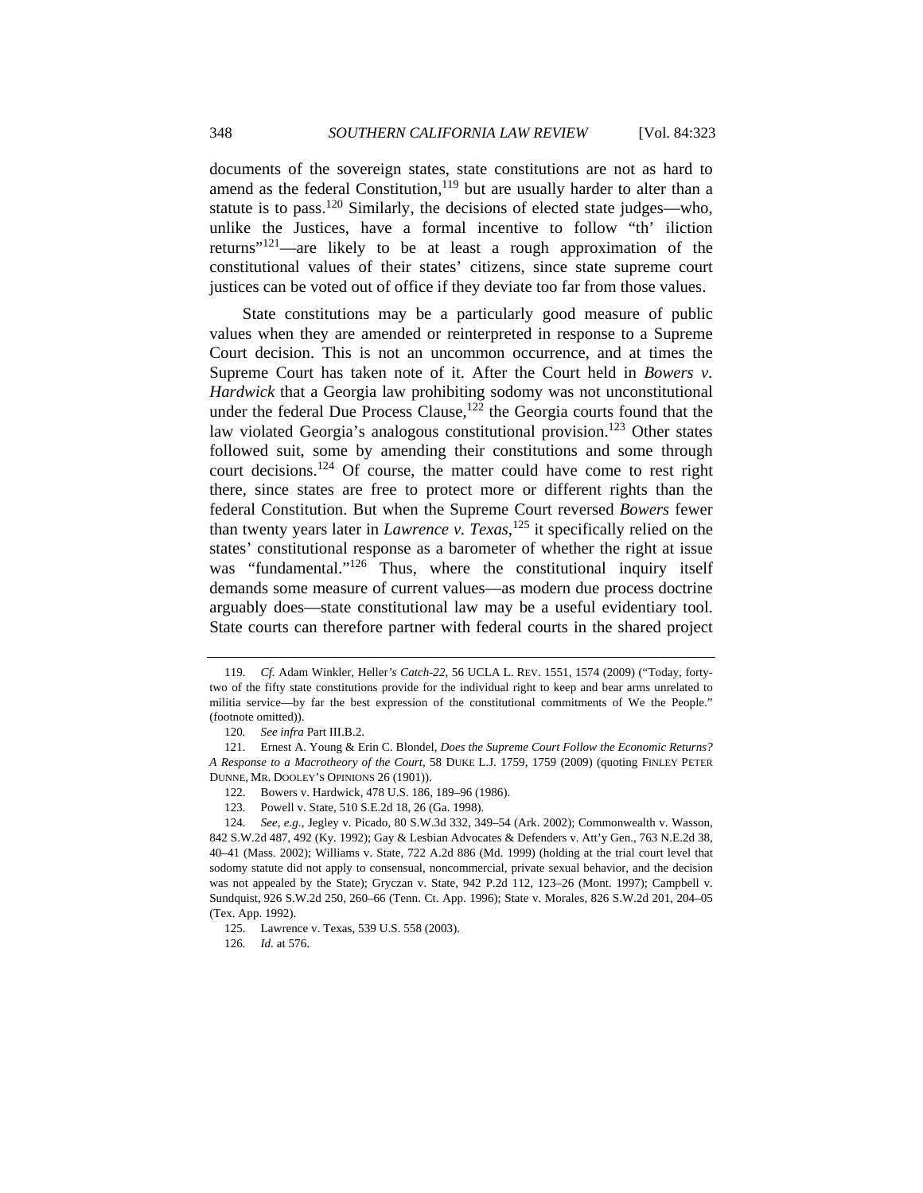documents of the sovereign states, state constitutions are not as hard to amend as the federal Constitution,[119] but are usually harder to alter than a statute is to pass.[120] Similarly, the decisions of elected state judges—who, unlike the Justices, have a formal incentive to follow "th' iliction returns"[121]—are likely to be at least a rough approximation of the constitutional values of their states' citizens, since state supreme court justices can be voted out of office if they deviate too far from those values.

State constitutions may be a particularly good measure of public values when they are amended or reinterpreted in response to a Supreme Court decision. This is not an uncommon occurrence, and at times the Supreme Court has taken note of it. After the Court held in *Bowers v. Hardwick* that a Georgia law prohibiting sodomy was not unconstitutional under the federal Due Process Clause,[122] the Georgia courts found that the law violated Georgia's analogous constitutional provision.[123] Other states followed suit, some by amending their constitutions and some through court decisions.[124] Of course, the matter could have come to rest right there, since states are free to protect more or different rights than the federal Constitution. But when the Supreme Court reversed *Bowers* fewer than twenty years later in *Lawrence v. Texas*,[125] it specifically relied on the states' constitutional response as a barometer of whether the right at issue was "fundamental."[126] Thus, where the constitutional inquiry itself demands some measure of current values—as modern due process doctrine arguably does—state constitutional law may be a useful evidentiary tool. State courts can therefore partner with federal courts in the shared project

---

119. *Cf.* Adam Winkler, Heller*'s Catch-22*, 56 UCLA L. REV. 1551, 1574 (2009) ("Today, forty-two of the fifty state constitutions provide for the individual right to keep and bear arms unrelated to militia service—by far the best expression of the constitutional commitments of We the People." (footnote omitted)).

120. *See infra* Part III.B.2.

121. Ernest A. Young & Erin C. Blondel, *Does the Supreme Court Follow the Economic Returns? A Response to a Macrotheory of the Court*, 58 DUKE L.J. 1759, 1759 (2009) (quoting FINLEY PETER DUNNE, MR. DOOLEY'S OPINIONS 26 (1901)).

122. Bowers v. Hardwick, 478 U.S. 186, 189–96 (1986).

123. Powell v. State, 510 S.E.2d 18, 26 (Ga. 1998).

124. *See, e.g.*, Jegley v. Picado, 80 S.W.3d 332, 349–54 (Ark. 2002); Commonwealth v. Wasson, 842 S.W.2d 487, 492 (Ky. 1992); Gay & Lesbian Advocates & Defenders v. Att'y Gen., 763 N.E.2d 38, 40–41 (Mass. 2002); Williams v. State, 722 A.2d 886 (Md. 1999) (holding at the trial court level that sodomy statute did not apply to consensual, noncommercial, private sexual behavior, and the decision was not appealed by the State); Gryczan v. State, 942 P.2d 112, 123–26 (Mont. 1997); Campbell v. Sundquist, 926 S.W.2d 250, 260–66 (Tenn. Ct. App. 1996); State v. Morales, 826 S.W.2d 201, 204–05 (Tex. App. 1992).

125. Lawrence v. Texas, 539 U.S. 558 (2003).

126. *Id.* at 576.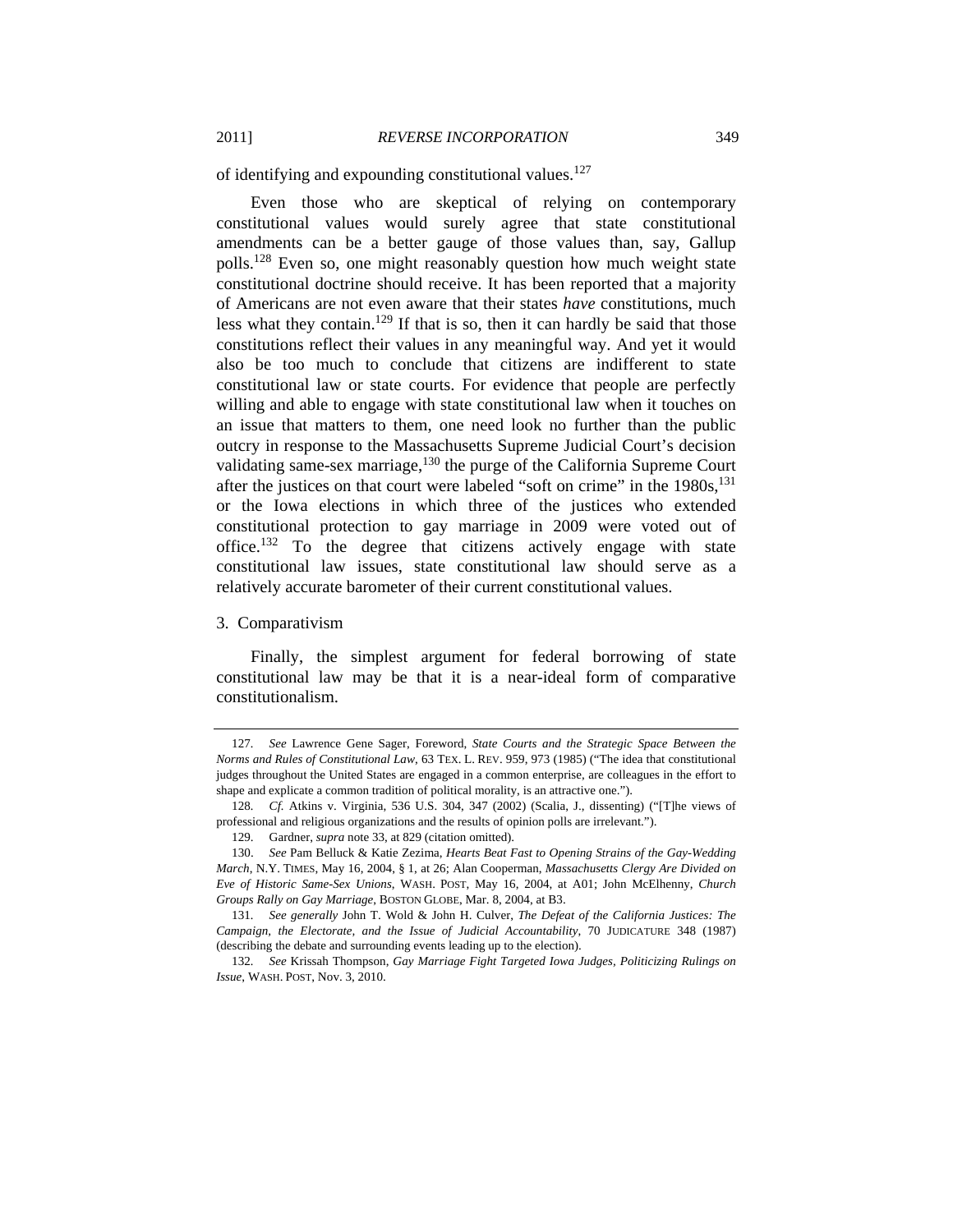of identifying and expounding constitutional values.[127]

Even those who are skeptical of relying on contemporary constitutional values would surely agree that state constitutional amendments can be a better gauge of those values than, say, Gallup polls.[128] Even so, one might reasonably question how much weight state constitutional doctrine should receive. It has been reported that a majority of Americans are not even aware that their states *have* constitutions, much less what they contain.[129] If that is so, then it can hardly be said that those constitutions reflect their values in any meaningful way. And yet it would also be too much to conclude that citizens are indifferent to state constitutional law or state courts. For evidence that people are perfectly willing and able to engage with state constitutional law when it touches on an issue that matters to them, one need look no further than the public outcry in response to the Massachusetts Supreme Judicial Court's decision validating same-sex marriage,[130] the purge of the California Supreme Court after the justices on that court were labeled "soft on crime" in the 1980s,[131] or the Iowa elections in which three of the justices who extended constitutional protection to gay marriage in 2009 were voted out of office.[132] To the degree that citizens actively engage with state constitutional law issues, state constitutional law should serve as a relatively accurate barometer of their current constitutional values.

### 3. Comparativism

Finally, the simplest argument for federal borrowing of state constitutional law may be that it is a near-ideal form of comparative constitutionalism.

---

127. *See* Lawrence Gene Sager, Foreword, *State Courts and the Strategic Space Between the Norms and Rules of Constitutional Law*, 63 TEX. L. REV. 959, 973 (1985) ("The idea that constitutional judges throughout the United States are engaged in a common enterprise, are colleagues in the effort to shape and explicate a common tradition of political morality, is an attractive one.").

128. *Cf.* Atkins v. Virginia, 536 U.S. 304, 347 (2002) (Scalia, J., dissenting) ("[T]he views of professional and religious organizations and the results of opinion polls are irrelevant.").

129. Gardner, *supra* note 33, at 829 (citation omitted).

130. *See* Pam Belluck & Katie Zezima, *Hearts Beat Fast to Opening Strains of the Gay-Wedding March*, N.Y. TIMES, May 16, 2004, § 1, at 26; Alan Cooperman, *Massachusetts Clergy Are Divided on Eve of Historic Same-Sex Unions*, WASH. POST, May 16, 2004, at A01; John McElhenny, *Church Groups Rally on Gay Marriage*, BOSTON GLOBE, Mar. 8, 2004, at B3.

131. *See generally* John T. Wold & John H. Culver, *The Defeat of the California Justices: The Campaign, the Electorate, and the Issue of Judicial Accountability*, 70 JUDICATURE 348 (1987) (describing the debate and surrounding events leading up to the election).

132. *See* Krissah Thompson, *Gay Marriage Fight Targeted Iowa Judges, Politicizing Rulings on Issue*, WASH. POST, Nov. 3, 2010.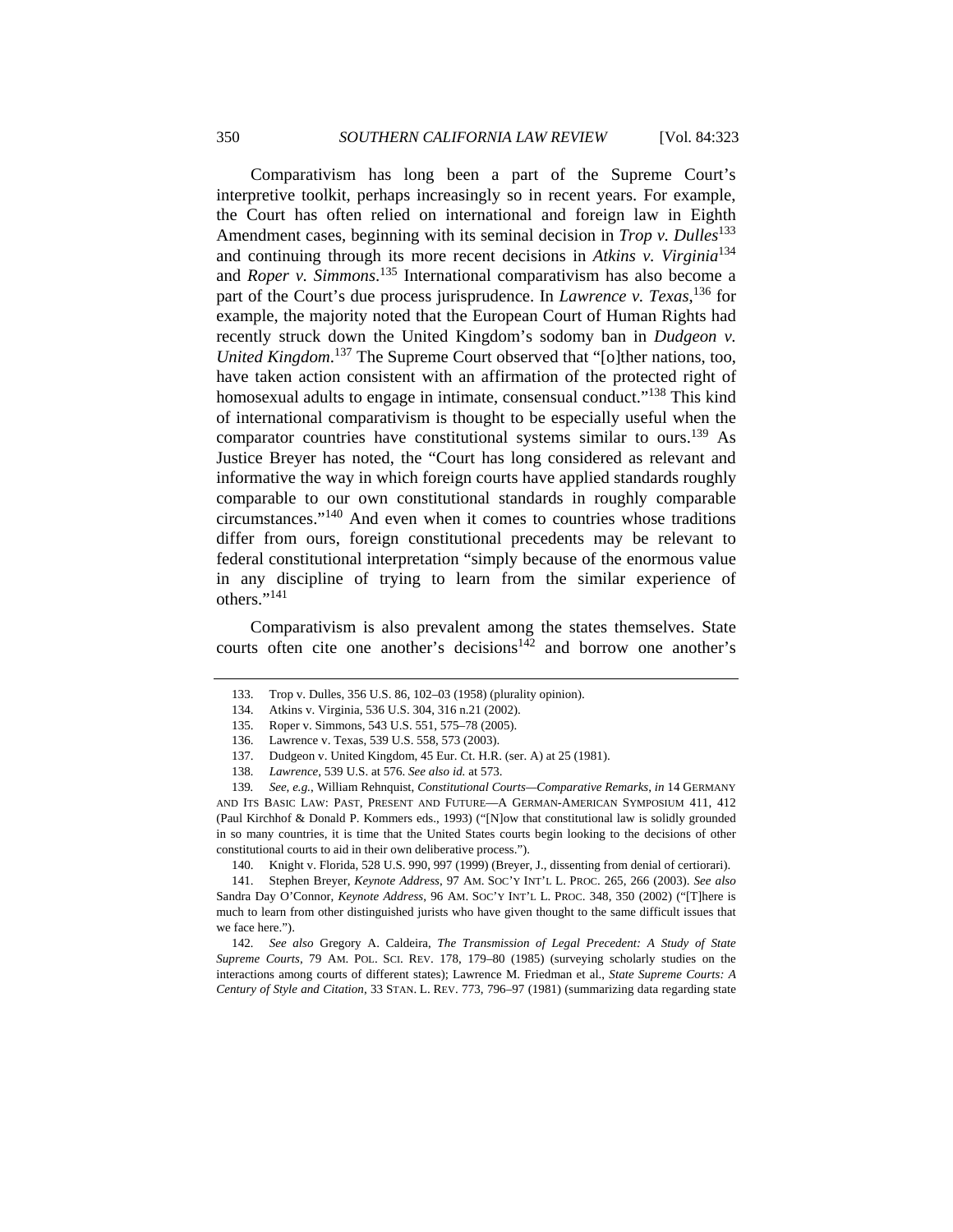Comparativism has long been a part of the Supreme Court's interpretive toolkit, perhaps increasingly so in recent years. For example, the Court has often relied on international and foreign law in Eighth Amendment cases, beginning with its seminal decision in *Trop v. Dulles*[133] and continuing through its more recent decisions in *Atkins v. Virginia*[134] and *Roper v. Simmons*.[135] International comparativism has also become a part of the Court's due process jurisprudence. In *Lawrence v. Texas*,[136] for example, the majority noted that the European Court of Human Rights had recently struck down the United Kingdom's sodomy ban in *Dudgeon v. United Kingdom*.[137] The Supreme Court observed that "[o]ther nations, too, have taken action consistent with an affirmation of the protected right of homosexual adults to engage in intimate, consensual conduct."[138] This kind of international comparativism is thought to be especially useful when the comparator countries have constitutional systems similar to ours.[139] As Justice Breyer has noted, the "Court has long considered as relevant and informative the way in which foreign courts have applied standards roughly comparable to our own constitutional standards in roughly comparable circumstances."[140] And even when it comes to countries whose traditions differ from ours, foreign constitutional precedents may be relevant to federal constitutional interpretation "simply because of the enormous value in any discipline of trying to learn from the similar experience of others."[141]

Comparativism is also prevalent among the states themselves. State courts often cite one another's decisions[142] and borrow one another's

---

133. Trop v. Dulles, 356 U.S. 86, 102–03 (1958) (plurality opinion).

134. Atkins v. Virginia, 536 U.S. 304, 316 n.21 (2002).

135. Roper v. Simmons, 543 U.S. 551, 575–78 (2005).

136. Lawrence v. Texas, 539 U.S. 558, 573 (2003).

137. Dudgeon v. United Kingdom, 45 Eur. Ct. H.R. (ser. A) at 25 (1981).

138. *Lawrence*, 539 U.S. at 576. *See also id.* at 573.

139. *See, e.g.*, William Rehnquist, *Constitutional Courts—Comparative Remarks*, *in* 14 GERMANY AND ITS BASIC LAW: PAST, PRESENT AND FUTURE—A GERMAN-AMERICAN SYMPOSIUM 411, 412 (Paul Kirchhof & Donald P. Kommers eds., 1993) ("[N]ow that constitutional law is solidly grounded in so many countries, it is time that the United States courts begin looking to the decisions of other constitutional courts to aid in their own deliberative process.").

140. Knight v. Florida, 528 U.S. 990, 997 (1999) (Breyer, J., dissenting from denial of certiorari).

141. Stephen Breyer, *Keynote Address*, 97 AM. SOC'Y INT'L L. PROC. 265, 266 (2003). *See also* Sandra Day O'Connor, *Keynote Address*, 96 AM. SOC'Y INT'L L. PROC. 348, 350 (2002) ("[T]here is much to learn from other distinguished jurists who have given thought to the same difficult issues that we face here.").

142. *See also* Gregory A. Caldeira, *The Transmission of Legal Precedent: A Study of State Supreme Courts*, 79 AM. POL. SCI. REV. 178, 179–80 (1985) (surveying scholarly studies on the interactions among courts of different states); Lawrence M. Friedman et al., *State Supreme Courts: A Century of Style and Citation*, 33 STAN. L. REV. 773, 796–97 (1981) (summarizing data regarding state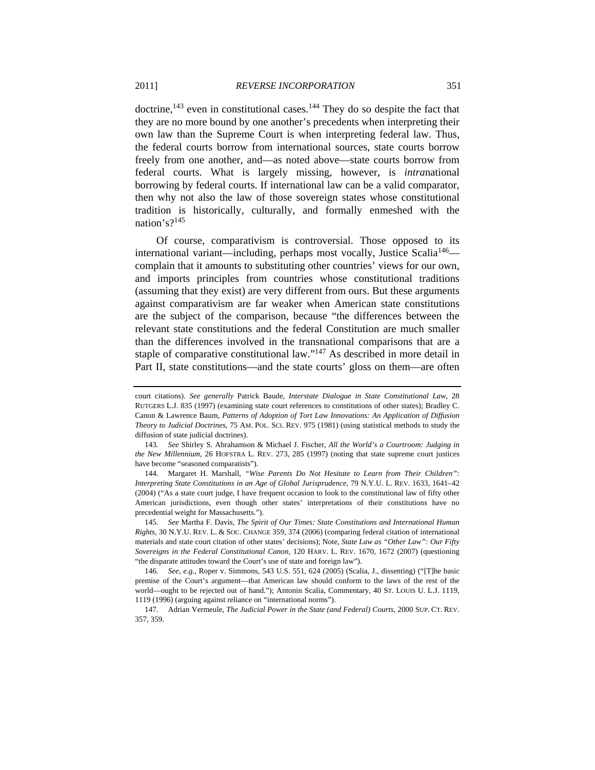doctrine,[143] even in constitutional cases.[144] They do so despite the fact that they are no more bound by one another's precedents when interpreting their own law than the Supreme Court is when interpreting federal law. Thus, the federal courts borrow from international sources, state courts borrow freely from one another, and—as noted above—state courts borrow from federal courts. What is largely missing, however, is *intra*national borrowing by federal courts. If international law can be a valid comparator, then why not also the law of those sovereign states whose constitutional tradition is historically, culturally, and formally enmeshed with the nation's?[145]

Of course, comparativism is controversial. Those opposed to its international variant—including, perhaps most vocally, Justice Scalia[146]—complain that it amounts to substituting other countries' views for our own, and imports principles from countries whose constitutional traditions (assuming that they exist) are very different from ours. But these arguments against comparativism are far weaker when American state constitutions are the subject of the comparison, because "the differences between the relevant state constitutions and the federal Constitution are much smaller than the differences involved in the transnational comparisons that are a staple of comparative constitutional law."[147] As described in more detail in Part II, state constitutions—and the state courts' gloss on them—are often

---

court citations). *See generally* Patrick Baude, *Interstate Dialogue in State Constitutional Law*, 28 RUTGERS L.J. 835 (1997) (examining state court references to constitutions of other states); Bradley C. Canon & Lawrence Baum, *Patterns of Adoption of Tort Law Innovations: An Application of Diffusion Theory to Judicial Doctrines*, 75 AM. POL. SCI. REV. 975 (1981) (using statistical methods to study the diffusion of state judicial doctrines).

143. *See* Shirley S. Abrahamson & Michael J. Fischer, *All the World's a Courtroom: Judging in the New Millennium*, 26 HOFSTRA L. REV. 273, 285 (1997) (noting that state supreme court justices have become "seasoned comparatists").

144. Margaret H. Marshall, *"Wise Parents Do Not Hesitate to Learn from Their Children": Interpreting State Constitutions in an Age of Global Jurisprudence*, 79 N.Y.U. L. REV. 1633, 1641–42 (2004) ("As a state court judge, I have frequent occasion to look to the constitutional law of fifty other American jurisdictions, even though other states' interpretations of their constitutions have no precedential weight for Massachusetts.").

145. *See* Martha F. Davis, *The Spirit of Our Times: State Constitutions and International Human Rights*, 30 N.Y.U. REV. L. & SOC. CHANGE 359, 374 (2006) (comparing federal citation of international materials and state court citation of other states' decisions); Note, *State Law as "Other Law": Our Fifty Sovereigns in the Federal Constitutional Canon*, 120 HARV. L. REV. 1670, 1672 (2007) (questioning "the disparate attitudes toward the Court's use of state and foreign law").

146. *See, e.g.*, Roper v. Simmons, 543 U.S. 551, 624 (2005) (Scalia, J., dissenting) ("[T]he basic premise of the Court's argument—that American law should conform to the laws of the rest of the world—ought to be rejected out of hand."); Antonin Scalia, Commentary, 40 ST. LOUIS U. L.J. 1119, 1119 (1996) (arguing against reliance on "international norms").

147. Adrian Vermeule, *The Judicial Power in the State (and Federal) Courts*, 2000 SUP. CT. REV. 357, 359.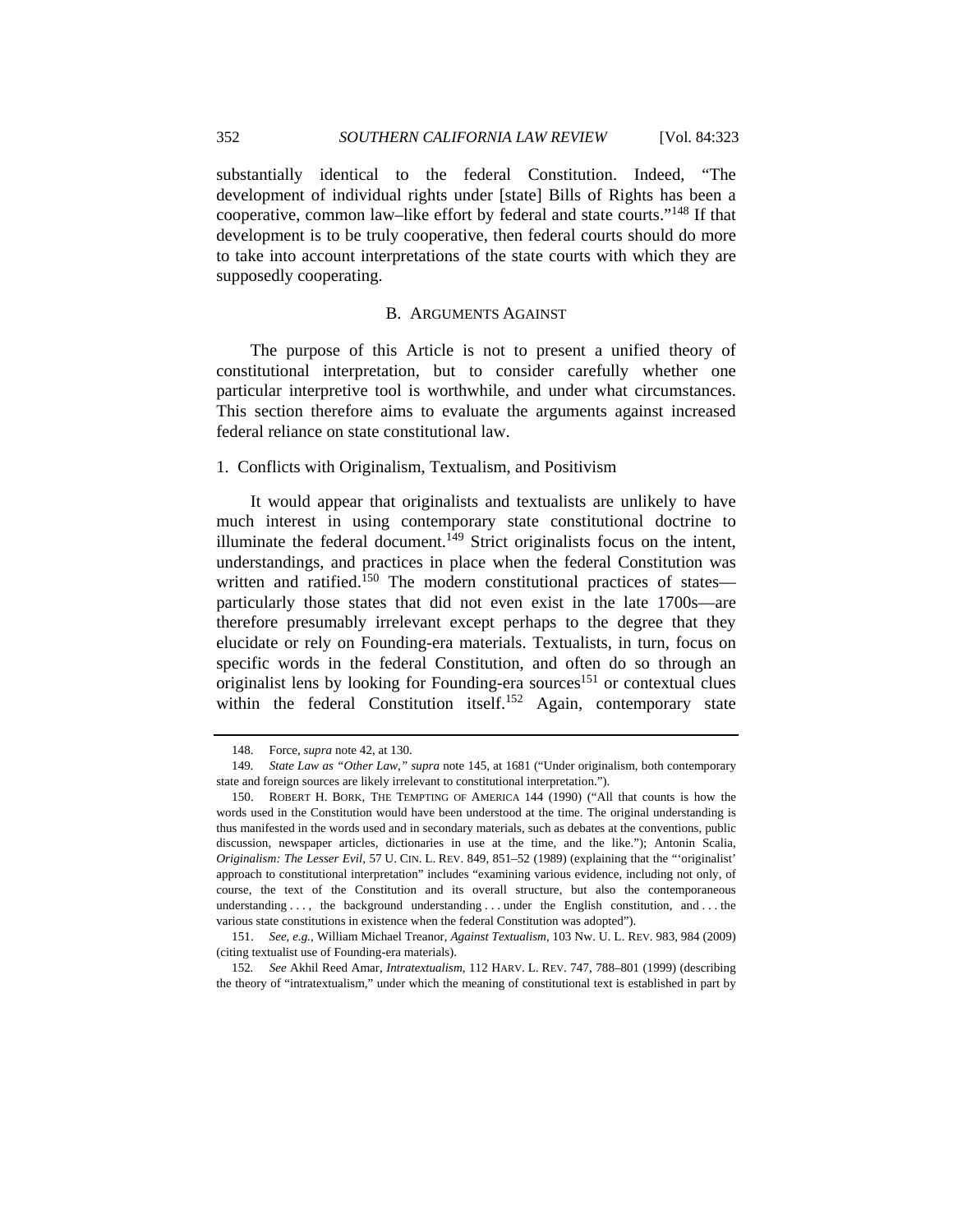substantially identical to the federal Constitution. Indeed, "The development of individual rights under [state] Bills of Rights has been a cooperative, common law–like effort by federal and state courts."[148] If that development is to be truly cooperative, then federal courts should do more to take into account interpretations of the state courts with which they are supposedly cooperating.

### B. ARGUMENTS AGAINST

The purpose of this Article is not to present a unified theory of constitutional interpretation, but to consider carefully whether one particular interpretive tool is worthwhile, and under what circumstances. This section therefore aims to evaluate the arguments against increased federal reliance on state constitutional law.

#### 1. Conflicts with Originalism, Textualism, and Positivism

It would appear that originalists and textualists are unlikely to have much interest in using contemporary state constitutional doctrine to illuminate the federal document.[149] Strict originalists focus on the intent, understandings, and practices in place when the federal Constitution was written and ratified.[150] The modern constitutional practices of states—particularly those states that did not even exist in the late 1700s—are therefore presumably irrelevant except perhaps to the degree that they elucidate or rely on Founding-era materials. Textualists, in turn, focus on specific words in the federal Constitution, and often do so through an originalist lens by looking for Founding-era sources[151] or contextual clues within the federal Constitution itself.[152] Again, contemporary state

---

148. Force, *supra* note 42, at 130.

149. *State Law as "Other Law," supra* note 145, at 1681 ("Under originalism, both contemporary state and foreign sources are likely irrelevant to constitutional interpretation.").

150. ROBERT H. BORK, THE TEMPTING OF AMERICA 144 (1990) ("All that counts is how the words used in the Constitution would have been understood at the time. The original understanding is thus manifested in the words used and in secondary materials, such as debates at the conventions, public discussion, newspaper articles, dictionaries in use at the time, and the like."); Antonin Scalia, *Originalism: The Lesser Evil*, 57 U. CIN. L. REV. 849, 851–52 (1989) (explaining that the "'originalist' approach to constitutional interpretation" includes "examining various evidence, including not only, of course, the text of the Constitution and its overall structure, but also the contemporaneous understanding . . . , the background understanding . . . under the English constitution, and . . . the various state constitutions in existence when the federal Constitution was adopted").

151. *See, e.g.*, William Michael Treanor, *Against Textualism*, 103 NW. U. L. REV. 983, 984 (2009) (citing textualist use of Founding-era materials).

152. *See* Akhil Reed Amar, *Intratextualism*, 112 HARV. L. REV. 747, 788–801 (1999) (describing the theory of "intratextualism," under which the meaning of constitutional text is established in part by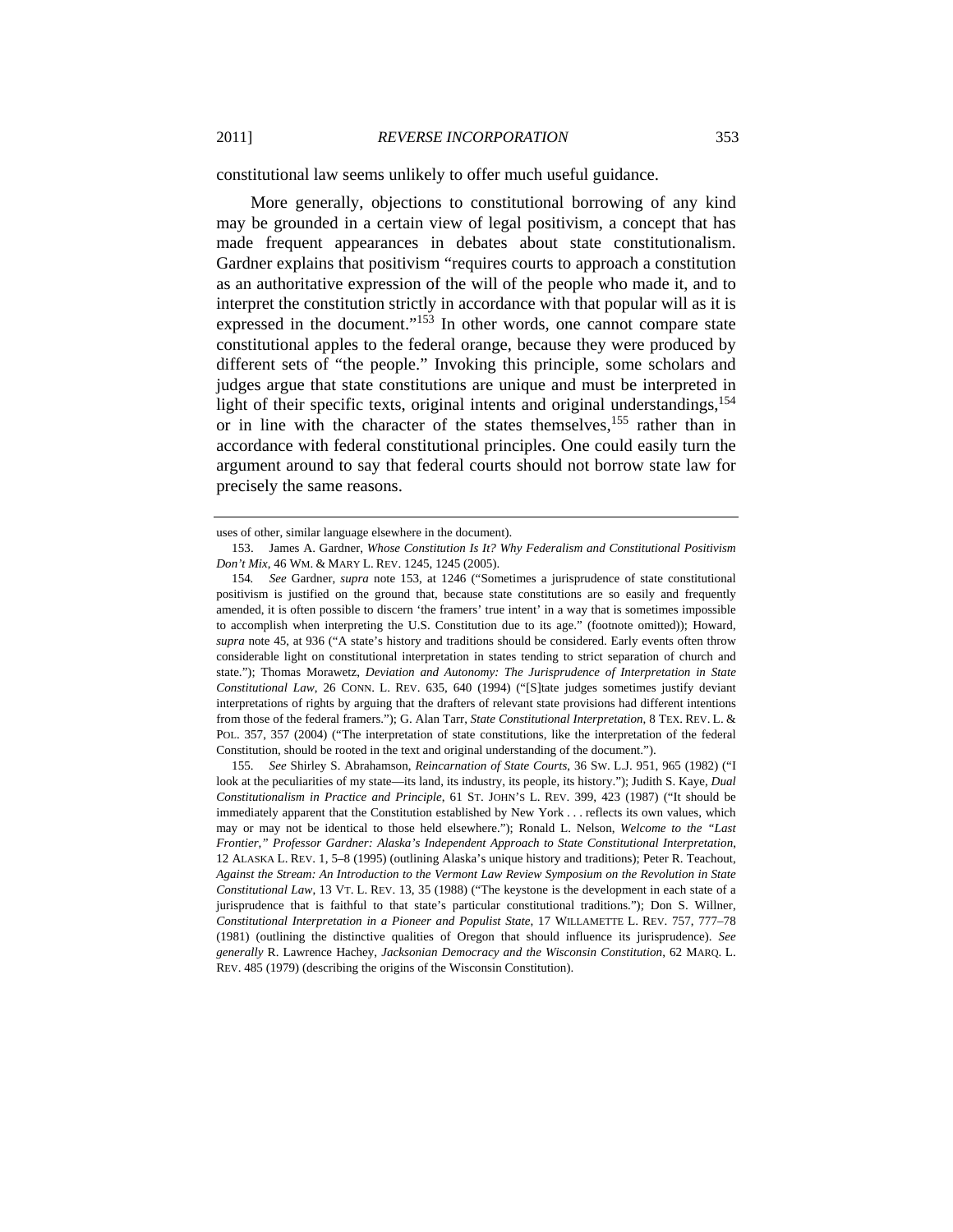constitutional law seems unlikely to offer much useful guidance.

More generally, objections to constitutional borrowing of any kind may be grounded in a certain view of legal positivism, a concept that has made frequent appearances in debates about state constitutionalism. Gardner explains that positivism "requires courts to approach a constitution as an authoritative expression of the will of the people who made it, and to interpret the constitution strictly in accordance with that popular will as it is expressed in the document."[153] In other words, one cannot compare state constitutional apples to the federal orange, because they were produced by different sets of "the people." Invoking this principle, some scholars and judges argue that state constitutions are unique and must be interpreted in light of their specific texts, original intents and original understandings,[154] or in line with the character of the states themselves,[155] rather than in accordance with federal constitutional principles. One could easily turn the argument around to say that federal courts should not borrow state law for precisely the same reasons.

---

uses of other, similar language elsewhere in the document).

153. James A. Gardner, *Whose Constitution Is It? Why Federalism and Constitutional Positivism Don't Mix*, 46 WM. & MARY L. REV. 1245, 1245 (2005).

154. *See* Gardner, *supra* note 153, at 1246 ("Sometimes a jurisprudence of state constitutional positivism is justified on the ground that, because state constitutions are so easily and frequently amended, it is often possible to discern 'the framers' true intent' in a way that is sometimes impossible to accomplish when interpreting the U.S. Constitution due to its age." (footnote omitted)); Howard, *supra* note 45, at 936 ("A state's history and traditions should be considered. Early events often throw considerable light on constitutional interpretation in states tending to strict separation of church and state."); Thomas Morawetz, *Deviation and Autonomy: The Jurisprudence of Interpretation in State Constitutional Law*, 26 CONN. L. REV. 635, 640 (1994) ("[S]tate judges sometimes justify deviant interpretations of rights by arguing that the drafters of relevant state provisions had different intentions from those of the federal framers."); G. Alan Tarr, *State Constitutional Interpretation*, 8 TEX. REV. L. & POL. 357, 357 (2004) ("The interpretation of state constitutions, like the interpretation of the federal Constitution, should be rooted in the text and original understanding of the document.").

155. *See* Shirley S. Abrahamson, *Reincarnation of State Courts*, 36 SW. L.J. 951, 965 (1982) ("I look at the peculiarities of my state—its land, its industry, its people, its history."); Judith S. Kaye, *Dual Constitutionalism in Practice and Principle*, 61 ST. JOHN'S L. REV. 399, 423 (1987) ("It should be immediately apparent that the Constitution established by New York . . . reflects its own values, which may or may not be identical to those held elsewhere."); Ronald L. Nelson, *Welcome to the "Last Frontier," Professor Gardner: Alaska's Independent Approach to State Constitutional Interpretation*, 12 ALASKA L. REV. 1, 5–8 (1995) (outlining Alaska's unique history and traditions); Peter R. Teachout, *Against the Stream: An Introduction to the Vermont Law Review Symposium on the Revolution in State Constitutional Law*, 13 VT. L. REV. 13, 35 (1988) ("The keystone is the development in each state of a jurisprudence that is faithful to that state's particular constitutional traditions."); Don S. Willner, *Constitutional Interpretation in a Pioneer and Populist State*, 17 WILLAMETTE L. REV. 757, 777–78 (1981) (outlining the distinctive qualities of Oregon that should influence its jurisprudence). *See generally* R. Lawrence Hachey, *Jacksonian Democracy and the Wisconsin Constitution*, 62 MARQ. L. REV. 485 (1979) (describing the origins of the Wisconsin Constitution).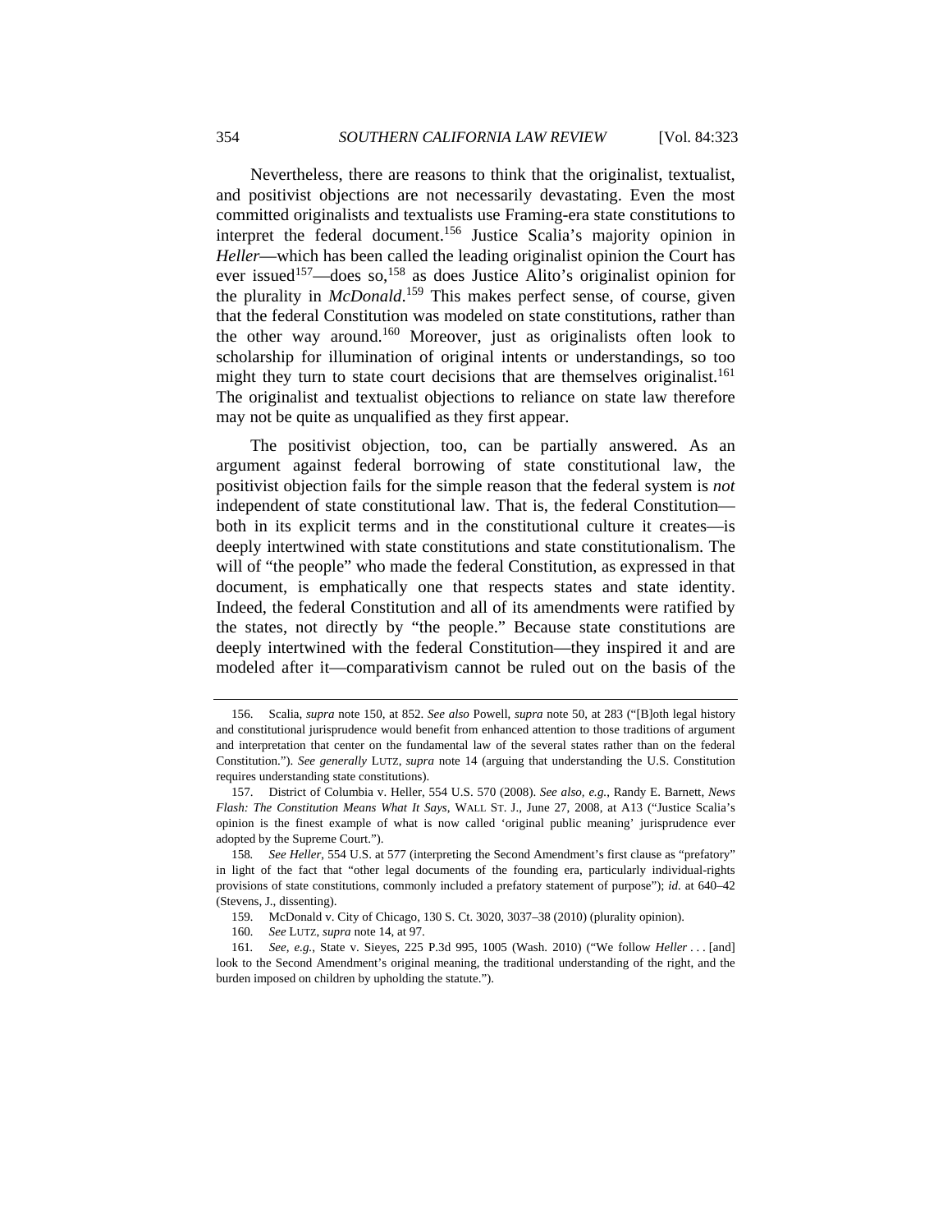Nevertheless, there are reasons to think that the originalist, textualist, and positivist objections are not necessarily devastating. Even the most committed originalists and textualists use Framing-era state constitutions to interpret the federal document.[156] Justice Scalia's majority opinion in *Heller*—which has been called the leading originalist opinion the Court has ever issued[157]—does so,[158] as does Justice Alito's originalist opinion for the plurality in *McDonald*.[159] This makes perfect sense, of course, given that the federal Constitution was modeled on state constitutions, rather than the other way around.[160] Moreover, just as originalists often look to scholarship for illumination of original intents or understandings, so too might they turn to state court decisions that are themselves originalist.[161] The originalist and textualist objections to reliance on state law therefore may not be quite as unqualified as they first appear.

The positivist objection, too, can be partially answered. As an argument against federal borrowing of state constitutional law, the positivist objection fails for the simple reason that the federal system is *not* independent of state constitutional law. That is, the federal Constitution—both in its explicit terms and in the constitutional culture it creates—is deeply intertwined with state constitutions and state constitutionalism. The will of "the people" who made the federal Constitution, as expressed in that document, is emphatically one that respects states and state identity. Indeed, the federal Constitution and all of its amendments were ratified by the states, not directly by "the people." Because state constitutions are deeply intertwined with the federal Constitution—they inspired it and are modeled after it—comparativism cannot be ruled out on the basis of the

---

156. Scalia, *supra* note 150, at 852. *See also* Powell, *supra* note 50, at 283 ("[B]oth legal history and constitutional jurisprudence would benefit from enhanced attention to those traditions of argument and interpretation that center on the fundamental law of the several states rather than on the federal Constitution."). *See generally* LUTZ, *supra* note 14 (arguing that understanding the U.S. Constitution requires understanding state constitutions).

157. District of Columbia v. Heller, 554 U.S. 570 (2008). *See also, e.g.*, Randy E. Barnett, *News Flash: The Constitution Means What It Says*, WALL ST. J., June 27, 2008, at A13 ("Justice Scalia's opinion is the finest example of what is now called 'original public meaning' jurisprudence ever adopted by the Supreme Court.").

158. *See Heller*, 554 U.S. at 577 (interpreting the Second Amendment's first clause as "prefatory" in light of the fact that "other legal documents of the founding era, particularly individual-rights provisions of state constitutions, commonly included a prefatory statement of purpose"); *id.* at 640–42 (Stevens, J., dissenting).

159. McDonald v. City of Chicago, 130 S. Ct. 3020, 3037–38 (2010) (plurality opinion).

160. *See* LUTZ, *supra* note 14, at 97.

161. *See, e.g.*, State v. Sieyes, 225 P.3d 995, 1005 (Wash. 2010) ("We follow *Heller* . . . [and] look to the Second Amendment's original meaning, the traditional understanding of the right, and the burden imposed on children by upholding the statute.").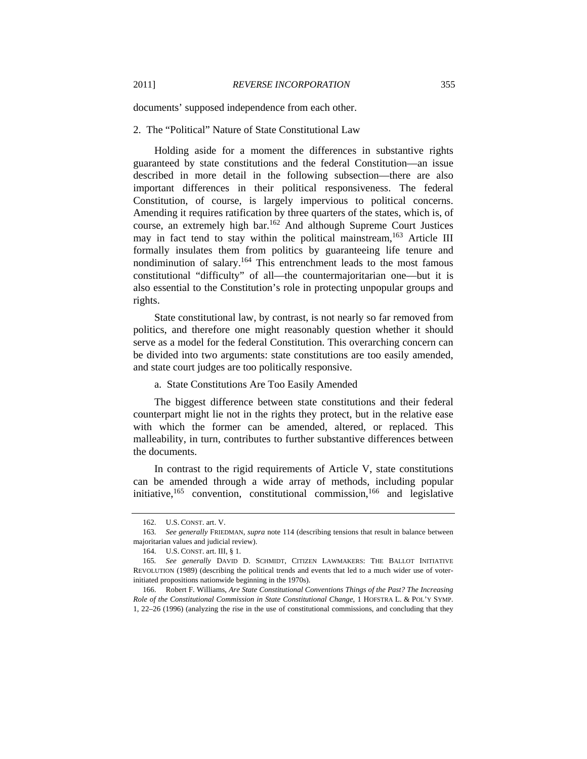documents' supposed independence from each other.

### 2. The "Political" Nature of State Constitutional Law

Holding aside for a moment the differences in substantive rights guaranteed by state constitutions and the federal Constitution—an issue described in more detail in the following subsection—there are also important differences in their political responsiveness. The federal Constitution, of course, is largely impervious to political concerns. Amending it requires ratification by three quarters of the states, which is, of course, an extremely high bar.[162] And although Supreme Court Justices may in fact tend to stay within the political mainstream,[163] Article III formally insulates them from politics by guaranteeing life tenure and nondiminution of salary.[164] This entrenchment leads to the most famous constitutional "difficulty" of all—the countermajoritarian one—but it is also essential to the Constitution's role in protecting unpopular groups and rights.

State constitutional law, by contrast, is not nearly so far removed from politics, and therefore one might reasonably question whether it should serve as a model for the federal Constitution. This overarching concern can be divided into two arguments: state constitutions are too easily amended, and state court judges are too politically responsive.

#### a. State Constitutions Are Too Easily Amended

The biggest difference between state constitutions and their federal counterpart might lie not in the rights they protect, but in the relative ease with which the former can be amended, altered, or replaced. This malleability, in turn, contributes to further substantive differences between the documents.

In contrast to the rigid requirements of Article V, state constitutions can be amended through a wide array of methods, including popular initiative,[165] convention, constitutional commission,[166] and legislative

---

162. U.S. CONST. art. V.

163. *See generally* FRIEDMAN, *supra* note 114 (describing tensions that result in balance between majoritarian values and judicial review).

164. U.S. CONST. art. III, § 1.

165. *See generally* DAVID D. SCHMIDT, CITIZEN LAWMAKERS: THE BALLOT INITIATIVE REVOLUTION (1989) (describing the political trends and events that led to a much wider use of voter-initiated propositions nationwide beginning in the 1970s).

166. Robert F. Williams, *Are State Constitutional Conventions Things of the Past? The Increasing Role of the Constitutional Commission in State Constitutional Change*, 1 HOFSTRA L. & POL'Y SYMP. 1, 22–26 (1996) (analyzing the rise in the use of constitutional commissions, and concluding that they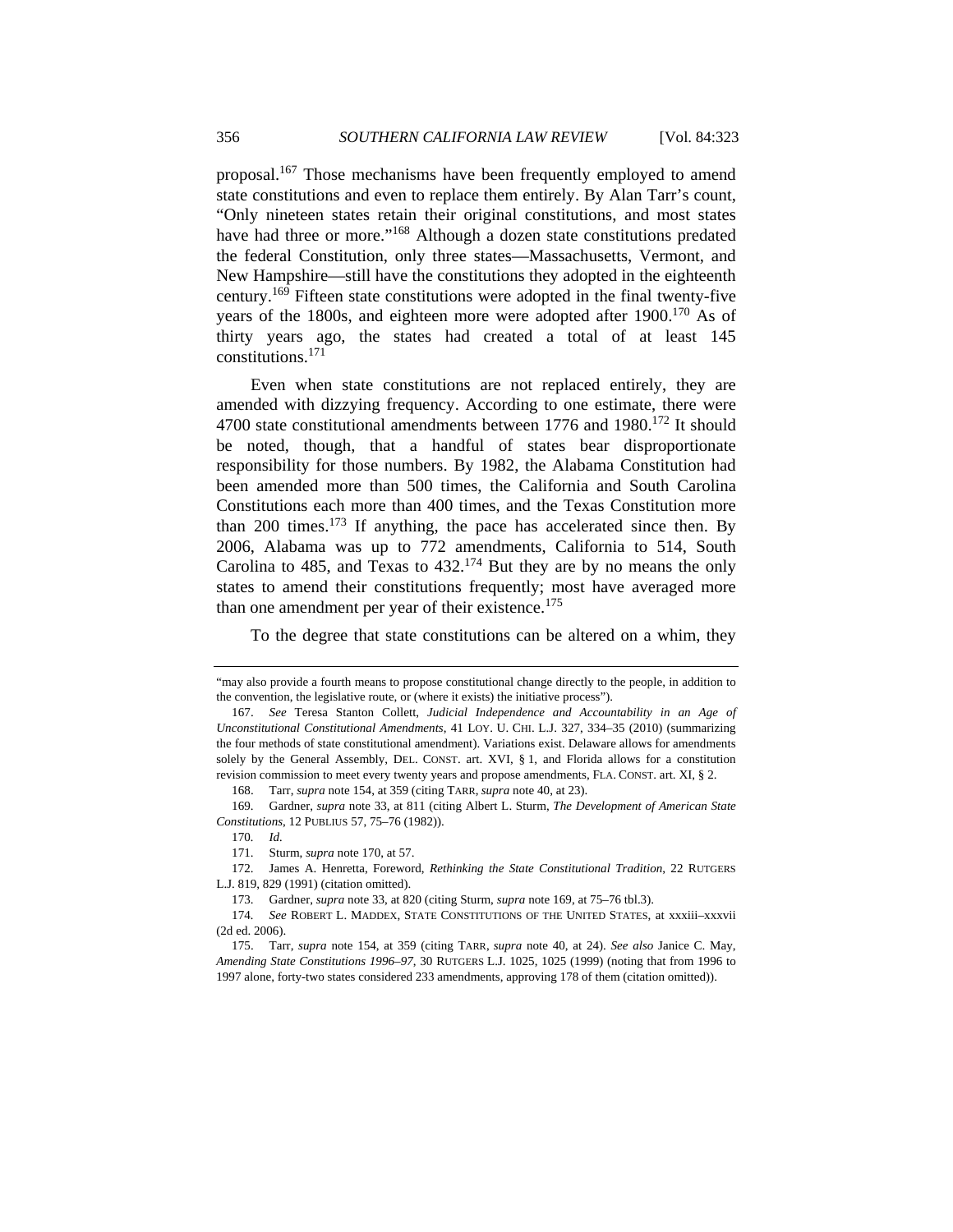proposal.[167] Those mechanisms have been frequently employed to amend state constitutions and even to replace them entirely. By Alan Tarr's count, "Only nineteen states retain their original constitutions, and most states have had three or more."[168] Although a dozen state constitutions predated the federal Constitution, only three states—Massachusetts, Vermont, and New Hampshire—still have the constitutions they adopted in the eighteenth century.[169] Fifteen state constitutions were adopted in the final twenty-five years of the 1800s, and eighteen more were adopted after 1900.[170] As of thirty years ago, the states had created a total of at least 145 constitutions.[171]

Even when state constitutions are not replaced entirely, they are amended with dizzying frequency. According to one estimate, there were 4700 state constitutional amendments between 1776 and 1980.[172] It should be noted, though, that a handful of states bear disproportionate responsibility for those numbers. By 1982, the Alabama Constitution had been amended more than 500 times, the California and South Carolina Constitutions each more than 400 times, and the Texas Constitution more than 200 times.[173] If anything, the pace has accelerated since then. By 2006, Alabama was up to 772 amendments, California to 514, South Carolina to 485, and Texas to 432.[174] But they are by no means the only states to amend their constitutions frequently; most have averaged more than one amendment per year of their existence.[175]

To the degree that state constitutions can be altered on a whim, they

---

"may also provide a fourth means to propose constitutional change directly to the people, in addition to the convention, the legislative route, or (where it exists) the initiative process").

167. *See* Teresa Stanton Collett, *Judicial Independence and Accountability in an Age of Unconstitutional Constitutional Amendments*, 41 LOY. U. CHI. L.J. 327, 334–35 (2010) (summarizing the four methods of state constitutional amendment). Variations exist. Delaware allows for amendments solely by the General Assembly, DEL. CONST. art. XVI, § 1, and Florida allows for a constitution revision commission to meet every twenty years and propose amendments, FLA. CONST. art. XI, § 2.

168. Tarr, *supra* note 154, at 359 (citing TARR, *supra* note 40, at 23).

169. Gardner, *supra* note 33, at 811 (citing Albert L. Sturm, *The Development of American State Constitutions*, 12 PUBLIUS 57, 75–76 (1982)).

170. *Id.*

171. Sturm, *supra* note 170, at 57.

172. James A. Henretta, Foreword, *Rethinking the State Constitutional Tradition*, 22 RUTGERS L.J. 819, 829 (1991) (citation omitted).

173. Gardner, *supra* note 33, at 820 (citing Sturm, *supra* note 169, at 75–76 tbl.3).

174. *See* ROBERT L. MADDEX, STATE CONSTITUTIONS OF THE UNITED STATES, at xxxiii–xxxvii (2d ed. 2006).

175. Tarr, *supra* note 154, at 359 (citing TARR, *supra* note 40, at 24). *See also* Janice C. May, *Amending State Constitutions 1996–97*, 30 RUTGERS L.J. 1025, 1025 (1999) (noting that from 1996 to 1997 alone, forty-two states considered 233 amendments, approving 178 of them (citation omitted)).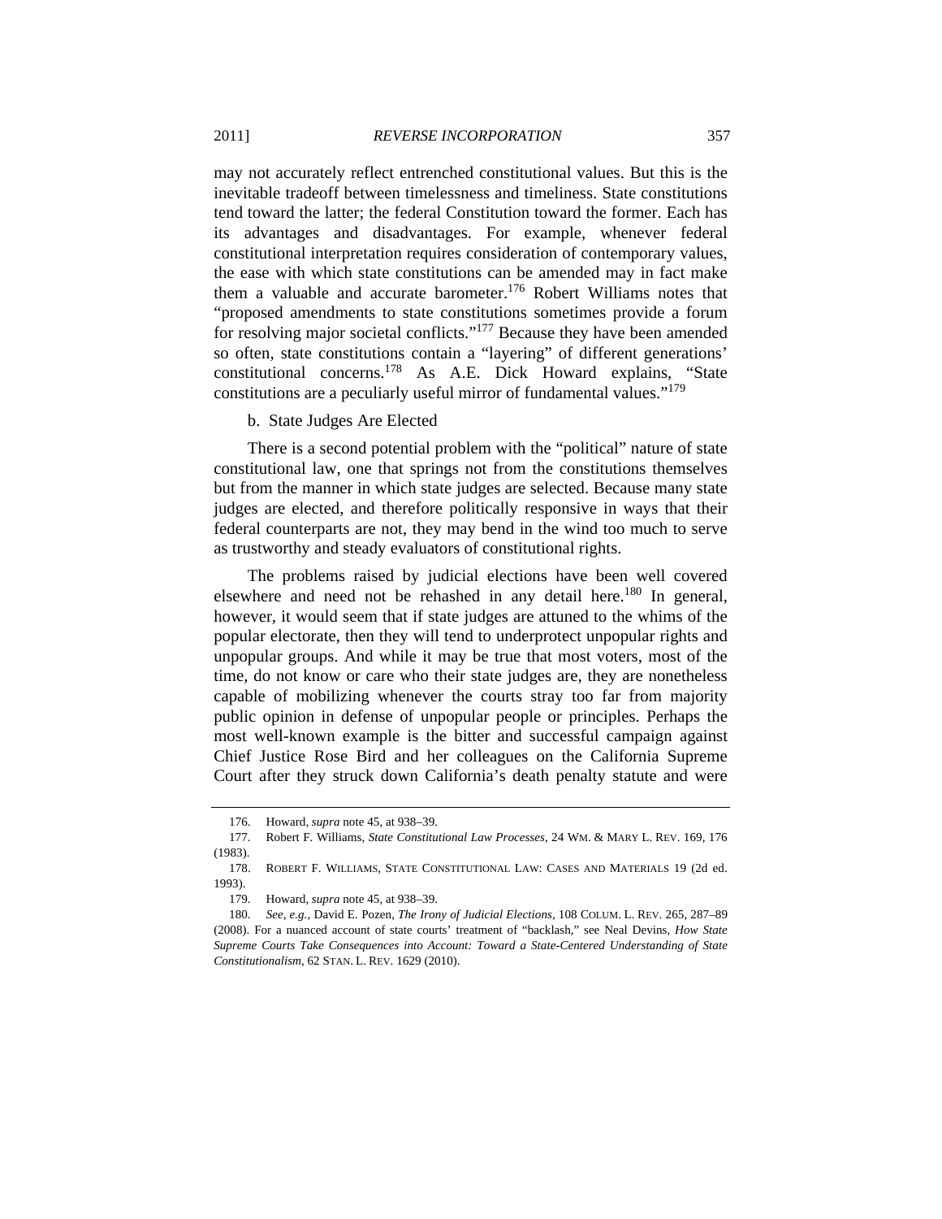may not accurately reflect entrenched constitutional values. But this is the inevitable tradeoff between timelessness and timeliness. State constitutions tend toward the latter; the federal Constitution toward the former. Each has its advantages and disadvantages. For example, whenever federal constitutional interpretation requires consideration of contemporary values, the ease with which state constitutions can be amended may in fact make them a valuable and accurate barometer.[176] Robert Williams notes that "proposed amendments to state constitutions sometimes provide a forum for resolving major societal conflicts."[177] Because they have been amended so often, state constitutions contain a "layering" of different generations' constitutional concerns.[178] As A.E. Dick Howard explains, "State constitutions are a peculiarly useful mirror of fundamental values."[179]

b. State Judges Are Elected

There is a second potential problem with the "political" nature of state constitutional law, one that springs not from the constitutions themselves but from the manner in which state judges are selected. Because many state judges are elected, and therefore politically responsive in ways that their federal counterparts are not, they may bend in the wind too much to serve as trustworthy and steady evaluators of constitutional rights.

The problems raised by judicial elections have been well covered elsewhere and need not be rehashed in any detail here.[180] In general, however, it would seem that if state judges are attuned to the whims of the popular electorate, then they will tend to underprotect unpopular rights and unpopular groups. And while it may be true that most voters, most of the time, do not know or care who their state judges are, they are nonetheless capable of mobilizing whenever the courts stray too far from majority public opinion in defense of unpopular people or principles. Perhaps the most well-known example is the bitter and successful campaign against Chief Justice Rose Bird and her colleagues on the California Supreme Court after they struck down California's death penalty statute and were

---

176. Howard, *supra* note 45, at 938–39.

177. Robert F. Williams, *State Constitutional Law Processes*, 24 WM. & MARY L. REV. 169, 176 (1983).

178. ROBERT F. WILLIAMS, STATE CONSTITUTIONAL LAW: CASES AND MATERIALS 19 (2d ed. 1993).

179. Howard, *supra* note 45, at 938–39.

180. *See, e.g.*, David E. Pozen, *The Irony of Judicial Elections*, 108 COLUM. L. REV. 265, 287–89 (2008). For a nuanced account of state courts' treatment of "backlash," see Neal Devins, *How State Supreme Courts Take Consequences into Account: Toward a State-Centered Understanding of State Constitutionalism*, 62 STAN. L. REV. 1629 (2010).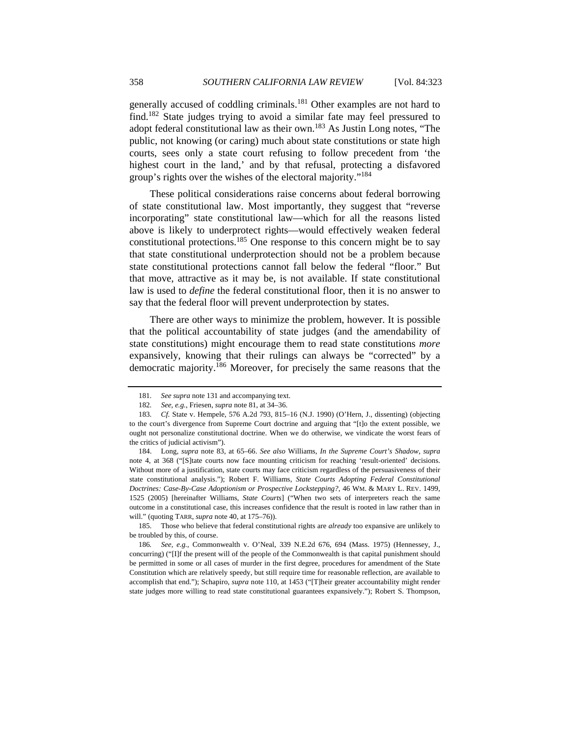generally accused of coddling criminals.[181] Other examples are not hard to find.[182] State judges trying to avoid a similar fate may feel pressured to adopt federal constitutional law as their own.[183] As Justin Long notes, "The public, not knowing (or caring) much about state constitutions or state high courts, sees only a state court refusing to follow precedent from 'the highest court in the land,' and by that refusal, protecting a disfavored group's rights over the wishes of the electoral majority."[184]

These political considerations raise concerns about federal borrowing of state constitutional law. Most importantly, they suggest that "reverse incorporating" state constitutional law—which for all the reasons listed above is likely to underprotect rights—would effectively weaken federal constitutional protections.[185] One response to this concern might be to say that state constitutional underprotection should not be a problem because state constitutional protections cannot fall below the federal "floor." But that move, attractive as it may be, is not available. If state constitutional law is used to *define* the federal constitutional floor, then it is no answer to say that the federal floor will prevent underprotection by states.

There are other ways to minimize the problem, however. It is possible that the political accountability of state judges (and the amendability of state constitutions) might encourage them to read state constitutions *more* expansively, knowing that their rulings can always be "corrected" by a democratic majority.[186] Moreover, for precisely the same reasons that the

---

181. *See supra* note 131 and accompanying text.

182. *See, e.g.*, Friesen, *supra* note 81, at 34–36.

183. *Cf.* State v. Hempele, 576 A.2d 793, 815–16 (N.J. 1990) (O'Hern, J., dissenting) (objecting to the court's divergence from Supreme Court doctrine and arguing that "[t]o the extent possible, we ought not personalize constitutional doctrine. When we do otherwise, we vindicate the worst fears of the critics of judicial activism").

184. Long, *supra* note 83, at 65–66. *See also* Williams, *In the Supreme Court's Shadow*, *supra* note 4, at 368 ("[S]tate courts now face mounting criticism for reaching 'result-oriented' decisions. Without more of a justification, state courts may face criticism regardless of the persuasiveness of their state constitutional analysis."); Robert F. Williams, *State Courts Adopting Federal Constitutional Doctrines: Case-By-Case Adoptionism or Prospective Lockstepping?*, 46 WM. & MARY L. REV. 1499, 1525 (2005) [hereinafter Williams, *State Courts*] ("When two sets of interpreters reach the same outcome in a constitutional case, this increases confidence that the result is rooted in law rather than in will." (quoting TARR, *supra* note 40, at 175–76)).

185. Those who believe that federal constitutional rights are *already* too expansive are unlikely to be troubled by this, of course.

186. *See, e.g.*, Commonwealth v. O'Neal, 339 N.E.2d 676, 694 (Mass. 1975) (Hennessey, J., concurring) ("[I]f the present will of the people of the Commonwealth is that capital punishment should be permitted in some or all cases of murder in the first degree, procedures for amendment of the State Constitution which are relatively speedy, but still require time for reasonable reflection, are available to accomplish that end."); Schapiro, *supra* note 110, at 1453 ("[T]heir greater accountability might render state judges more willing to read state constitutional guarantees expansively."); Robert S. Thompson,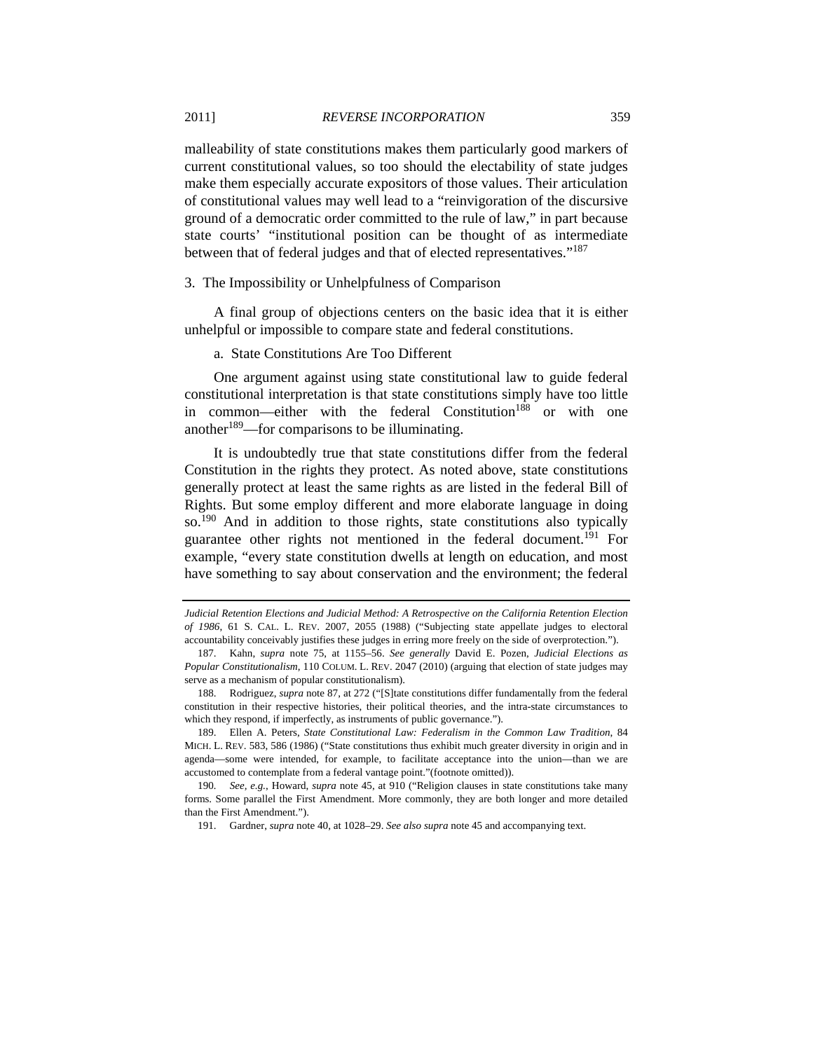malleability of state constitutions makes them particularly good markers of current constitutional values, so too should the electability of state judges make them especially accurate expositors of those values. Their articulation of constitutional values may well lead to a "reinvigoration of the discursive ground of a democratic order committed to the rule of law," in part because state courts' "institutional position can be thought of as intermediate between that of federal judges and that of elected representatives."[187]

### 3. The Impossibility or Unhelpfulness of Comparison

A final group of objections centers on the basic idea that it is either unhelpful or impossible to compare state and federal constitutions.

#### a. State Constitutions Are Too Different

One argument against using state constitutional law to guide federal constitutional interpretation is that state constitutions simply have too little in common—either with the federal Constitution[188] or with one another[189]—for comparisons to be illuminating.

It is undoubtedly true that state constitutions differ from the federal Constitution in the rights they protect. As noted above, state constitutions generally protect at least the same rights as are listed in the federal Bill of Rights. But some employ different and more elaborate language in doing so.[190] And in addition to those rights, state constitutions also typically guarantee other rights not mentioned in the federal document.[191] For example, "every state constitution dwells at length on education, and most have something to say about conservation and the environment; the federal

---

*Judicial Retention Elections and Judicial Method: A Retrospective on the California Retention Election of 1986*, 61 S. CAL. L. REV. 2007, 2055 (1988) ("Subjecting state appellate judges to electoral accountability conceivably justifies these judges in erring more freely on the side of overprotection.").

187. Kahn, *supra* note 75, at 1155–56. *See generally* David E. Pozen, *Judicial Elections as Popular Constitutionalism*, 110 COLUM. L. REV. 2047 (2010) (arguing that election of state judges may serve as a mechanism of popular constitutionalism).

188. Rodriguez, *supra* note 87, at 272 ("[S]tate constitutions differ fundamentally from the federal constitution in their respective histories, their political theories, and the intra-state circumstances to which they respond, if imperfectly, as instruments of public governance.").

189. Ellen A. Peters, *State Constitutional Law: Federalism in the Common Law Tradition*, 84 MICH. L. REV. 583, 586 (1986) ("State constitutions thus exhibit much greater diversity in origin and in agenda—some were intended, for example, to facilitate acceptance into the union—than we are accustomed to contemplate from a federal vantage point."(footnote omitted)).

190. *See, e.g.*, Howard, *supra* note 45, at 910 ("Religion clauses in state constitutions take many forms. Some parallel the First Amendment. More commonly, they are both longer and more detailed than the First Amendment.").

191. Gardner, *supra* note 40, at 1028–29. *See also supra* note 45 and accompanying text.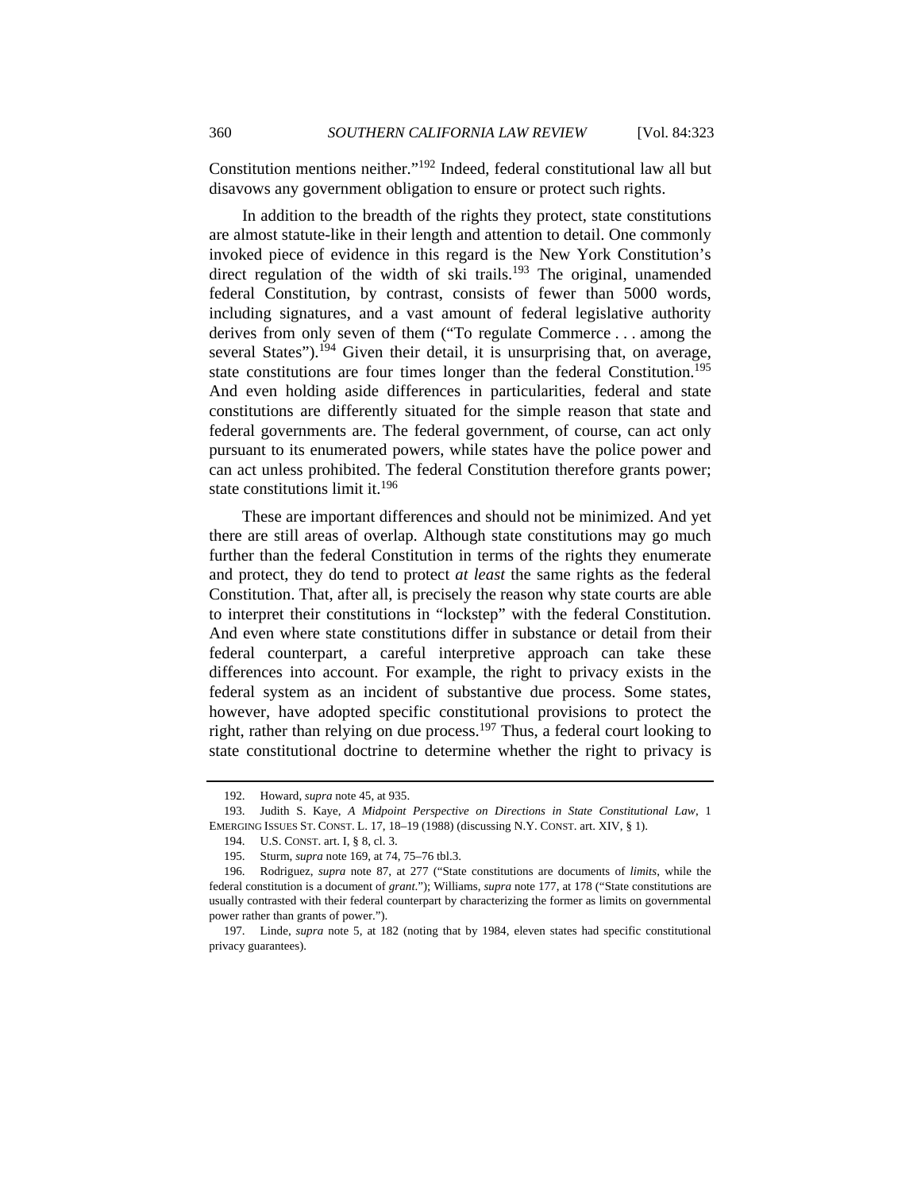Constitution mentions neither."[192] Indeed, federal constitutional law all but disavows any government obligation to ensure or protect such rights.

In addition to the breadth of the rights they protect, state constitutions are almost statute-like in their length and attention to detail. One commonly invoked piece of evidence in this regard is the New York Constitution's direct regulation of the width of ski trails.[193] The original, unamended federal Constitution, by contrast, consists of fewer than 5000 words, including signatures, and a vast amount of federal legislative authority derives from only seven of them ("To regulate Commerce . . . among the several States").[194] Given their detail, it is unsurprising that, on average, state constitutions are four times longer than the federal Constitution.[195] And even holding aside differences in particularities, federal and state constitutions are differently situated for the simple reason that state and federal governments are. The federal government, of course, can act only pursuant to its enumerated powers, while states have the police power and can act unless prohibited. The federal Constitution therefore grants power; state constitutions limit it.[196]

These are important differences and should not be minimized. And yet there are still areas of overlap. Although state constitutions may go much further than the federal Constitution in terms of the rights they enumerate and protect, they do tend to protect *at least* the same rights as the federal Constitution. That, after all, is precisely the reason why state courts are able to interpret their constitutions in "lockstep" with the federal Constitution. And even where state constitutions differ in substance or detail from their federal counterpart, a careful interpretive approach can take these differences into account. For example, the right to privacy exists in the federal system as an incident of substantive due process. Some states, however, have adopted specific constitutional provisions to protect the right, rather than relying on due process.[197] Thus, a federal court looking to state constitutional doctrine to determine whether the right to privacy is

---

192. Howard, *supra* note 45, at 935.

193. Judith S. Kaye, *A Midpoint Perspective on Directions in State Constitutional Law*, 1 EMERGING ISSUES ST. CONST. L. 17, 18–19 (1988) (discussing N.Y. CONST. art. XIV, § 1).

194. U.S. CONST. art. I, § 8, cl. 3.

195. Sturm, *supra* note 169, at 74, 75–76 tbl.3.

196. Rodriguez, *supra* note 87, at 277 ("State constitutions are documents of *limits*, while the federal constitution is a document of *grant*."); Williams, *supra* note 177, at 178 ("State constitutions are usually contrasted with their federal counterpart by characterizing the former as limits on governmental power rather than grants of power.").

197. Linde, *supra* note 5, at 182 (noting that by 1984, eleven states had specific constitutional privacy guarantees).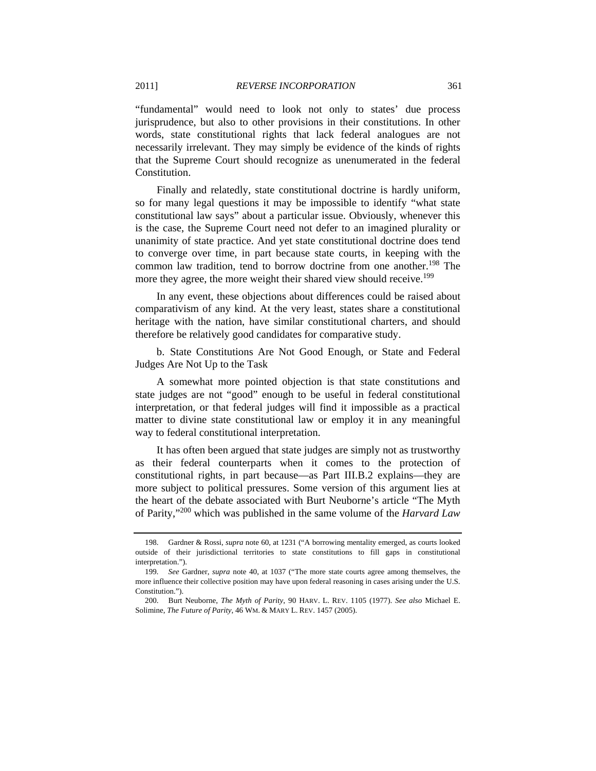"fundamental" would need to look not only to states' due process jurisprudence, but also to other provisions in their constitutions. In other words, state constitutional rights that lack federal analogues are not necessarily irrelevant. They may simply be evidence of the kinds of rights that the Supreme Court should recognize as unenumerated in the federal Constitution.

Finally and relatedly, state constitutional doctrine is hardly uniform, so for many legal questions it may be impossible to identify "what state constitutional law says" about a particular issue. Obviously, whenever this is the case, the Supreme Court need not defer to an imagined plurality or unanimity of state practice. And yet state constitutional doctrine does tend to converge over time, in part because state courts, in keeping with the common law tradition, tend to borrow doctrine from one another.[198] The more they agree, the more weight their shared view should receive.[199]

In any event, these objections about differences could be raised about comparativism of any kind. At the very least, states share a constitutional heritage with the nation, have similar constitutional charters, and should therefore be relatively good candidates for comparative study.

b. State Constitutions Are Not Good Enough, or State and Federal Judges Are Not Up to the Task

A somewhat more pointed objection is that state constitutions and state judges are not "good" enough to be useful in federal constitutional interpretation, or that federal judges will find it impossible as a practical matter to divine state constitutional law or employ it in any meaningful way to federal constitutional interpretation.

It has often been argued that state judges are simply not as trustworthy as their federal counterparts when it comes to the protection of constitutional rights, in part because—as Part III.B.2 explains—they are more subject to political pressures. Some version of this argument lies at the heart of the debate associated with Burt Neuborne's article "The Myth of Parity,"[200] which was published in the same volume of the *Harvard Law*

---

198. Gardner & Rossi, *supra* note 60, at 1231 ("A borrowing mentality emerged, as courts looked outside of their jurisdictional territories to state constitutions to fill gaps in constitutional interpretation.").

199. *See* Gardner, *supra* note 40, at 1037 ("The more state courts agree among themselves, the more influence their collective position may have upon federal reasoning in cases arising under the U.S. Constitution.").

200. Burt Neuborne, *The Myth of Parity*, 90 HARV. L. REV. 1105 (1977). *See also* Michael E. Solimine, *The Future of Parity*, 46 WM. & MARY L. REV. 1457 (2005).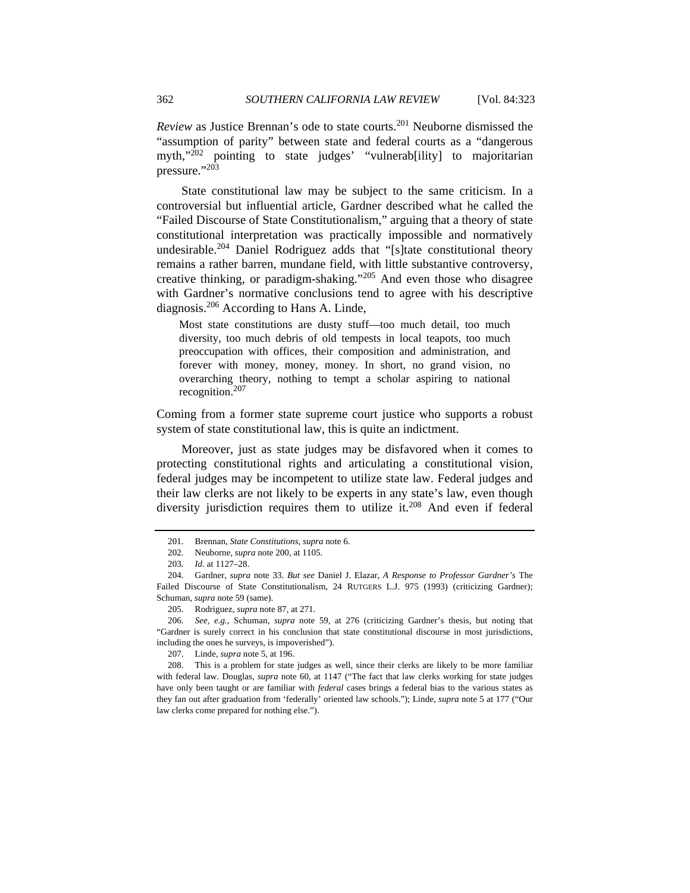*Review* as Justice Brennan's ode to state courts.[201] Neuborne dismissed the "assumption of parity" between state and federal courts as a "dangerous myth,"[202] pointing to state judges' "vulnerab[ility] to majoritarian pressure."[203]

State constitutional law may be subject to the same criticism. In a controversial but influential article, Gardner described what he called the "Failed Discourse of State Constitutionalism," arguing that a theory of state constitutional interpretation was practically impossible and normatively undesirable.[204] Daniel Rodriguez adds that "[s]tate constitutional theory remains a rather barren, mundane field, with little substantive controversy, creative thinking, or paradigm-shaking."[205] And even those who disagree with Gardner's normative conclusions tend to agree with his descriptive diagnosis.[206] According to Hans A. Linde,

> Most state constitutions are dusty stuff—too much detail, too much diversity, too much debris of old tempests in local teapots, too much preoccupation with offices, their composition and administration, and forever with money, money, money. In short, no grand vision, no overarching theory, nothing to tempt a scholar aspiring to national recognition.[207]

Coming from a former state supreme court justice who supports a robust system of state constitutional law, this is quite an indictment.

Moreover, just as state judges may be disfavored when it comes to protecting constitutional rights and articulating a constitutional vision, federal judges may be incompetent to utilize state law. Federal judges and their law clerks are not likely to be experts in any state's law, even though diversity jurisdiction requires them to utilize it.[208] And even if federal

---

201. Brennan, *State Constitutions*, *supra* note 6.

202. Neuborne, *supra* note 200, at 1105.

203. *Id.* at 1127–28.

204. Gardner, *supra* note 33. *But see* Daniel J. Elazar, *A Response to Professor Gardner's* The Failed Discourse of State Constitutionalism, 24 RUTGERS L.J. 975 (1993) (criticizing Gardner); Schuman, *supra* note 59 (same).

205. Rodriguez, *supra* note 87, at 271.

206. *See, e.g.*, Schuman, *supra* note 59, at 276 (criticizing Gardner's thesis, but noting that "Gardner is surely correct in his conclusion that state constitutional discourse in most jurisdictions, including the ones he surveys, is impoverished").

207. Linde, *supra* note 5, at 196.

208. This is a problem for state judges as well, since their clerks are likely to be more familiar with federal law. Douglas, *supra* note 60, at 1147 ("The fact that law clerks working for state judges have only been taught or are familiar with *federal* cases brings a federal bias to the various states as they fan out after graduation from 'federally' oriented law schools."); Linde, *supra* note 5 at 177 ("Our law clerks come prepared for nothing else.").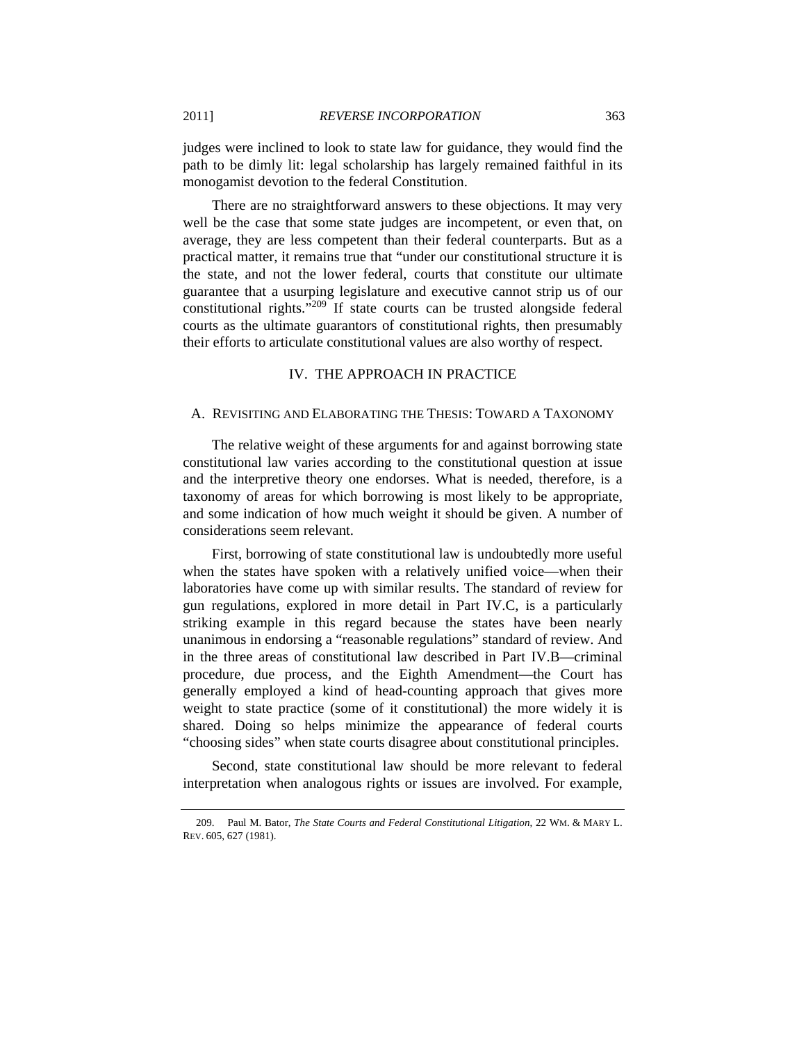judges were inclined to look to state law for guidance, they would find the path to be dimly lit: legal scholarship has largely remained faithful in its monogamist devotion to the federal Constitution.

There are no straightforward answers to these objections. It may very well be the case that some state judges are incompetent, or even that, on average, they are less competent than their federal counterparts. But as a practical matter, it remains true that "under our constitutional structure it is the state, and not the lower federal, courts that constitute our ultimate guarantee that a usurping legislature and executive cannot strip us of our constitutional rights."[209] If state courts can be trusted alongside federal courts as the ultimate guarantors of constitutional rights, then presumably their efforts to articulate constitutional values are also worthy of respect.

## IV. THE APPROACH IN PRACTICE

### A. REVISITING AND ELABORATING THE THESIS: TOWARD A TAXONOMY

The relative weight of these arguments for and against borrowing state constitutional law varies according to the constitutional question at issue and the interpretive theory one endorses. What is needed, therefore, is a taxonomy of areas for which borrowing is most likely to be appropriate, and some indication of how much weight it should be given. A number of considerations seem relevant.

First, borrowing of state constitutional law is undoubtedly more useful when the states have spoken with a relatively unified voice—when their laboratories have come up with similar results. The standard of review for gun regulations, explored in more detail in Part IV.C, is a particularly striking example in this regard because the states have been nearly unanimous in endorsing a "reasonable regulations" standard of review. And in the three areas of constitutional law described in Part IV.B—criminal procedure, due process, and the Eighth Amendment—the Court has generally employed a kind of head-counting approach that gives more weight to state practice (some of it constitutional) the more widely it is shared. Doing so helps minimize the appearance of federal courts "choosing sides" when state courts disagree about constitutional principles.

Second, state constitutional law should be more relevant to federal interpretation when analogous rights or issues are involved. For example,

---

209. Paul M. Bator, *The State Courts and Federal Constitutional Litigation*, 22 WM. & MARY L. REV. 605, 627 (1981).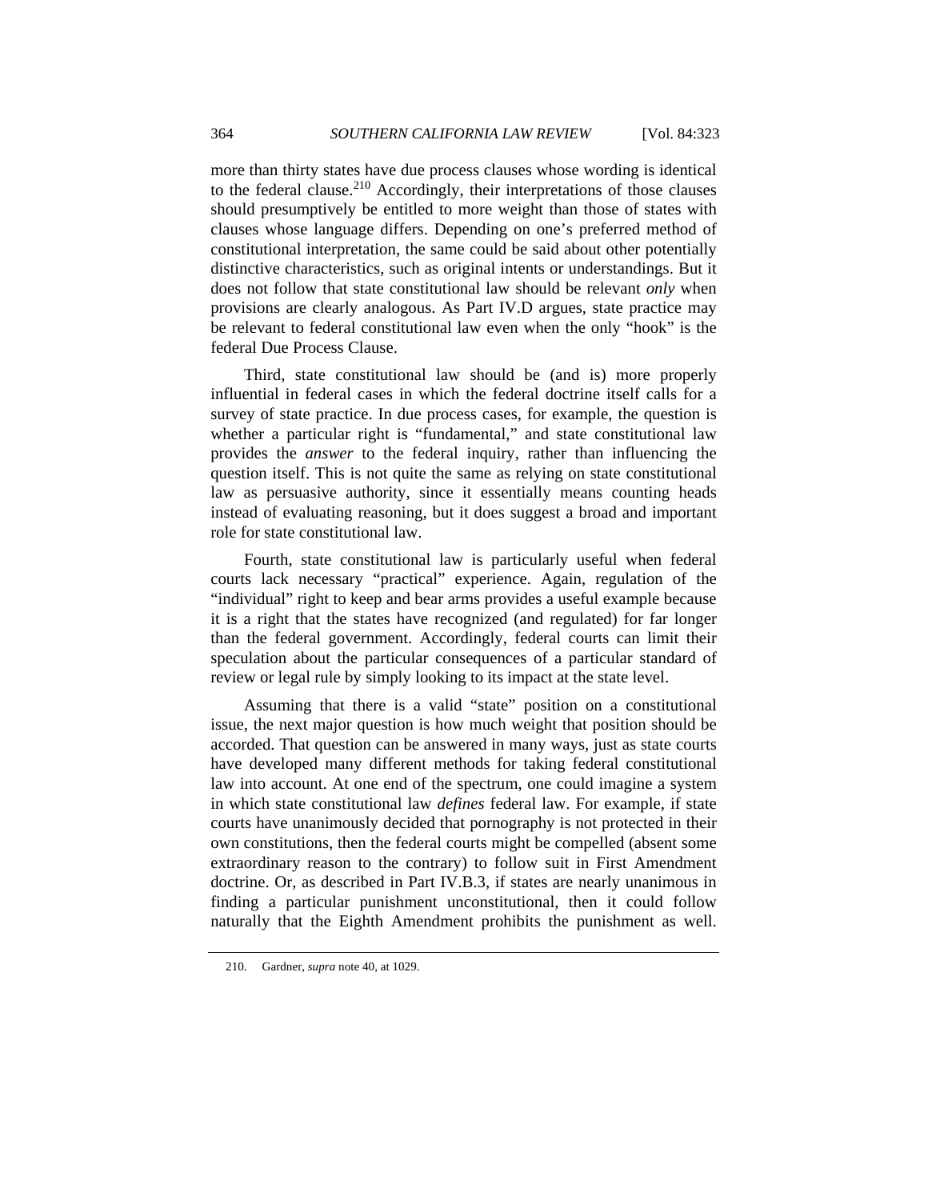more than thirty states have due process clauses whose wording is identical to the federal clause.[210] Accordingly, their interpretations of those clauses should presumptively be entitled to more weight than those of states with clauses whose language differs. Depending on one's preferred method of constitutional interpretation, the same could be said about other potentially distinctive characteristics, such as original intents or understandings. But it does not follow that state constitutional law should be relevant *only* when provisions are clearly analogous. As Part IV.D argues, state practice may be relevant to federal constitutional law even when the only "hook" is the federal Due Process Clause.

Third, state constitutional law should be (and is) more properly influential in federal cases in which the federal doctrine itself calls for a survey of state practice. In due process cases, for example, the question is whether a particular right is "fundamental," and state constitutional law provides the *answer* to the federal inquiry, rather than influencing the question itself. This is not quite the same as relying on state constitutional law as persuasive authority, since it essentially means counting heads instead of evaluating reasoning, but it does suggest a broad and important role for state constitutional law.

Fourth, state constitutional law is particularly useful when federal courts lack necessary "practical" experience. Again, regulation of the "individual" right to keep and bear arms provides a useful example because it is a right that the states have recognized (and regulated) for far longer than the federal government. Accordingly, federal courts can limit their speculation about the particular consequences of a particular standard of review or legal rule by simply looking to its impact at the state level.

Assuming that there is a valid "state" position on a constitutional issue, the next major question is how much weight that position should be accorded. That question can be answered in many ways, just as state courts have developed many different methods for taking federal constitutional law into account. At one end of the spectrum, one could imagine a system in which state constitutional law *defines* federal law. For example, if state courts have unanimously decided that pornography is not protected in their own constitutions, then the federal courts might be compelled (absent some extraordinary reason to the contrary) to follow suit in First Amendment doctrine. Or, as described in Part IV.B.3, if states are nearly unanimous in finding a particular punishment unconstitutional, then it could follow naturally that the Eighth Amendment prohibits the punishment as well.

---

210. Gardner, *supra* note 40, at 1029.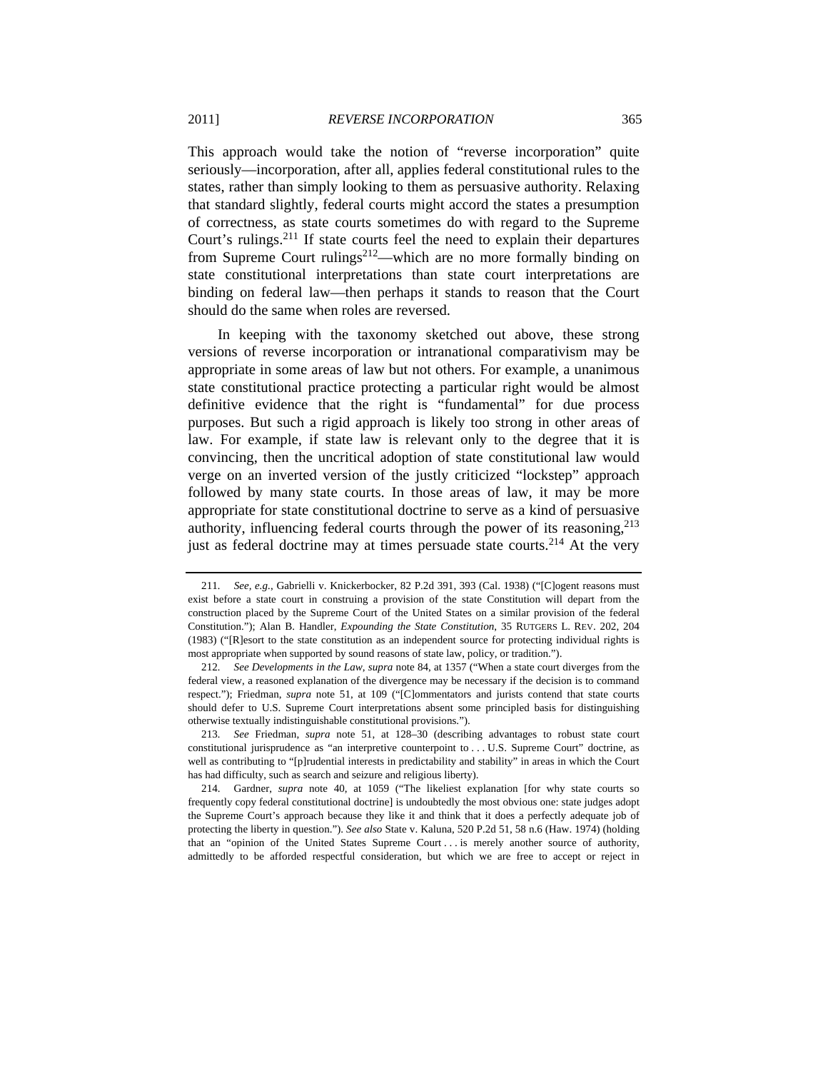This approach would take the notion of "reverse incorporation" quite seriously—incorporation, after all, applies federal constitutional rules to the states, rather than simply looking to them as persuasive authority. Relaxing that standard slightly, federal courts might accord the states a presumption of correctness, as state courts sometimes do with regard to the Supreme Court's rulings.[211] If state courts feel the need to explain their departures from Supreme Court rulings[212]—which are no more formally binding on state constitutional interpretations than state court interpretations are binding on federal law—then perhaps it stands to reason that the Court should do the same when roles are reversed.

In keeping with the taxonomy sketched out above, these strong versions of reverse incorporation or intranational comparativism may be appropriate in some areas of law but not others. For example, a unanimous state constitutional practice protecting a particular right would be almost definitive evidence that the right is "fundamental" for due process purposes. But such a rigid approach is likely too strong in other areas of law. For example, if state law is relevant only to the degree that it is convincing, then the uncritical adoption of state constitutional law would verge on an inverted version of the justly criticized "lockstep" approach followed by many state courts. In those areas of law, it may be more appropriate for state constitutional doctrine to serve as a kind of persuasive authority, influencing federal courts through the power of its reasoning,[213] just as federal doctrine may at times persuade state courts.[214] At the very

---

211. *See, e.g.*, Gabrielli v. Knickerbocker, 82 P.2d 391, 393 (Cal. 1938) ("[C]ogent reasons must exist before a state court in construing a provision of the state Constitution will depart from the construction placed by the Supreme Court of the United States on a similar provision of the federal Constitution."); Alan B. Handler, *Expounding the State Constitution*, 35 RUTGERS L. REV. 202, 204 (1983) ("[R]esort to the state constitution as an independent source for protecting individual rights is most appropriate when supported by sound reasons of state law, policy, or tradition.").

212. *See Developments in the Law*, *supra* note 84, at 1357 ("When a state court diverges from the federal view, a reasoned explanation of the divergence may be necessary if the decision is to command respect."); Friedman, *supra* note 51, at 109 ("[C]ommentators and jurists contend that state courts should defer to U.S. Supreme Court interpretations absent some principled basis for distinguishing otherwise textually indistinguishable constitutional provisions.").

213. *See* Friedman, *supra* note 51, at 128–30 (describing advantages to robust state court constitutional jurisprudence as "an interpretive counterpoint to . . . U.S. Supreme Court" doctrine, as well as contributing to "[p]rudential interests in predictability and stability" in areas in which the Court has had difficulty, such as search and seizure and religious liberty).

214. Gardner, *supra* note 40, at 1059 ("The likeliest explanation [for why state courts so frequently copy federal constitutional doctrine] is undoubtedly the most obvious one: state judges adopt the Supreme Court's approach because they like it and think that it does a perfectly adequate job of protecting the liberty in question."). *See also* State v. Kaluna, 520 P.2d 51, 58 n.6 (Haw. 1974) (holding that an "opinion of the United States Supreme Court . . . is merely another source of authority, admittedly to be afforded respectful consideration, but which we are free to accept or reject in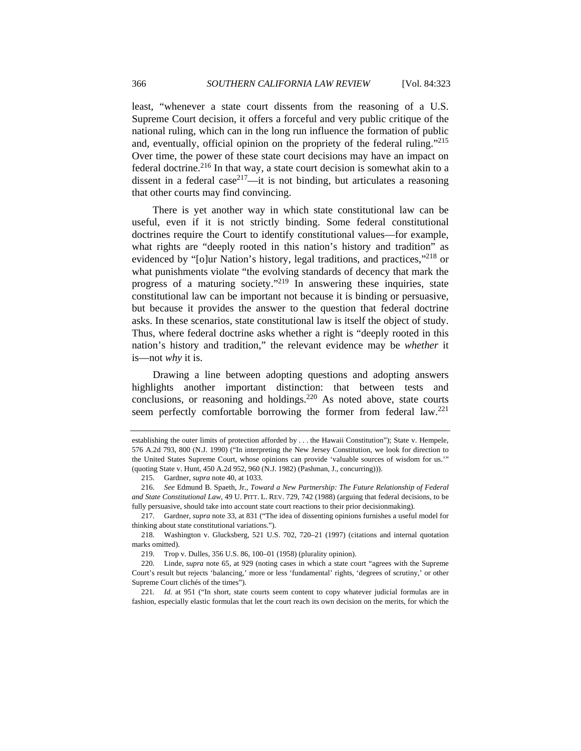least, "whenever a state court dissents from the reasoning of a U.S. Supreme Court decision, it offers a forceful and very public critique of the national ruling, which can in the long run influence the formation of public and, eventually, official opinion on the propriety of the federal ruling."[215] Over time, the power of these state court decisions may have an impact on federal doctrine.[216] In that way, a state court decision is somewhat akin to a dissent in a federal case[217]—it is not binding, but articulates a reasoning that other courts may find convincing.

There is yet another way in which state constitutional law can be useful, even if it is not strictly binding. Some federal constitutional doctrines require the Court to identify constitutional values—for example, what rights are "deeply rooted in this nation's history and tradition" as evidenced by "[o]ur Nation's history, legal traditions, and practices,"[218] or what punishments violate "the evolving standards of decency that mark the progress of a maturing society."[219] In answering these inquiries, state constitutional law can be important not because it is binding or persuasive, but because it provides the answer to the question that federal doctrine asks. In these scenarios, state constitutional law is itself the object of study. Thus, where federal doctrine asks whether a right is "deeply rooted in this nation's history and tradition," the relevant evidence may be *whether* it is—not *why* it is.

Drawing a line between adopting questions and adopting answers highlights another important distinction: that between tests and conclusions, or reasoning and holdings.[220] As noted above, state courts seem perfectly comfortable borrowing the former from federal law.[221]

---

establishing the outer limits of protection afforded by . . . the Hawaii Constitution"); State v. Hempele, 576 A.2d 793, 800 (N.J. 1990) ("In interpreting the New Jersey Constitution, we look for direction to the United States Supreme Court, whose opinions can provide 'valuable sources of wisdom for us.'" (quoting State v. Hunt, 450 A.2d 952, 960 (N.J. 1982) (Pashman, J., concurring))).

215. Gardner, *supra* note 40, at 1033.

216. *See* Edmund B. Spaeth, Jr., *Toward a New Partnership: The Future Relationship of Federal and State Constitutional Law*, 49 U. PITT. L. REV. 729, 742 (1988) (arguing that federal decisions, to be fully persuasive, should take into account state court reactions to their prior decisionmaking).

217. Gardner, *supra* note 33, at 831 ("The idea of dissenting opinions furnishes a useful model for thinking about state constitutional variations.").

218. Washington v. Glucksberg, 521 U.S. 702, 720–21 (1997) (citations and internal quotation marks omitted).

219. Trop v. Dulles, 356 U.S. 86, 100–01 (1958) (plurality opinion).

220. Linde, *supra* note 65, at 929 (noting cases in which a state court "agrees with the Supreme Court's result but rejects 'balancing,' more or less 'fundamental' rights, 'degrees of scrutiny,' or other Supreme Court clichés of the times").

221. *Id.* at 951 ("In short, state courts seem content to copy whatever judicial formulas are in fashion, especially elastic formulas that let the court reach its own decision on the merits, for which the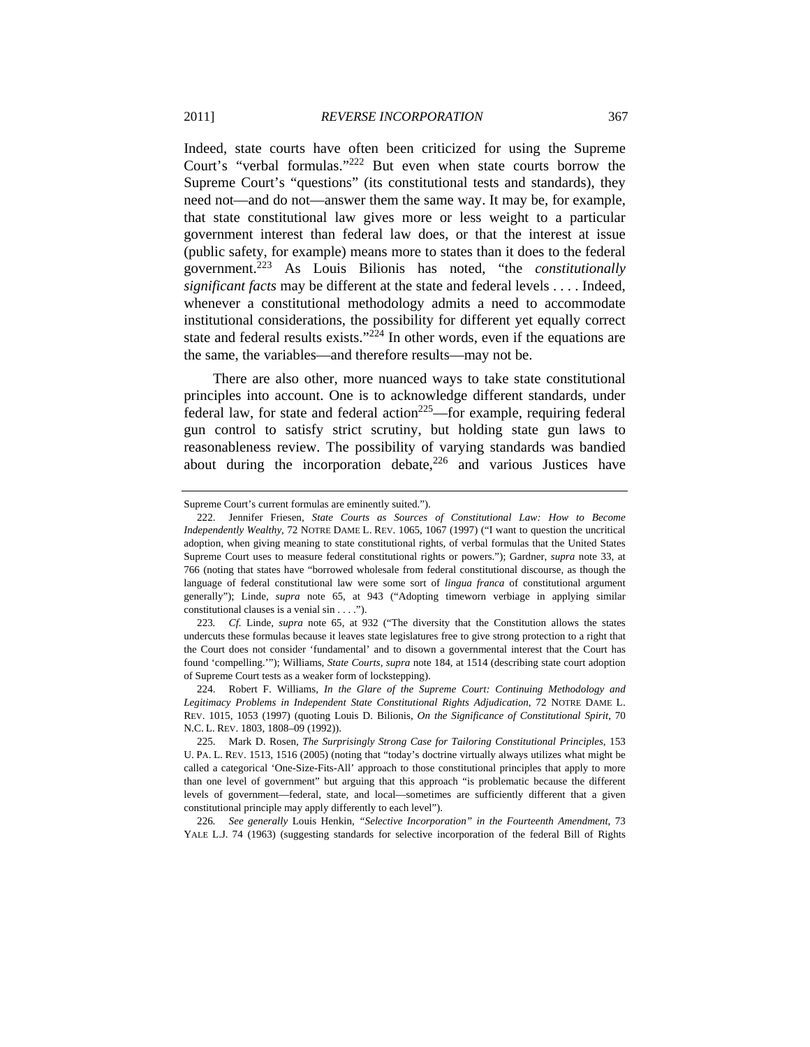Indeed, state courts have often been criticized for using the Supreme Court's "verbal formulas."[222] But even when state courts borrow the Supreme Court's "questions" (its constitutional tests and standards), they need not—and do not—answer them the same way. It may be, for example, that state constitutional law gives more or less weight to a particular government interest than federal law does, or that the interest at issue (public safety, for example) means more to states than it does to the federal government.[223] As Louis Bilionis has noted, "the *constitutionally significant facts* may be different at the state and federal levels . . . . Indeed, whenever a constitutional methodology admits a need to accommodate institutional considerations, the possibility for different yet equally correct state and federal results exists."[224] In other words, even if the equations are the same, the variables—and therefore results—may not be.

There are also other, more nuanced ways to take state constitutional principles into account. One is to acknowledge different standards, under federal law, for state and federal action[225]—for example, requiring federal gun control to satisfy strict scrutiny, but holding state gun laws to reasonableness review. The possibility of varying standards was bandied about during the incorporation debate,[226] and various Justices have

---

Supreme Court's current formulas are eminently suited.").

222. Jennifer Friesen, *State Courts as Sources of Constitutional Law: How to Become Independently Wealthy*, 72 NOTRE DAME L. REV. 1065, 1067 (1997) ("I want to question the uncritical adoption, when giving meaning to state constitutional rights, of verbal formulas that the United States Supreme Court uses to measure federal constitutional rights or powers."); Gardner, *supra* note 33, at 766 (noting that states have "borrowed wholesale from federal constitutional discourse, as though the language of federal constitutional law were some sort of *lingua franca* of constitutional argument generally"); Linde, *supra* note 65, at 943 ("Adopting timeworn verbiage in applying similar constitutional clauses is a venial sin . . . .").

223. *Cf.* Linde, *supra* note 65, at 932 ("The diversity that the Constitution allows the states undercuts these formulas because it leaves state legislatures free to give strong protection to a right that the Court does not consider 'fundamental' and to disown a governmental interest that the Court has found 'compelling.'"); Williams, *State Courts*, *supra* note 184, at 1514 (describing state court adoption of Supreme Court tests as a weaker form of lockstepping).

224. Robert F. Williams, *In the Glare of the Supreme Court: Continuing Methodology and Legitimacy Problems in Independent State Constitutional Rights Adjudication*, 72 NOTRE DAME L. REV. 1015, 1053 (1997) (quoting Louis D. Bilionis, *On the Significance of Constitutional Spirit*, 70 N.C. L. REV. 1803, 1808–09 (1992)).

225. Mark D. Rosen, *The Surprisingly Strong Case for Tailoring Constitutional Principles*, 153 U. PA. L. REV. 1513, 1516 (2005) (noting that "today's doctrine virtually always utilizes what might be called a categorical 'One-Size-Fits-All' approach to those constitutional principles that apply to more than one level of government" but arguing that this approach "is problematic because the different levels of government—federal, state, and local—sometimes are sufficiently different that a given constitutional principle may apply differently to each level").

226. *See generally* Louis Henkin, *"Selective Incorporation" in the Fourteenth Amendment*, 73 YALE L.J. 74 (1963) (suggesting standards for selective incorporation of the federal Bill of Rights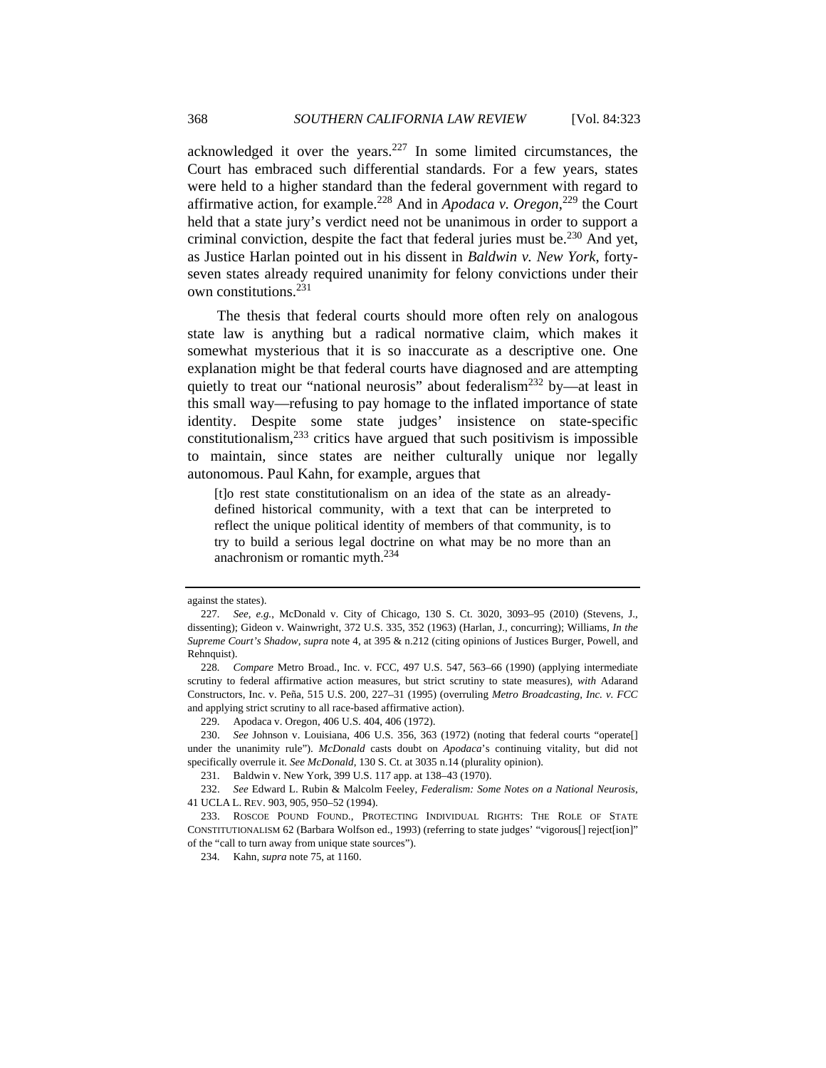acknowledged it over the years.[227] In some limited circumstances, the Court has embraced such differential standards. For a few years, states were held to a higher standard than the federal government with regard to affirmative action, for example.[228] And in *Apodaca v. Oregon*,[229] the Court held that a state jury's verdict need not be unanimous in order to support a criminal conviction, despite the fact that federal juries must be.[230] And yet, as Justice Harlan pointed out in his dissent in *Baldwin v. New York*, forty-seven states already required unanimity for felony convictions under their own constitutions.[231]

The thesis that federal courts should more often rely on analogous state law is anything but a radical normative claim, which makes it somewhat mysterious that it is so inaccurate as a descriptive one. One explanation might be that federal courts have diagnosed and are attempting quietly to treat our "national neurosis" about federalism[232] by—at least in this small way—refusing to pay homage to the inflated importance of state identity. Despite some state judges' insistence on state-specific constitutionalism,[233] critics have argued that such positivism is impossible to maintain, since states are neither culturally unique nor legally autonomous. Paul Kahn, for example, argues that

> [t]o rest state constitutionalism on an idea of the state as an already-defined historical community, with a text that can be interpreted to reflect the unique political identity of members of that community, is to try to build a serious legal doctrine on what may be no more than an anachronism or romantic myth.[234]

---

against the states).

227. *See, e.g.*, McDonald v. City of Chicago, 130 S. Ct. 3020, 3093–95 (2010) (Stevens, J., dissenting); Gideon v. Wainwright, 372 U.S. 335, 352 (1963) (Harlan, J., concurring); Williams, *In the Supreme Court's Shadow*, *supra* note 4, at 395 & n.212 (citing opinions of Justices Burger, Powell, and Rehnquist).

228. *Compare* Metro Broad., Inc. v. FCC, 497 U.S. 547, 563–66 (1990) (applying intermediate scrutiny to federal affirmative action measures, but strict scrutiny to state measures), *with* Adarand Constructors, Inc. v. Peña, 515 U.S. 200, 227–31 (1995) (overruling *Metro Broadcasting, Inc. v. FCC* and applying strict scrutiny to all race-based affirmative action).

229. Apodaca v. Oregon, 406 U.S. 404, 406 (1972).

230. *See* Johnson v. Louisiana, 406 U.S. 356, 363 (1972) (noting that federal courts "operate[] under the unanimity rule"). *McDonald* casts doubt on *Apodaca*'s continuing vitality, but did not specifically overrule it. *See McDonald*, 130 S. Ct. at 3035 n.14 (plurality opinion).

231. Baldwin v. New York, 399 U.S. 117 app. at 138–43 (1970).

232. *See* Edward L. Rubin & Malcolm Feeley, *Federalism: Some Notes on a National Neurosis*, 41 UCLA L. REV. 903, 905, 950–52 (1994).

233. ROSCOE POUND FOUND., PROTECTING INDIVIDUAL RIGHTS: THE ROLE OF STATE CONSTITUTIONALISM 62 (Barbara Wolfson ed., 1993) (referring to state judges' "vigorous[] reject[ion]" of the "call to turn away from unique state sources").

234. Kahn, *supra* note 75, at 1160.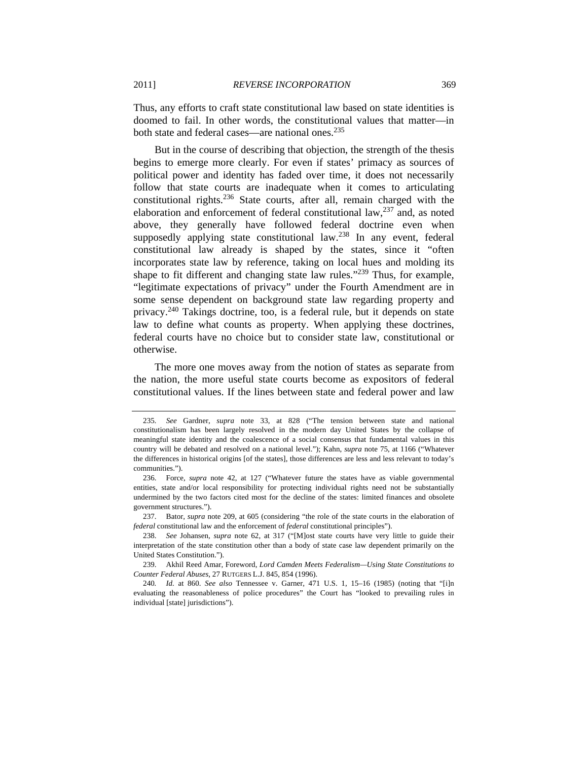Thus, any efforts to craft state constitutional law based on state identities is doomed to fail. In other words, the constitutional values that matter—in both state and federal cases—are national ones.[235]

But in the course of describing that objection, the strength of the thesis begins to emerge more clearly. For even if states' primacy as sources of political power and identity has faded over time, it does not necessarily follow that state courts are inadequate when it comes to articulating constitutional rights.[236] State courts, after all, remain charged with the elaboration and enforcement of federal constitutional law,[237] and, as noted above, they generally have followed federal doctrine even when supposedly applying state constitutional law.[238] In any event, federal constitutional law already is shaped by the states, since it "often incorporates state law by reference, taking on local hues and molding its shape to fit different and changing state law rules."[239] Thus, for example, "legitimate expectations of privacy" under the Fourth Amendment are in some sense dependent on background state law regarding property and privacy.[240] Takings doctrine, too, is a federal rule, but it depends on state law to define what counts as property. When applying these doctrines, federal courts have no choice but to consider state law, constitutional or otherwise.

The more one moves away from the notion of states as separate from the nation, the more useful state courts become as expositors of federal constitutional values. If the lines between state and federal power and law

---

235. *See* Gardner, *supra* note 33, at 828 ("The tension between state and national constitutionalism has been largely resolved in the modern day United States by the collapse of meaningful state identity and the coalescence of a social consensus that fundamental values in this country will be debated and resolved on a national level."); Kahn, *supra* note 75, at 1166 ("Whatever the differences in historical origins [of the states], those differences are less and less relevant to today's communities.").

236. Force, *supra* note 42, at 127 ("Whatever future the states have as viable governmental entities, state and/or local responsibility for protecting individual rights need not be substantially undermined by the two factors cited most for the decline of the states: limited finances and obsolete government structures.").

237. Bator, *supra* note 209, at 605 (considering "the role of the state courts in the elaboration of *federal* constitutional law and the enforcement of *federal* constitutional principles").

238. *See* Johansen, *supra* note 62, at 317 ("[M]ost state courts have very little to guide their interpretation of the state constitution other than a body of state case law dependent primarily on the United States Constitution.").

239. Akhil Reed Amar, Foreword, *Lord Camden Meets Federalism—Using State Constitutions to Counter Federal Abuses*, 27 RUTGERS L.J. 845, 854 (1996).

240. *Id.* at 860. *See also* Tennessee v. Garner, 471 U.S. 1, 15–16 (1985) (noting that "[i]n evaluating the reasonableness of police procedures" the Court has "looked to prevailing rules in individual [state] jurisdictions").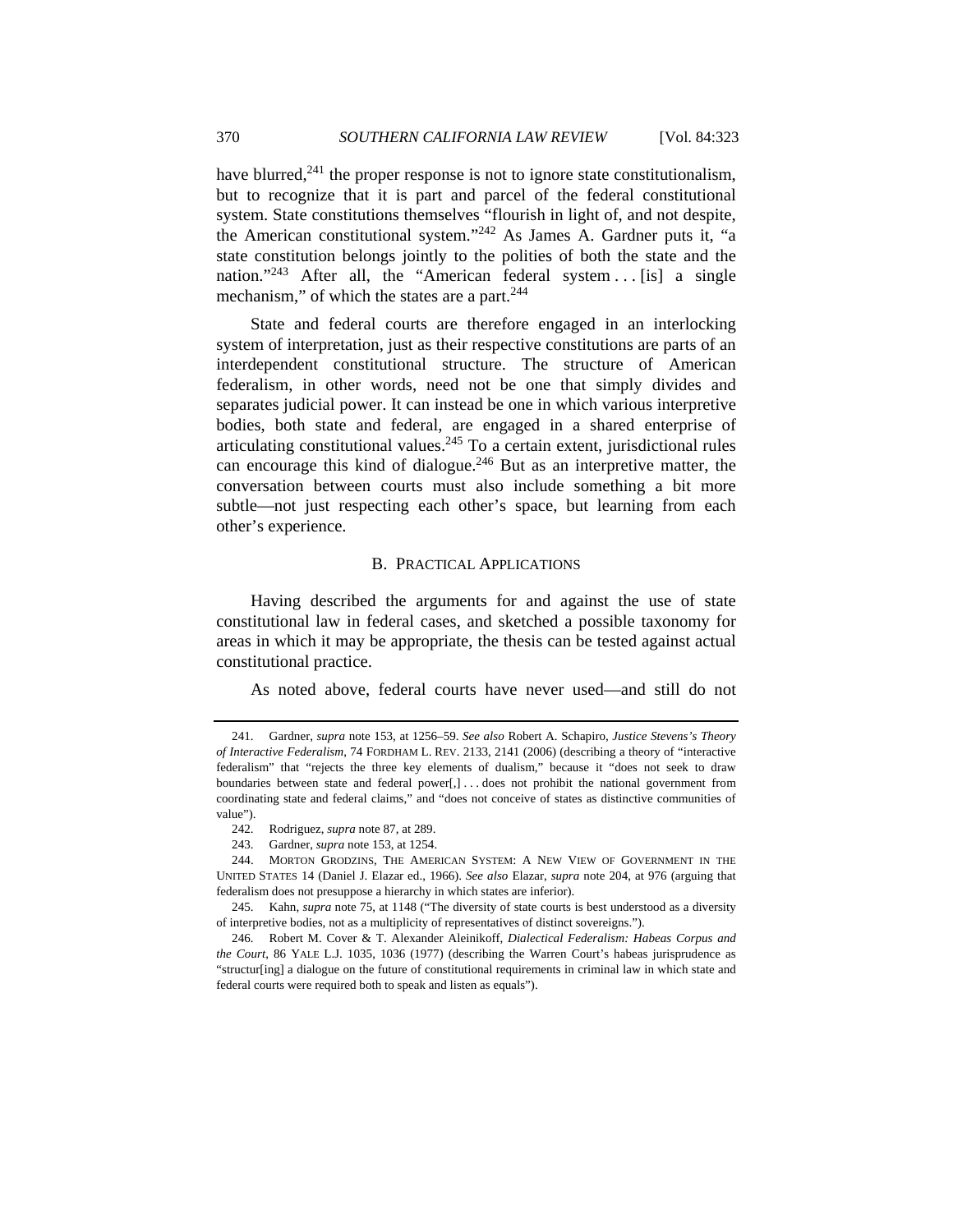have blurred,[241] the proper response is not to ignore state constitutionalism, but to recognize that it is part and parcel of the federal constitutional system. State constitutions themselves "flourish in light of, and not despite, the American constitutional system."[242] As James A. Gardner puts it, "a state constitution belongs jointly to the polities of both the state and the nation."[243] After all, the "American federal system . . . [is] a single mechanism," of which the states are a part.[244]

State and federal courts are therefore engaged in an interlocking system of interpretation, just as their respective constitutions are parts of an interdependent constitutional structure. The structure of American federalism, in other words, need not be one that simply divides and separates judicial power. It can instead be one in which various interpretive bodies, both state and federal, are engaged in a shared enterprise of articulating constitutional values.[245] To a certain extent, jurisdictional rules can encourage this kind of dialogue.[246] But as an interpretive matter, the conversation between courts must also include something a bit more subtle—not just respecting each other's space, but learning from each other's experience.

### B. PRACTICAL APPLICATIONS

Having described the arguments for and against the use of state constitutional law in federal cases, and sketched a possible taxonomy for areas in which it may be appropriate, the thesis can be tested against actual constitutional practice.

As noted above, federal courts have never used—and still do not

---

241. Gardner, *supra* note 153, at 1256–59. *See also* Robert A. Schapiro, *Justice Stevens's Theory of Interactive Federalism*, 74 FORDHAM L. REV. 2133, 2141 (2006) (describing a theory of "interactive federalism" that "rejects the three key elements of dualism," because it "does not seek to draw boundaries between state and federal power[,] . . . does not prohibit the national government from coordinating state and federal claims," and "does not conceive of states as distinctive communities of value").

242. Rodriguez, *supra* note 87, at 289.

243. Gardner, *supra* note 153, at 1254.

244. MORTON GRODZINS, THE AMERICAN SYSTEM: A NEW VIEW OF GOVERNMENT IN THE UNITED STATES 14 (Daniel J. Elazar ed., 1966). *See also* Elazar, *supra* note 204, at 976 (arguing that federalism does not presuppose a hierarchy in which states are inferior).

245. Kahn, *supra* note 75, at 1148 ("The diversity of state courts is best understood as a diversity of interpretive bodies, not as a multiplicity of representatives of distinct sovereigns.").

246. Robert M. Cover & T. Alexander Aleinikoff, *Dialectical Federalism: Habeas Corpus and the Court*, 86 YALE L.J. 1035, 1036 (1977) (describing the Warren Court's habeas jurisprudence as "structur[ing] a dialogue on the future of constitutional requirements in criminal law in which state and federal courts were required both to speak and listen as equals").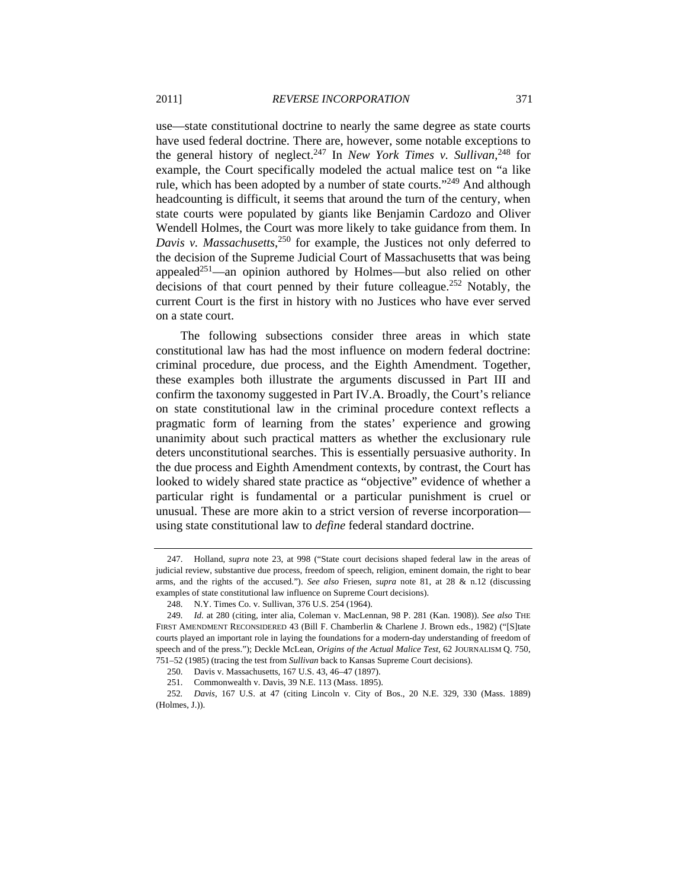use—state constitutional doctrine to nearly the same degree as state courts have used federal doctrine. There are, however, some notable exceptions to the general history of neglect.[247] In *New York Times v. Sullivan*,[248] for example, the Court specifically modeled the actual malice test on "a like rule, which has been adopted by a number of state courts."[249] And although headcounting is difficult, it seems that around the turn of the century, when state courts were populated by giants like Benjamin Cardozo and Oliver Wendell Holmes, the Court was more likely to take guidance from them. In *Davis v. Massachusetts*,[250] for example, the Justices not only deferred to the decision of the Supreme Judicial Court of Massachusetts that was being appealed[251]—an opinion authored by Holmes—but also relied on other decisions of that court penned by their future colleague.[252] Notably, the current Court is the first in history with no Justices who have ever served on a state court.

The following subsections consider three areas in which state constitutional law has had the most influence on modern federal doctrine: criminal procedure, due process, and the Eighth Amendment. Together, these examples both illustrate the arguments discussed in Part III and confirm the taxonomy suggested in Part IV.A. Broadly, the Court's reliance on state constitutional law in the criminal procedure context reflects a pragmatic form of learning from the states' experience and growing unanimity about such practical matters as whether the exclusionary rule deters unconstitutional searches. This is essentially persuasive authority. In the due process and Eighth Amendment contexts, by contrast, the Court has looked to widely shared state practice as "objective" evidence of whether a particular right is fundamental or a particular punishment is cruel or unusual. These are more akin to a strict version of reverse incorporation—using state constitutional law to *define* federal standard doctrine.

---

247. Holland, *supra* note 23, at 998 ("State court decisions shaped federal law in the areas of judicial review, substantive due process, freedom of speech, religion, eminent domain, the right to bear arms, and the rights of the accused."). *See also* Friesen, *supra* note 81, at 28 & n.12 (discussing examples of state constitutional law influence on Supreme Court decisions).

248. N.Y. Times Co. v. Sullivan, 376 U.S. 254 (1964).

249. *Id.* at 280 (citing, inter alia, Coleman v. MacLennan, 98 P. 281 (Kan. 1908)). *See also* THE FIRST AMENDMENT RECONSIDERED 43 (Bill F. Chamberlin & Charlene J. Brown eds., 1982) ("[S]tate courts played an important role in laying the foundations for a modern-day understanding of freedom of speech and of the press."); Deckle McLean, *Origins of the Actual Malice Test*, 62 JOURNALISM Q. 750, 751–52 (1985) (tracing the test from *Sullivan* back to Kansas Supreme Court decisions).

250. Davis v. Massachusetts, 167 U.S. 43, 46–47 (1897).

251. Commonwealth v. Davis, 39 N.E. 113 (Mass. 1895).

252. *Davis*, 167 U.S. at 47 (citing Lincoln v. City of Bos., 20 N.E. 329, 330 (Mass. 1889) (Holmes, J.)).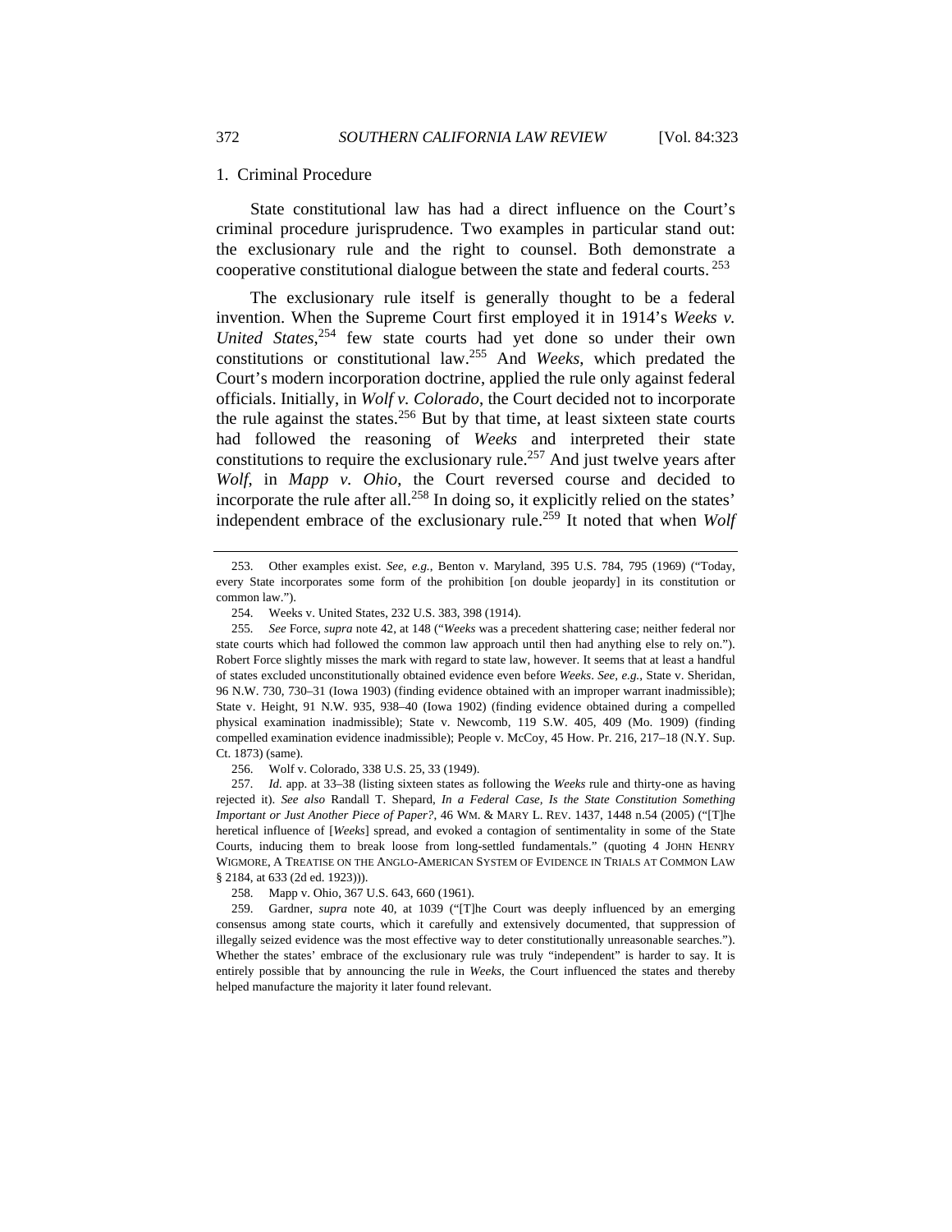### 1. Criminal Procedure

State constitutional law has had a direct influence on the Court's criminal procedure jurisprudence. Two examples in particular stand out: the exclusionary rule and the right to counsel. Both demonstrate a cooperative constitutional dialogue between the state and federal courts.[253]

The exclusionary rule itself is generally thought to be a federal invention. When the Supreme Court first employed it in 1914's *Weeks v. United States*,[254] few state courts had yet done so under their own constitutions or constitutional law.[255] And *Weeks*, which predated the Court's modern incorporation doctrine, applied the rule only against federal officials. Initially, in *Wolf v. Colorado*, the Court decided not to incorporate the rule against the states.[256] But by that time, at least sixteen state courts had followed the reasoning of *Weeks* and interpreted their state constitutions to require the exclusionary rule.[257] And just twelve years after *Wolf*, in *Mapp v. Ohio*, the Court reversed course and decided to incorporate the rule after all.[258] In doing so, it explicitly relied on the states' independent embrace of the exclusionary rule.[259] It noted that when *Wolf*

---

253. Other examples exist. *See, e.g.*, Benton v. Maryland, 395 U.S. 784, 795 (1969) ("Today, every State incorporates some form of the prohibition [on double jeopardy] in its constitution or common law.").

254. Weeks v. United States, 232 U.S. 383, 398 (1914).

255. *See* Force, *supra* note 42, at 148 ("*Weeks* was a precedent shattering case; neither federal nor state courts which had followed the common law approach until then had anything else to rely on."). Robert Force slightly misses the mark with regard to state law, however. It seems that at least a handful of states excluded unconstitutionally obtained evidence even before *Weeks*. *See, e.g.*, State v. Sheridan, 96 N.W. 730, 730–31 (Iowa 1903) (finding evidence obtained with an improper warrant inadmissible); State v. Height, 91 N.W. 935, 938–40 (Iowa 1902) (finding evidence obtained during a compelled physical examination inadmissible); State v. Newcomb, 119 S.W. 405, 409 (Mo. 1909) (finding compelled examination evidence inadmissible); People v. McCoy, 45 How. Pr. 216, 217–18 (N.Y. Sup. Ct. 1873) (same).

256. Wolf v. Colorado, 338 U.S. 25, 33 (1949).

257. *Id.* app. at 33–38 (listing sixteen states as following the *Weeks* rule and thirty-one as having rejected it). *See also* Randall T. Shepard, *In a Federal Case, Is the State Constitution Something Important or Just Another Piece of Paper?*, 46 WM. & MARY L. REV. 1437, 1448 n.54 (2005) ("[T]he heretical influence of [*Weeks*] spread, and evoked a contagion of sentimentality in some of the State Courts, inducing them to break loose from long-settled fundamentals." (quoting 4 JOHN HENRY WIGMORE, A TREATISE ON THE ANGLO-AMERICAN SYSTEM OF EVIDENCE IN TRIALS AT COMMON LAW § 2184, at 633 (2d ed. 1923))).

258. Mapp v. Ohio, 367 U.S. 643, 660 (1961).

259. Gardner, *supra* note 40, at 1039 ("[T]he Court was deeply influenced by an emerging consensus among state courts, which it carefully and extensively documented, that suppression of illegally seized evidence was the most effective way to deter constitutionally unreasonable searches."). Whether the states' embrace of the exclusionary rule was truly "independent" is harder to say. It is entirely possible that by announcing the rule in *Weeks*, the Court influenced the states and thereby helped manufacture the majority it later found relevant.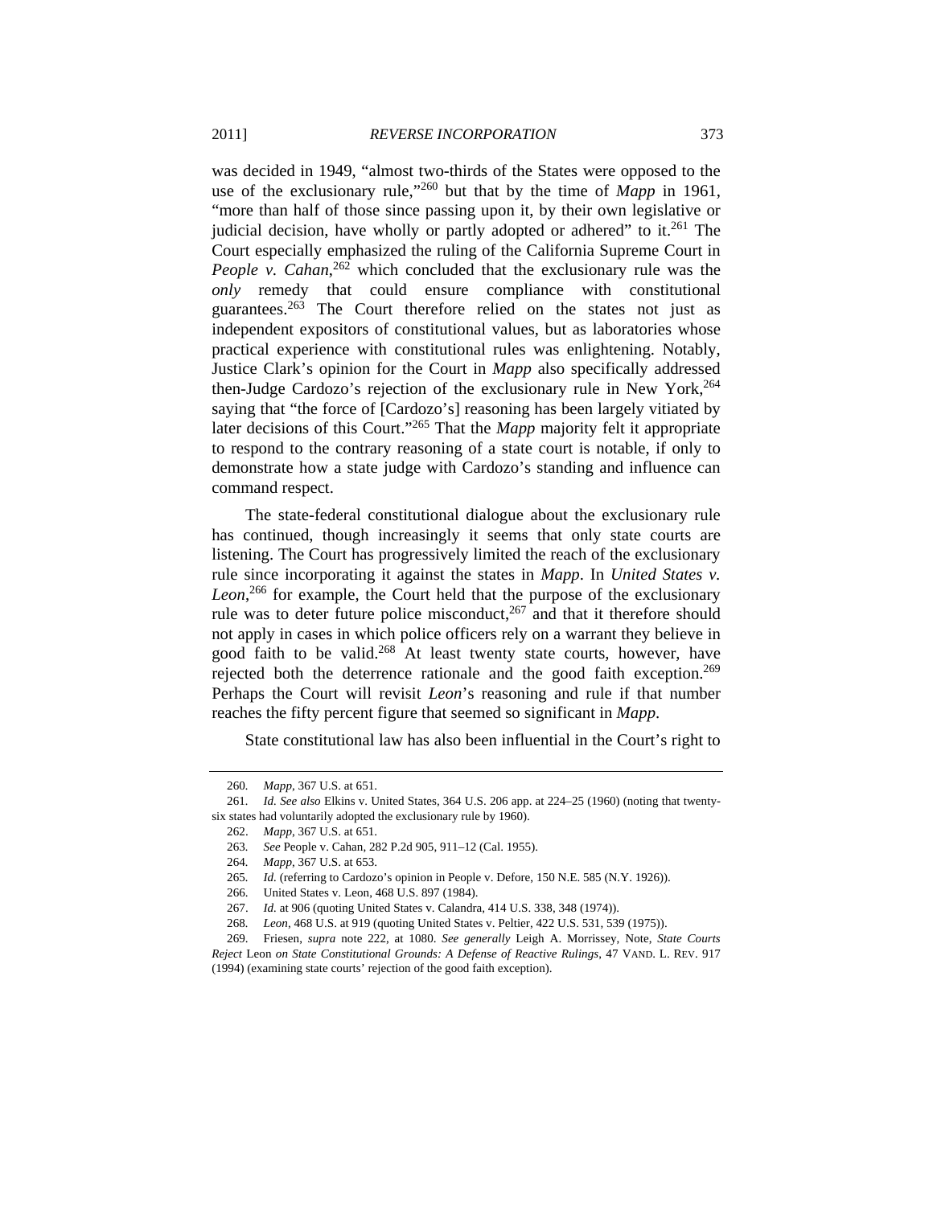was decided in 1949, "almost two-thirds of the States were opposed to the use of the exclusionary rule,"[260] but that by the time of *Mapp* in 1961, "more than half of those since passing upon it, by their own legislative or judicial decision, have wholly or partly adopted or adhered" to it.[261] The Court especially emphasized the ruling of the California Supreme Court in *People v. Cahan*,[262] which concluded that the exclusionary rule was the *only* remedy that could ensure compliance with constitutional guarantees.[263] The Court therefore relied on the states not just as independent expositors of constitutional values, but as laboratories whose practical experience with constitutional rules was enlightening. Notably, Justice Clark's opinion for the Court in *Mapp* also specifically addressed then-Judge Cardozo's rejection of the exclusionary rule in New York,[264] saying that "the force of [Cardozo's] reasoning has been largely vitiated by later decisions of this Court."[265] That the *Mapp* majority felt it appropriate to respond to the contrary reasoning of a state court is notable, if only to demonstrate how a state judge with Cardozo's standing and influence can command respect.

The state-federal constitutional dialogue about the exclusionary rule has continued, though increasingly it seems that only state courts are listening. The Court has progressively limited the reach of the exclusionary rule since incorporating it against the states in *Mapp*. In *United States v. Leon*,[266] for example, the Court held that the purpose of the exclusionary rule was to deter future police misconduct,[267] and that it therefore should not apply in cases in which police officers rely on a warrant they believe in good faith to be valid.[268] At least twenty state courts, however, have rejected both the deterrence rationale and the good faith exception.[269] Perhaps the Court will revisit *Leon*'s reasoning and rule if that number reaches the fifty percent figure that seemed so significant in *Mapp*.

State constitutional law has also been influential in the Court's right to

---

260. *Mapp*, 367 U.S. at 651.

261. *Id. See also* Elkins v. United States, 364 U.S. 206 app. at 224–25 (1960) (noting that twenty-six states had voluntarily adopted the exclusionary rule by 1960).

262. *Mapp*, 367 U.S. at 651.

263. *See* People v. Cahan, 282 P.2d 905, 911–12 (Cal. 1955).

264. *Mapp*, 367 U.S. at 653.

265. *Id.* (referring to Cardozo's opinion in People v. Defore, 150 N.E. 585 (N.Y. 1926)).

266. United States v. Leon, 468 U.S. 897 (1984).

267. *Id.* at 906 (quoting United States v. Calandra, 414 U.S. 338, 348 (1974)).

268. *Leon*, 468 U.S. at 919 (quoting United States v. Peltier, 422 U.S. 531, 539 (1975)).

269. Friesen, *supra* note 222, at 1080. *See generally* Leigh A. Morrissey, Note, *State Courts Reject* Leon *on State Constitutional Grounds: A Defense of Reactive Rulings*, 47 VAND. L. REV. 917 (1994) (examining state courts' rejection of the good faith exception).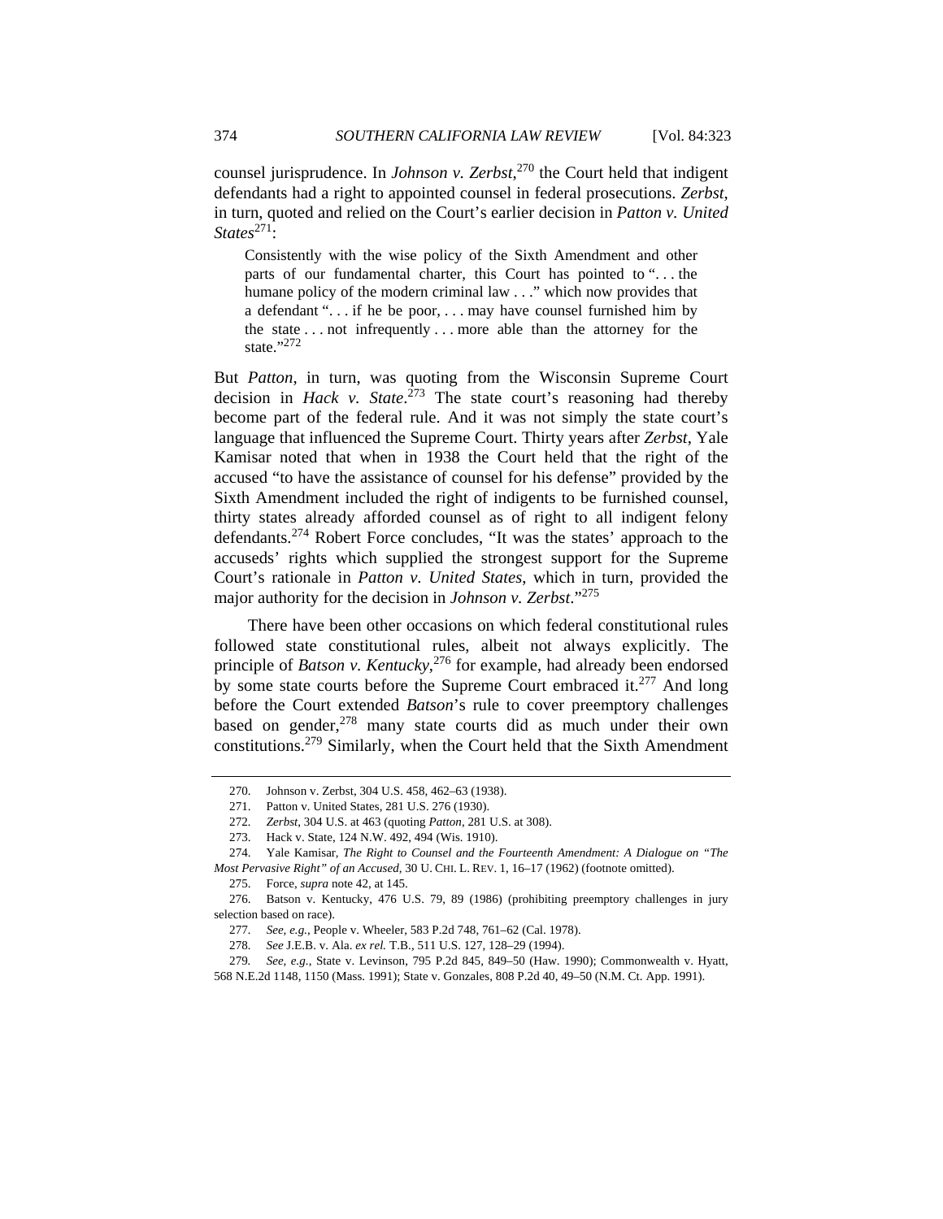counsel jurisprudence. In *Johnson v. Zerbst*,[270] the Court held that indigent defendants had a right to appointed counsel in federal prosecutions. *Zerbst*, in turn, quoted and relied on the Court's earlier decision in *Patton v. United States*[271]:

> Consistently with the wise policy of the Sixth Amendment and other parts of our fundamental charter, this Court has pointed to ". . . the humane policy of the modern criminal law . . ." which now provides that a defendant ". . . if he be poor, . . . may have counsel furnished him by the state . . . not infrequently . . . more able than the attorney for the state."[272]

But *Patton*, in turn, was quoting from the Wisconsin Supreme Court decision in *Hack v. State*.[273] The state court's reasoning had thereby become part of the federal rule. And it was not simply the state court's language that influenced the Supreme Court. Thirty years after *Zerbst*, Yale Kamisar noted that when in 1938 the Court held that the right of the accused "to have the assistance of counsel for his defense" provided by the Sixth Amendment included the right of indigents to be furnished counsel, thirty states already afforded counsel as of right to all indigent felony defendants.[274] Robert Force concludes, "It was the states' approach to the accuseds' rights which supplied the strongest support for the Supreme Court's rationale in *Patton v. United States*, which in turn, provided the major authority for the decision in *Johnson v. Zerbst*."[275]

There have been other occasions on which federal constitutional rules followed state constitutional rules, albeit not always explicitly. The principle of *Batson v. Kentucky*,[276] for example, had already been endorsed by some state courts before the Supreme Court embraced it.[277] And long before the Court extended *Batson*'s rule to cover preemptory challenges based on gender,[278] many state courts did as much under their own constitutions.[279] Similarly, when the Court held that the Sixth Amendment

---

270. Johnson v. Zerbst, 304 U.S. 458, 462–63 (1938).

271. Patton v. United States, 281 U.S. 276 (1930).

272. *Zerbst*, 304 U.S. at 463 (quoting *Patton*, 281 U.S. at 308).

273. Hack v. State, 124 N.W. 492, 494 (Wis. 1910).

274. Yale Kamisar, *The Right to Counsel and the Fourteenth Amendment: A Dialogue on "The Most Pervasive Right" of an Accused*, 30 U. CHI. L. REV. 1, 16–17 (1962) (footnote omitted).

275. Force, *supra* note 42, at 145.

276. Batson v. Kentucky, 476 U.S. 79, 89 (1986) (prohibiting preemptory challenges in jury selection based on race).

277. *See, e.g.*, People v. Wheeler, 583 P.2d 748, 761–62 (Cal. 1978).

278. *See* J.E.B. v. Ala. *ex rel.* T.B., 511 U.S. 127, 128–29 (1994).

279. *See, e.g.*, State v. Levinson, 795 P.2d 845, 849–50 (Haw. 1990); Commonwealth v. Hyatt, 568 N.E.2d 1148, 1150 (Mass. 1991); State v. Gonzales, 808 P.2d 40, 49–50 (N.M. Ct. App. 1991).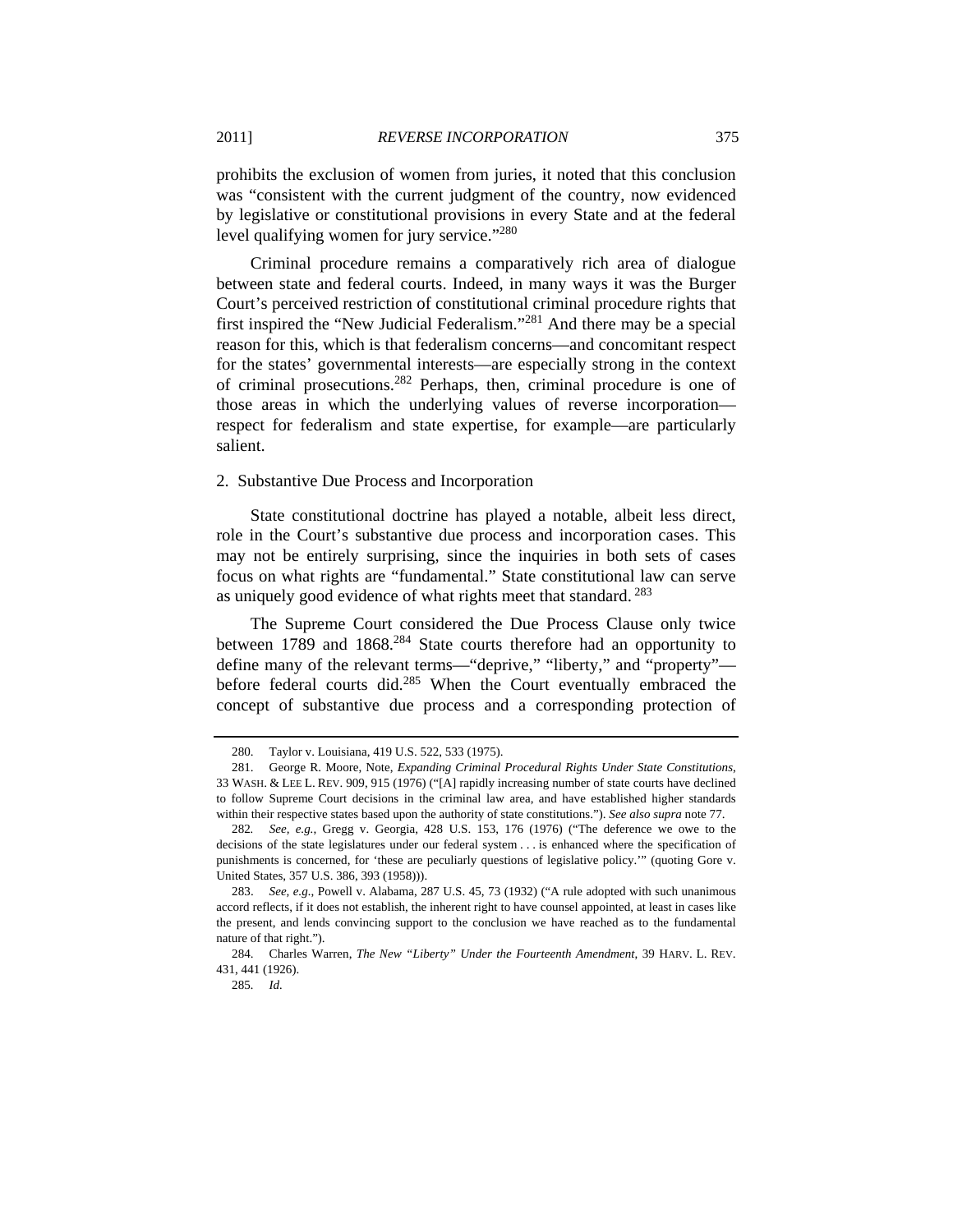prohibits the exclusion of women from juries, it noted that this conclusion was "consistent with the current judgment of the country, now evidenced by legislative or constitutional provisions in every State and at the federal level qualifying women for jury service."[280]

Criminal procedure remains a comparatively rich area of dialogue between state and federal courts. Indeed, in many ways it was the Burger Court's perceived restriction of constitutional criminal procedure rights that first inspired the "New Judicial Federalism."[281] And there may be a special reason for this, which is that federalism concerns—and concomitant respect for the states' governmental interests—are especially strong in the context of criminal prosecutions.[282] Perhaps, then, criminal procedure is one of those areas in which the underlying values of reverse incorporation—respect for federalism and state expertise, for example—are particularly salient.

### 2. Substantive Due Process and Incorporation

State constitutional doctrine has played a notable, albeit less direct, role in the Court's substantive due process and incorporation cases. This may not be entirely surprising, since the inquiries in both sets of cases focus on what rights are "fundamental." State constitutional law can serve as uniquely good evidence of what rights meet that standard.[283]

The Supreme Court considered the Due Process Clause only twice between 1789 and 1868.[284] State courts therefore had an opportunity to define many of the relevant terms—"deprive," "liberty," and "property"—before federal courts did.[285] When the Court eventually embraced the concept of substantive due process and a corresponding protection of

---

280. Taylor v. Louisiana, 419 U.S. 522, 533 (1975).

281. George R. Moore, Note, *Expanding Criminal Procedural Rights Under State Constitutions*, 33 WASH. & LEE L. REV. 909, 915 (1976) ("[A] rapidly increasing number of state courts have declined to follow Supreme Court decisions in the criminal law area, and have established higher standards within their respective states based upon the authority of state constitutions."). *See also supra* note 77.

282. *See, e.g.*, Gregg v. Georgia, 428 U.S. 153, 176 (1976) ("The deference we owe to the decisions of the state legislatures under our federal system . . . is enhanced where the specification of punishments is concerned, for 'these are peculiarly questions of legislative policy.'" (quoting Gore v. United States, 357 U.S. 386, 393 (1958))).

283. *See, e.g.*, Powell v. Alabama, 287 U.S. 45, 73 (1932) ("A rule adopted with such unanimous accord reflects, if it does not establish, the inherent right to have counsel appointed, at least in cases like the present, and lends convincing support to the conclusion we have reached as to the fundamental nature of that right.").

284. Charles Warren, *The New "Liberty" Under the Fourteenth Amendment*, 39 HARV. L. REV. 431, 441 (1926).

285. *Id.*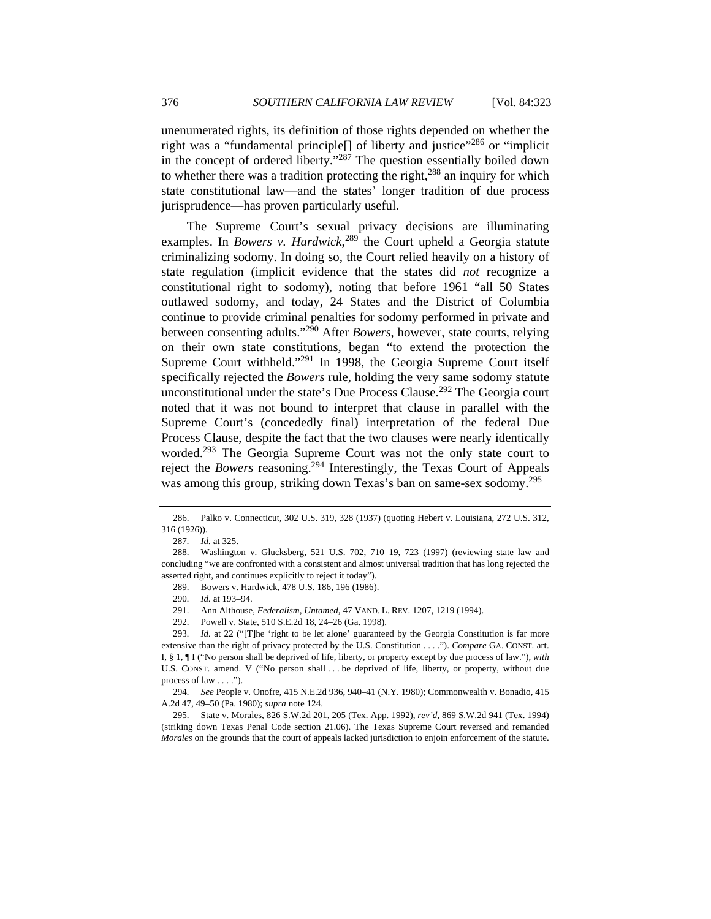unenumerated rights, its definition of those rights depended on whether the right was a "fundamental principle[] of liberty and justice"[286] or "implicit in the concept of ordered liberty."[287] The question essentially boiled down to whether there was a tradition protecting the right,[288] an inquiry for which state constitutional law—and the states' longer tradition of due process jurisprudence—has proven particularly useful.

The Supreme Court's sexual privacy decisions are illuminating examples. In *Bowers v. Hardwick*,[289] the Court upheld a Georgia statute criminalizing sodomy. In doing so, the Court relied heavily on a history of state regulation (implicit evidence that the states did *not* recognize a constitutional right to sodomy), noting that before 1961 "all 50 States outlawed sodomy, and today, 24 States and the District of Columbia continue to provide criminal penalties for sodomy performed in private and between consenting adults."[290] After *Bowers*, however, state courts, relying on their own state constitutions, began "to extend the protection the Supreme Court withheld."[291] In 1998, the Georgia Supreme Court itself specifically rejected the *Bowers* rule, holding the very same sodomy statute unconstitutional under the state's Due Process Clause.[292] The Georgia court noted that it was not bound to interpret that clause in parallel with the Supreme Court's (concededly final) interpretation of the federal Due Process Clause, despite the fact that the two clauses were nearly identically worded.[293] The Georgia Supreme Court was not the only state court to reject the *Bowers* reasoning.[294] Interestingly, the Texas Court of Appeals was among this group, striking down Texas's ban on same-sex sodomy.[295]

---

286. Palko v. Connecticut, 302 U.S. 319, 328 (1937) (quoting Hebert v. Louisiana, 272 U.S. 312, 316 (1926)).

287. *Id.* at 325.

288. Washington v. Glucksberg, 521 U.S. 702, 710–19, 723 (1997) (reviewing state law and concluding "we are confronted with a consistent and almost universal tradition that has long rejected the asserted right, and continues explicitly to reject it today").

289. Bowers v. Hardwick, 478 U.S. 186, 196 (1986).

290. *Id.* at 193–94.

291. Ann Althouse, *Federalism, Untamed*, 47 VAND. L. REV. 1207, 1219 (1994).

292. Powell v. State, 510 S.E.2d 18, 24–26 (Ga. 1998).

293. *Id.* at 22 ("[T]he 'right to be let alone' guaranteed by the Georgia Constitution is far more extensive than the right of privacy protected by the U.S. Constitution . . . ."). *Compare* GA. CONST. art. I, § 1, ¶ I ("No person shall be deprived of life, liberty, or property except by due process of law."), *with* U.S. CONST. amend. V ("No person shall . . . be deprived of life, liberty, or property, without due process of law . . . .").

294. *See* People v. Onofre, 415 N.E.2d 936, 940–41 (N.Y. 1980); Commonwealth v. Bonadio, 415 A.2d 47, 49–50 (Pa. 1980); *supra* note 124.

295. State v. Morales, 826 S.W.2d 201, 205 (Tex. App. 1992), *rev'd*, 869 S.W.2d 941 (Tex. 1994) (striking down Texas Penal Code section 21.06). The Texas Supreme Court reversed and remanded *Morales* on the grounds that the court of appeals lacked jurisdiction to enjoin enforcement of the statute.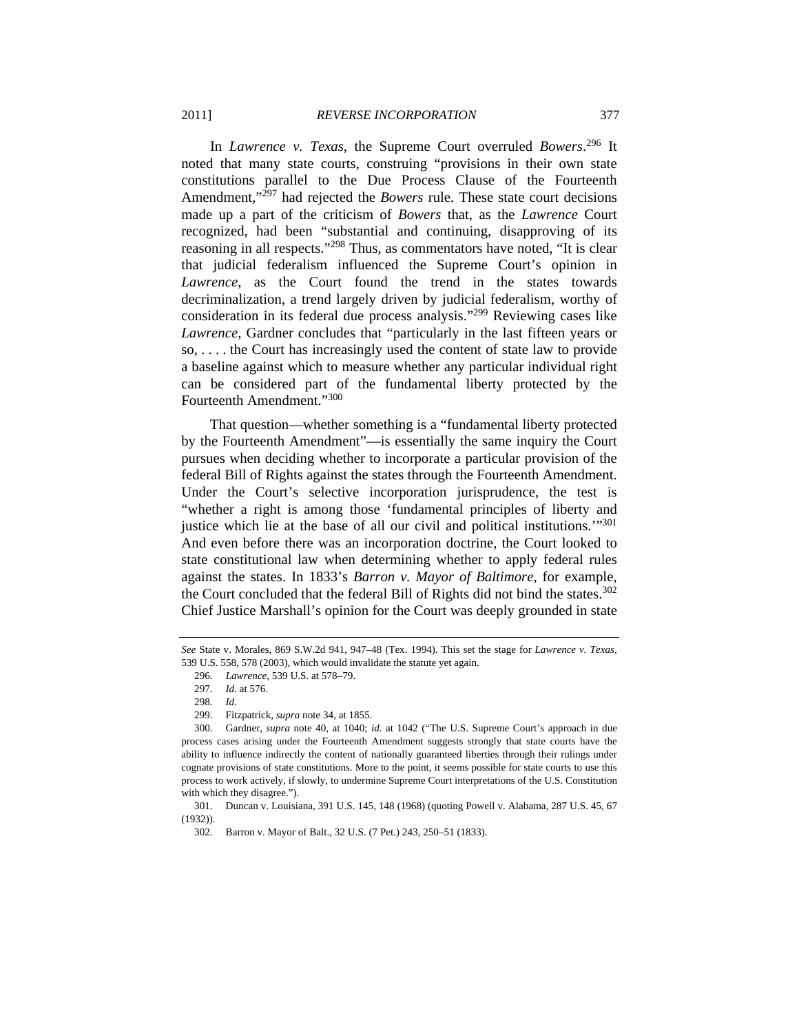In *Lawrence v. Texas*, the Supreme Court overruled *Bowers*.[296] It noted that many state courts, construing "provisions in their own state constitutions parallel to the Due Process Clause of the Fourteenth Amendment,"[297] had rejected the *Bowers* rule. These state court decisions made up a part of the criticism of *Bowers* that, as the *Lawrence* Court recognized, had been "substantial and continuing, disapproving of its reasoning in all respects."[298] Thus, as commentators have noted, "It is clear that judicial federalism influenced the Supreme Court's opinion in *Lawrence*, as the Court found the trend in the states towards decriminalization, a trend largely driven by judicial federalism, worthy of consideration in its federal due process analysis."[299] Reviewing cases like *Lawrence*, Gardner concludes that "particularly in the last fifteen years or so, . . . . the Court has increasingly used the content of state law to provide a baseline against which to measure whether any particular individual right can be considered part of the fundamental liberty protected by the Fourteenth Amendment."[300]

That question—whether something is a "fundamental liberty protected by the Fourteenth Amendment"—is essentially the same inquiry the Court pursues when deciding whether to incorporate a particular provision of the federal Bill of Rights against the states through the Fourteenth Amendment. Under the Court's selective incorporation jurisprudence, the test is "whether a right is among those 'fundamental principles of liberty and justice which lie at the base of all our civil and political institutions.'"[301] And even before there was an incorporation doctrine, the Court looked to state constitutional law when determining whether to apply federal rules against the states. In 1833's *Barron v. Mayor of Baltimore*, for example, the Court concluded that the federal Bill of Rights did not bind the states.[302] Chief Justice Marshall's opinion for the Court was deeply grounded in state

---

*See* State v. Morales, 869 S.W.2d 941, 947–48 (Tex. 1994). This set the stage for *Lawrence v. Texas*, 539 U.S. 558, 578 (2003), which would invalidate the statute yet again.

296. *Lawrence*, 539 U.S. at 578–79.

297. *Id.* at 576.

298. *Id.*

299. Fitzpatrick, *supra* note 34, at 1855.

300. Gardner, *supra* note 40, at 1040; *id.* at 1042 ("The U.S. Supreme Court's approach in due process cases arising under the Fourteenth Amendment suggests strongly that state courts have the ability to influence indirectly the content of nationally guaranteed liberties through their rulings under cognate provisions of state constitutions. More to the point, it seems possible for state courts to use this process to work actively, if slowly, to undermine Supreme Court interpretations of the U.S. Constitution with which they disagree.").

301. Duncan v. Louisiana, 391 U.S. 145, 148 (1968) (quoting Powell v. Alabama, 287 U.S. 45, 67 (1932)).

302. Barron v. Mayor of Balt., 32 U.S. (7 Pet.) 243, 250–51 (1833).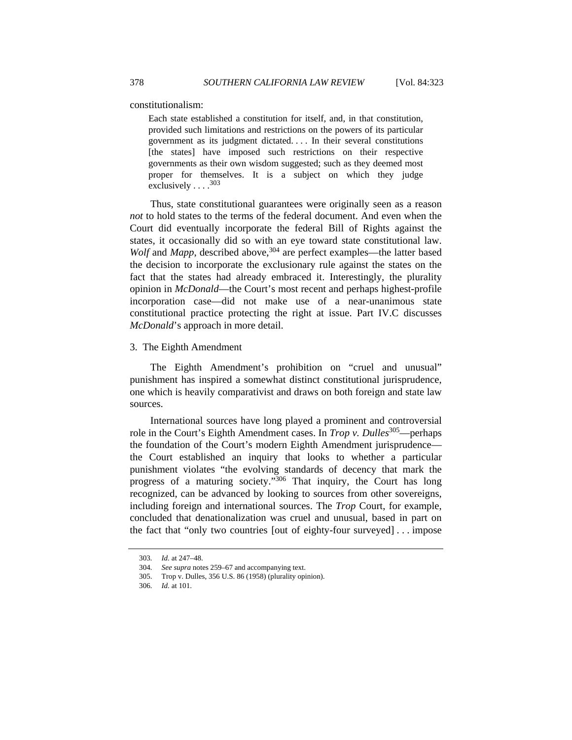constitutionalism:

> Each state established a constitution for itself, and, in that constitution, provided such limitations and restrictions on the powers of its particular government as its judgment dictated. . . . In their several constitutions [the states] have imposed such restrictions on their respective governments as their own wisdom suggested; such as they deemed most proper for themselves. It is a subject on which they judge exclusively . . . .[303]

Thus, state constitutional guarantees were originally seen as a reason *not* to hold states to the terms of the federal document. And even when the Court did eventually incorporate the federal Bill of Rights against the states, it occasionally did so with an eye toward state constitutional law. *Wolf* and *Mapp*, described above,[304] are perfect examples—the latter based the decision to incorporate the exclusionary rule against the states on the fact that the states had already embraced it. Interestingly, the plurality opinion in *McDonald*—the Court's most recent and perhaps highest-profile incorporation case—did not make use of a near-unanimous state constitutional practice protecting the right at issue. Part IV.C discusses *McDonald*'s approach in more detail.

### 3. The Eighth Amendment

The Eighth Amendment's prohibition on "cruel and unusual" punishment has inspired a somewhat distinct constitutional jurisprudence, one which is heavily comparativist and draws on both foreign and state law sources.

International sources have long played a prominent and controversial role in the Court's Eighth Amendment cases. In *Trop v. Dulles*[305]—perhaps the foundation of the Court's modern Eighth Amendment jurisprudence—the Court established an inquiry that looks to whether a particular punishment violates "the evolving standards of decency that mark the progress of a maturing society."[306] That inquiry, the Court has long recognized, can be advanced by looking to sources from other sovereigns, including foreign and international sources. The *Trop* Court, for example, concluded that denationalization was cruel and unusual, based in part on the fact that "only two countries [out of eighty-four surveyed] . . . impose

---

303. *Id.* at 247–48.

304. *See supra* notes 259–67 and accompanying text.

305. Trop v. Dulles, 356 U.S. 86 (1958) (plurality opinion).

306. *Id.* at 101.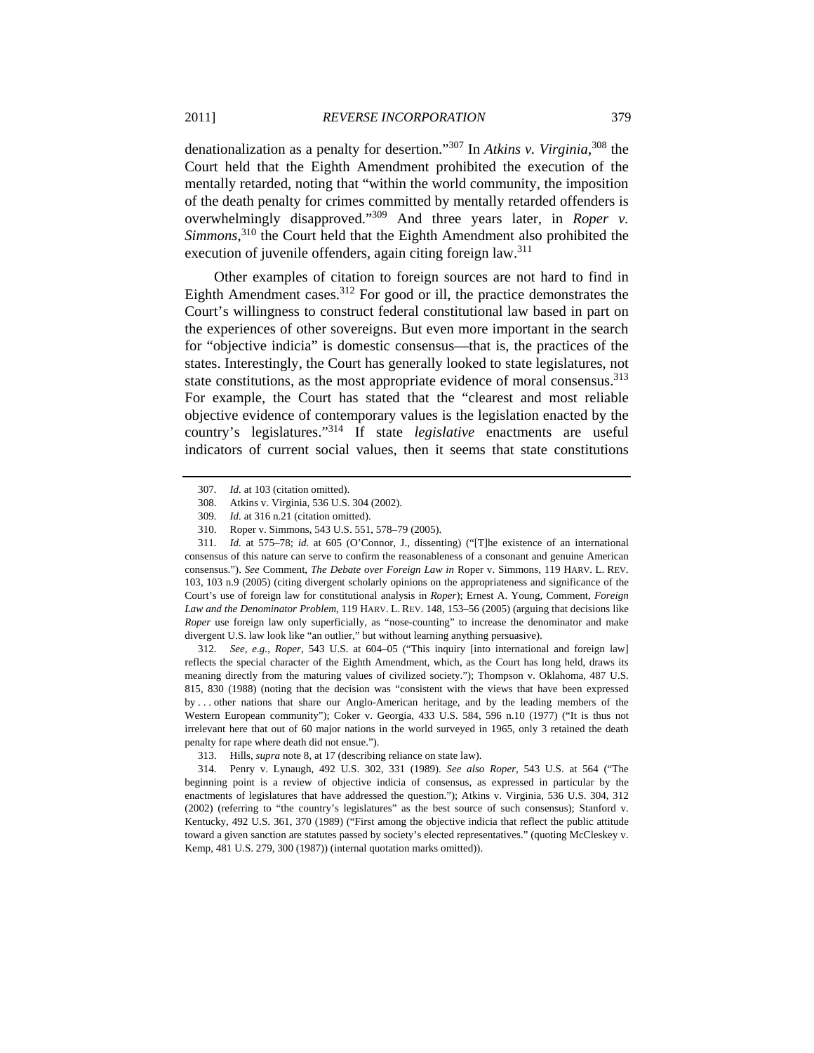denationalization as a penalty for desertion."[307] In *Atkins v. Virginia*,[308] the Court held that the Eighth Amendment prohibited the execution of the mentally retarded, noting that "within the world community, the imposition of the death penalty for crimes committed by mentally retarded offenders is overwhelmingly disapproved."[309] And three years later, in *Roper v. Simmons*,[310] the Court held that the Eighth Amendment also prohibited the execution of juvenile offenders, again citing foreign law.[311]

Other examples of citation to foreign sources are not hard to find in Eighth Amendment cases.[312] For good or ill, the practice demonstrates the Court's willingness to construct federal constitutional law based in part on the experiences of other sovereigns. But even more important in the search for "objective indicia" is domestic consensus—that is, the practices of the states. Interestingly, the Court has generally looked to state legislatures, not state constitutions, as the most appropriate evidence of moral consensus.[313] For example, the Court has stated that the "clearest and most reliable objective evidence of contemporary values is the legislation enacted by the country's legislatures."[314] If state *legislative* enactments are useful indicators of current social values, then it seems that state constitutions

---

307. *Id.* at 103 (citation omitted).

308. Atkins v. Virginia, 536 U.S. 304 (2002).

309. *Id.* at 316 n.21 (citation omitted).

310. Roper v. Simmons, 543 U.S. 551, 578–79 (2005).

311. *Id.* at 575–78; *id.* at 605 (O'Connor, J., dissenting) ("[T]he existence of an international consensus of this nature can serve to confirm the reasonableness of a consonant and genuine American consensus."). *See* Comment, *The Debate over Foreign Law in* Roper v. Simmons, 119 HARV. L. REV. 103, 103 n.9 (2005) (citing divergent scholarly opinions on the appropriateness and significance of the Court's use of foreign law for constitutional analysis in *Roper*); Ernest A. Young, Comment, *Foreign Law and the Denominator Problem*, 119 HARV. L. REV. 148, 153–56 (2005) (arguing that decisions like *Roper* use foreign law only superficially, as "nose-counting" to increase the denominator and make divergent U.S. law look like "an outlier," but without learning anything persuasive).

312. *See, e.g.*, *Roper*, 543 U.S. at 604–05 ("This inquiry [into international and foreign law] reflects the special character of the Eighth Amendment, which, as the Court has long held, draws its meaning directly from the maturing values of civilized society."); Thompson v. Oklahoma, 487 U.S. 815, 830 (1988) (noting that the decision was "consistent with the views that have been expressed by . . . other nations that share our Anglo-American heritage, and by the leading members of the Western European community"); Coker v. Georgia, 433 U.S. 584, 596 n.10 (1977) ("It is thus not irrelevant here that out of 60 major nations in the world surveyed in 1965, only 3 retained the death penalty for rape where death did not ensue.").

313. Hills, *supra* note 8, at 17 (describing reliance on state law).

314. Penry v. Lynaugh, 492 U.S. 302, 331 (1989). *See also Roper*, 543 U.S. at 564 ("The beginning point is a review of objective indicia of consensus, as expressed in particular by the enactments of legislatures that have addressed the question."); Atkins v. Virginia, 536 U.S. 304, 312 (2002) (referring to "the country's legislatures" as the best source of such consensus); Stanford v. Kentucky, 492 U.S. 361, 370 (1989) ("First among the objective indicia that reflect the public attitude toward a given sanction are statutes passed by society's elected representatives." (quoting McCleskey v. Kemp, 481 U.S. 279, 300 (1987)) (internal quotation marks omitted)).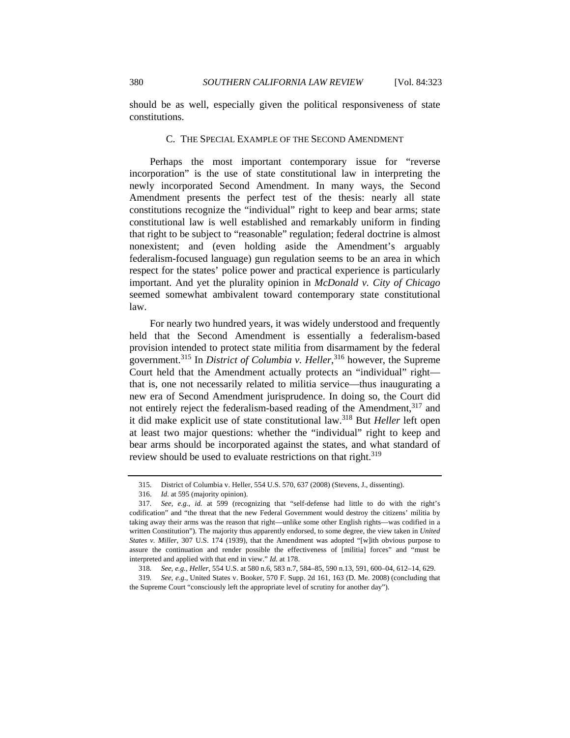should be as well, especially given the political responsiveness of state constitutions.

### C. THE SPECIAL EXAMPLE OF THE SECOND AMENDMENT

Perhaps the most important contemporary issue for "reverse incorporation" is the use of state constitutional law in interpreting the newly incorporated Second Amendment. In many ways, the Second Amendment presents the perfect test of the thesis: nearly all state constitutions recognize the "individual" right to keep and bear arms; state constitutional law is well established and remarkably uniform in finding that right to be subject to "reasonable" regulation; federal doctrine is almost nonexistent; and (even holding aside the Amendment's arguably federalism-focused language) gun regulation seems to be an area in which respect for the states' police power and practical experience is particularly important. And yet the plurality opinion in *McDonald v. City of Chicago* seemed somewhat ambivalent toward contemporary state constitutional law.

For nearly two hundred years, it was widely understood and frequently held that the Second Amendment is essentially a federalism-based provision intended to protect state militia from disarmament by the federal government.[315] In *District of Columbia v. Heller*,[316] however, the Supreme Court held that the Amendment actually protects an "individual" right—that is, one not necessarily related to militia service—thus inaugurating a new era of Second Amendment jurisprudence. In doing so, the Court did not entirely reject the federalism-based reading of the Amendment,[317] and it did make explicit use of state constitutional law.[318] But *Heller* left open at least two major questions: whether the "individual" right to keep and bear arms should be incorporated against the states, and what standard of review should be used to evaluate restrictions on that right.[319]

---

315. District of Columbia v. Heller, 554 U.S. 570, 637 (2008) (Stevens, J., dissenting).

316. *Id.* at 595 (majority opinion).

317. *See, e.g.*, *id.* at 599 (recognizing that "self-defense had little to do with the right's codification" and "the threat that the new Federal Government would destroy the citizens' militia by taking away their arms was the reason that right—unlike some other English rights—was codified in a written Constitution"). The majority thus apparently endorsed, to some degree, the view taken in *United States v. Miller*, 307 U.S. 174 (1939), that the Amendment was adopted "[w]ith obvious purpose to assure the continuation and render possible the effectiveness of [militia] forces" and "must be interpreted and applied with that end in view." *Id.* at 178.

318. *See, e.g.*, *Heller*, 554 U.S. at 580 n.6, 583 n.7, 584–85, 590 n.13, 591, 600–04, 612–14, 629.

319. *See, e.g.*, United States v. Booker, 570 F. Supp. 2d 161, 163 (D. Me. 2008) (concluding that the Supreme Court "consciously left the appropriate level of scrutiny for another day").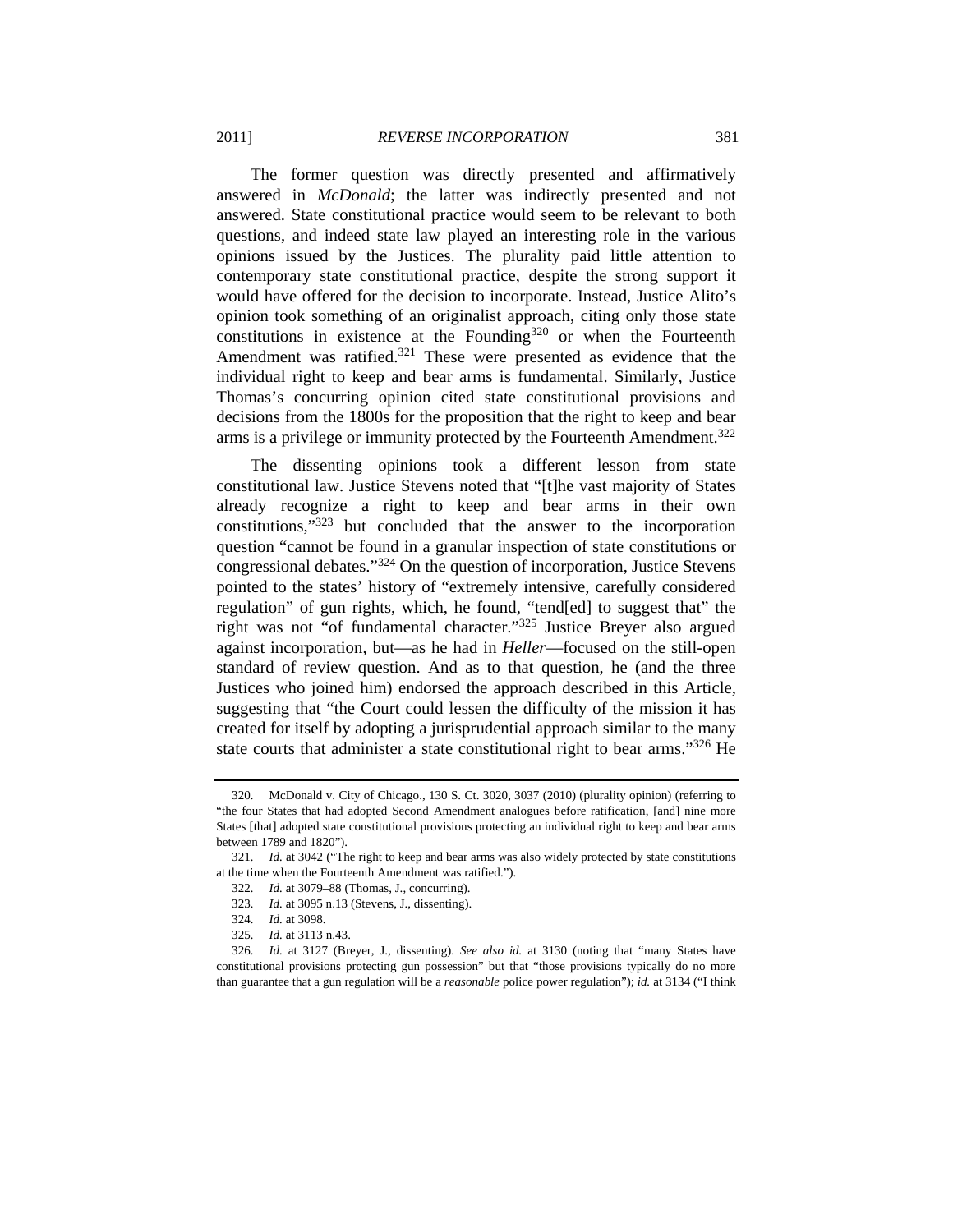The former question was directly presented and affirmatively answered in *McDonald*; the latter was indirectly presented and not answered. State constitutional practice would seem to be relevant to both questions, and indeed state law played an interesting role in the various opinions issued by the Justices. The plurality paid little attention to contemporary state constitutional practice, despite the strong support it would have offered for the decision to incorporate. Instead, Justice Alito's opinion took something of an originalist approach, citing only those state constitutions in existence at the Founding[320] or when the Fourteenth Amendment was ratified.[321] These were presented as evidence that the individual right to keep and bear arms is fundamental. Similarly, Justice Thomas's concurring opinion cited state constitutional provisions and decisions from the 1800s for the proposition that the right to keep and bear arms is a privilege or immunity protected by the Fourteenth Amendment.[322]

The dissenting opinions took a different lesson from state constitutional law. Justice Stevens noted that "[t]he vast majority of States already recognize a right to keep and bear arms in their own constitutions,"[323] but concluded that the answer to the incorporation question "cannot be found in a granular inspection of state constitutions or congressional debates."[324] On the question of incorporation, Justice Stevens pointed to the states' history of "extremely intensive, carefully considered regulation" of gun rights, which, he found, "tend[ed] to suggest that" the right was not "of fundamental character."[325] Justice Breyer also argued against incorporation, but—as he had in *Heller*—focused on the still-open standard of review question. And as to that question, he (and the three Justices who joined him) endorsed the approach described in this Article, suggesting that "the Court could lessen the difficulty of the mission it has created for itself by adopting a jurisprudential approach similar to the many state courts that administer a state constitutional right to bear arms."[326] He

---

320. McDonald v. City of Chicago., 130 S. Ct. 3020, 3037 (2010) (plurality opinion) (referring to "the four States that had adopted Second Amendment analogues before ratification, [and] nine more States [that] adopted state constitutional provisions protecting an individual right to keep and bear arms between 1789 and 1820").

321. *Id.* at 3042 ("The right to keep and bear arms was also widely protected by state constitutions at the time when the Fourteenth Amendment was ratified.").

322. *Id.* at 3079–88 (Thomas, J., concurring).

323. *Id.* at 3095 n.13 (Stevens, J., dissenting).

324. *Id.* at 3098.

325. *Id.* at 3113 n.43.

326. *Id.* at 3127 (Breyer, J., dissenting). *See also id.* at 3130 (noting that "many States have constitutional provisions protecting gun possession" but that "those provisions typically do no more than guarantee that a gun regulation will be a *reasonable* police power regulation"); *id.* at 3134 ("I think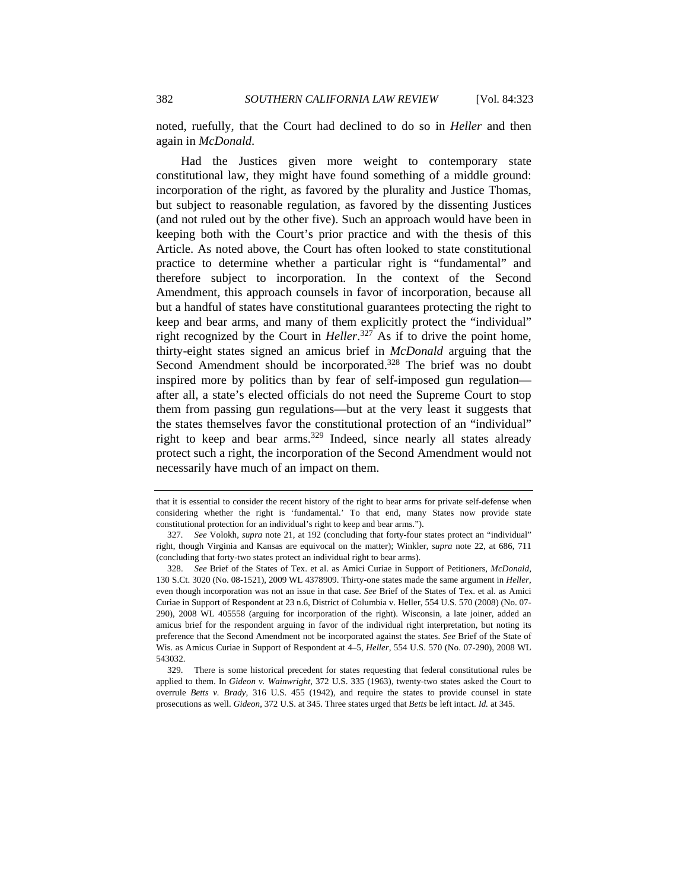noted, ruefully, that the Court had declined to do so in *Heller* and then again in *McDonald*.

Had the Justices given more weight to contemporary state constitutional law, they might have found something of a middle ground: incorporation of the right, as favored by the plurality and Justice Thomas, but subject to reasonable regulation, as favored by the dissenting Justices (and not ruled out by the other five). Such an approach would have been in keeping both with the Court's prior practice and with the thesis of this Article. As noted above, the Court has often looked to state constitutional practice to determine whether a particular right is "fundamental" and therefore subject to incorporation. In the context of the Second Amendment, this approach counsels in favor of incorporation, because all but a handful of states have constitutional guarantees protecting the right to keep and bear arms, and many of them explicitly protect the "individual" right recognized by the Court in *Heller*.[327] As if to drive the point home, thirty-eight states signed an amicus brief in *McDonald* arguing that the Second Amendment should be incorporated.[328] The brief was no doubt inspired more by politics than by fear of self-imposed gun regulation—after all, a state's elected officials do not need the Supreme Court to stop them from passing gun regulations—but at the very least it suggests that the states themselves favor the constitutional protection of an "individual" right to keep and bear arms.[329] Indeed, since nearly all states already protect such a right, the incorporation of the Second Amendment would not necessarily have much of an impact on them.

---

that it is essential to consider the recent history of the right to bear arms for private self-defense when considering whether the right is 'fundamental.' To that end, many States now provide state constitutional protection for an individual's right to keep and bear arms.").

327. *See* Volokh, *supra* note 21, at 192 (concluding that forty-four states protect an "individual" right, though Virginia and Kansas are equivocal on the matter); Winkler, *supra* note 22, at 686, 711 (concluding that forty-two states protect an individual right to bear arms).

328. *See* Brief of the States of Tex. et al. as Amici Curiae in Support of Petitioners, *McDonald*, 130 S.Ct. 3020 (No. 08-1521), 2009 WL 4378909. Thirty-one states made the same argument in *Heller*, even though incorporation was not an issue in that case. *See* Brief of the States of Tex. et al. as Amici Curiae in Support of Respondent at 23 n.6, District of Columbia v. Heller, 554 U.S. 570 (2008) (No. 07-290), 2008 WL 405558 (arguing for incorporation of the right). Wisconsin, a late joiner, added an amicus brief for the respondent arguing in favor of the individual right interpretation, but noting its preference that the Second Amendment not be incorporated against the states. *See* Brief of the State of Wis. as Amicus Curiae in Support of Respondent at 4–5, *Heller*, 554 U.S. 570 (No. 07-290), 2008 WL 543032.

329. There is some historical precedent for states requesting that federal constitutional rules be applied to them. In *Gideon v. Wainwright*, 372 U.S. 335 (1963), twenty-two states asked the Court to overrule *Betts v. Brady*, 316 U.S. 455 (1942), and require the states to provide counsel in state prosecutions as well. *Gideon*, 372 U.S. at 345. Three states urged that *Betts* be left intact. *Id.* at 345.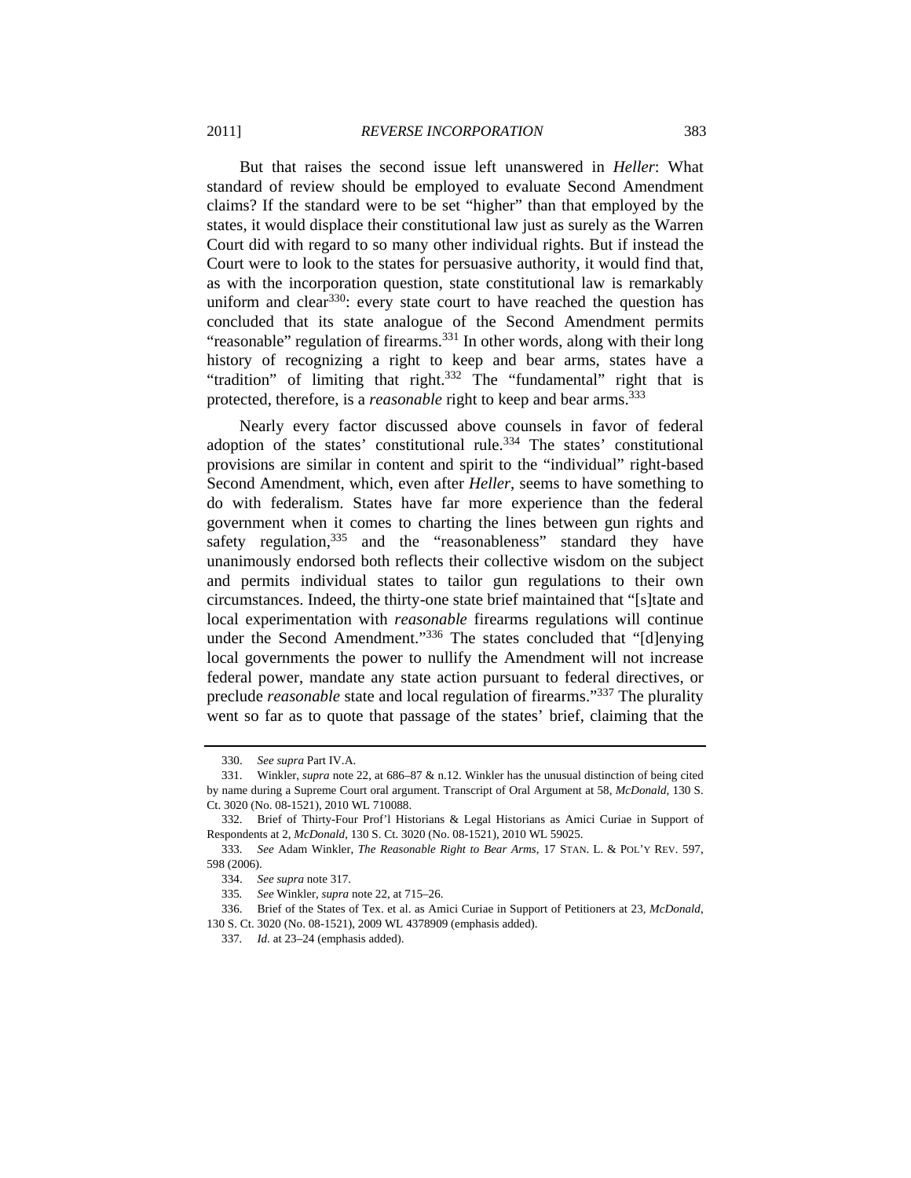But that raises the second issue left unanswered in *Heller*: What standard of review should be employed to evaluate Second Amendment claims? If the standard were to be set "higher" than that employed by the states, it would displace their constitutional law just as surely as the Warren Court did with regard to so many other individual rights. But if instead the Court were to look to the states for persuasive authority, it would find that, as with the incorporation question, state constitutional law is remarkably uniform and clear[330]: every state court to have reached the question has concluded that its state analogue of the Second Amendment permits "reasonable" regulation of firearms.[331] In other words, along with their long history of recognizing a right to keep and bear arms, states have a "tradition" of limiting that right.[332] The "fundamental" right that is protected, therefore, is a *reasonable* right to keep and bear arms.[333]

Nearly every factor discussed above counsels in favor of federal adoption of the states' constitutional rule.[334] The states' constitutional provisions are similar in content and spirit to the "individual" right-based Second Amendment, which, even after *Heller*, seems to have something to do with federalism. States have far more experience than the federal government when it comes to charting the lines between gun rights and safety regulation,[335] and the "reasonableness" standard they have unanimously endorsed both reflects their collective wisdom on the subject and permits individual states to tailor gun regulations to their own circumstances. Indeed, the thirty-one state brief maintained that "[s]tate and local experimentation with *reasonable* firearms regulations will continue under the Second Amendment."[336] The states concluded that "[d]enying local governments the power to nullify the Amendment will not increase federal power, mandate any state action pursuant to federal directives, or preclude *reasonable* state and local regulation of firearms."[337] The plurality went so far as to quote that passage of the states' brief, claiming that the

---

330. *See supra* Part IV.A.

331. Winkler, *supra* note 22, at 686–87 & n.12. Winkler has the unusual distinction of being cited by name during a Supreme Court oral argument. Transcript of Oral Argument at 58, *McDonald*, 130 S. Ct. 3020 (No. 08-1521), 2010 WL 710088.

332. Brief of Thirty-Four Prof'l Historians & Legal Historians as Amici Curiae in Support of Respondents at 2, *McDonald*, 130 S. Ct. 3020 (No. 08-1521), 2010 WL 59025.

333. *See* Adam Winkler, *The Reasonable Right to Bear Arms*, 17 STAN. L. & POL'Y REV. 597, 598 (2006).

334. *See supra* note 317.

335. *See* Winkler, *supra* note 22, at 715–26.

336. Brief of the States of Tex. et al. as Amici Curiae in Support of Petitioners at 23, *McDonald*, 130 S. Ct. 3020 (No. 08-1521), 2009 WL 4378909 (emphasis added).

337. *Id.* at 23–24 (emphasis added).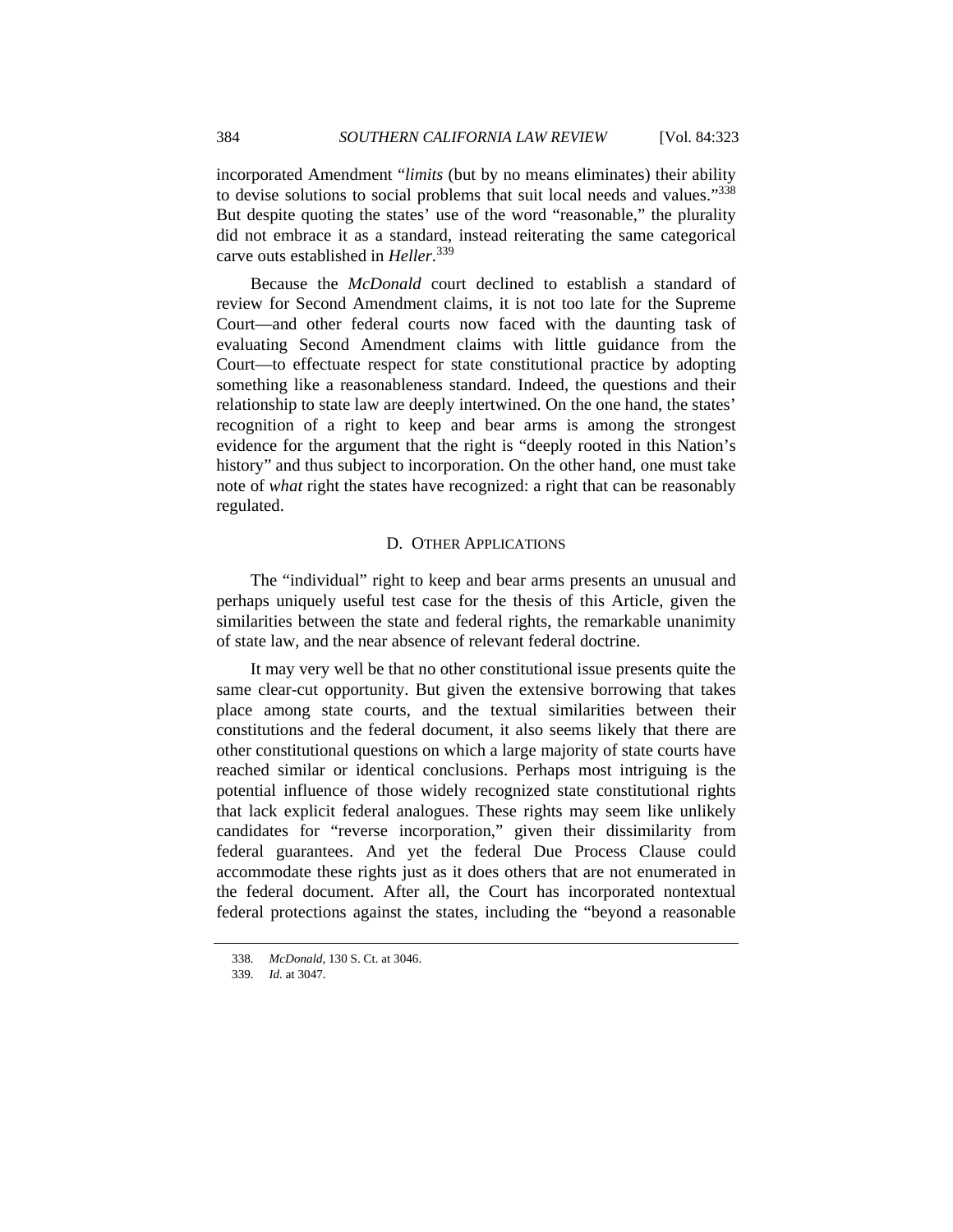incorporated Amendment "*limits* (but by no means eliminates) their ability to devise solutions to social problems that suit local needs and values."[338] But despite quoting the states' use of the word "reasonable," the plurality did not embrace it as a standard, instead reiterating the same categorical carve outs established in *Heller*.[339]

Because the *McDonald* court declined to establish a standard of review for Second Amendment claims, it is not too late for the Supreme Court—and other federal courts now faced with the daunting task of evaluating Second Amendment claims with little guidance from the Court—to effectuate respect for state constitutional practice by adopting something like a reasonableness standard. Indeed, the questions and their relationship to state law are deeply intertwined. On the one hand, the states' recognition of a right to keep and bear arms is among the strongest evidence for the argument that the right is "deeply rooted in this Nation's history" and thus subject to incorporation. On the other hand, one must take note of *what* right the states have recognized: a right that can be reasonably regulated.

### D. Other Applications

The "individual" right to keep and bear arms presents an unusual and perhaps uniquely useful test case for the thesis of this Article, given the similarities between the state and federal rights, the remarkable unanimity of state law, and the near absence of relevant federal doctrine.

It may very well be that no other constitutional issue presents quite the same clear-cut opportunity. But given the extensive borrowing that takes place among state courts, and the textual similarities between their constitutions and the federal document, it also seems likely that there are other constitutional questions on which a large majority of state courts have reached similar or identical conclusions. Perhaps most intriguing is the potential influence of those widely recognized state constitutional rights that lack explicit federal analogues. These rights may seem like unlikely candidates for "reverse incorporation," given their dissimilarity from federal guarantees. And yet the federal Due Process Clause could accommodate these rights just as it does others that are not enumerated in the federal document. After all, the Court has incorporated nontextual federal protections against the states, including the "beyond a reasonable

---

338. *McDonald*, 130 S. Ct. at 3046.

339. *Id.* at 3047.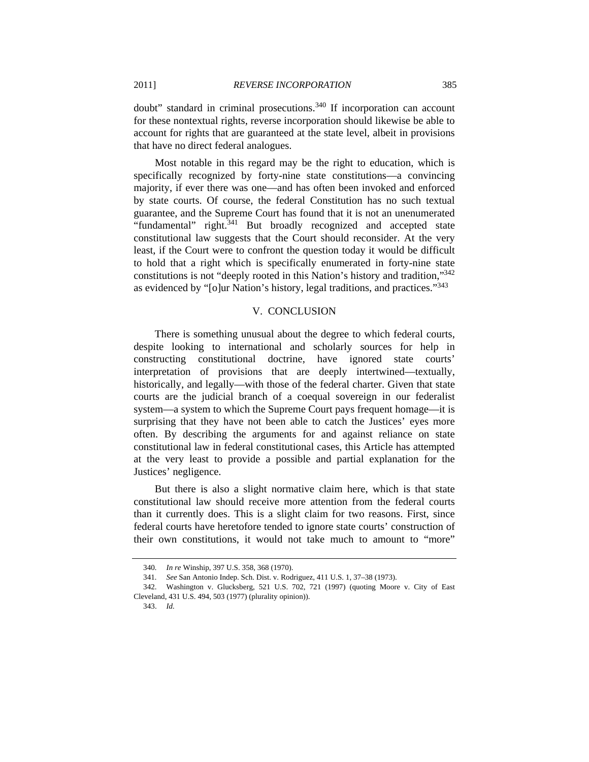doubt" standard in criminal prosecutions.[340] If incorporation can account for these nontextual rights, reverse incorporation should likewise be able to account for rights that are guaranteed at the state level, albeit in provisions that have no direct federal analogues.

Most notable in this regard may be the right to education, which is specifically recognized by forty-nine state constitutions—a convincing majority, if ever there was one—and has often been invoked and enforced by state courts. Of course, the federal Constitution has no such textual guarantee, and the Supreme Court has found that it is not an unenumerated "fundamental" right.[341] But broadly recognized and accepted state constitutional law suggests that the Court should reconsider. At the very least, if the Court were to confront the question today it would be difficult to hold that a right which is specifically enumerated in forty-nine state constitutions is not "deeply rooted in this Nation's history and tradition,"[342] as evidenced by "[o]ur Nation's history, legal traditions, and practices."[343]

## V. CONCLUSION

There is something unusual about the degree to which federal courts, despite looking to international and scholarly sources for help in constructing constitutional doctrine, have ignored state courts' interpretation of provisions that are deeply intertwined—textually, historically, and legally—with those of the federal charter. Given that state courts are the judicial branch of a coequal sovereign in our federalist system—a system to which the Supreme Court pays frequent homage—it is surprising that they have not been able to catch the Justices' eyes more often. By describing the arguments for and against reliance on state constitutional law in federal constitutional cases, this Article has attempted at the very least to provide a possible and partial explanation for the Justices' negligence.

But there is also a slight normative claim here, which is that state constitutional law should receive more attention from the federal courts than it currently does. This is a slight claim for two reasons. First, since federal courts have heretofore tended to ignore state courts' construction of their own constitutions, it would not take much to amount to "more"

---

340. *In re* Winship, 397 U.S. 358, 368 (1970).

341. *See* San Antonio Indep. Sch. Dist. v. Rodriguez, 411 U.S. 1, 37–38 (1973).

342. Washington v. Glucksberg, 521 U.S. 702, 721 (1997) (quoting Moore v. City of East Cleveland, 431 U.S. 494, 503 (1977) (plurality opinion)).

343. *Id.*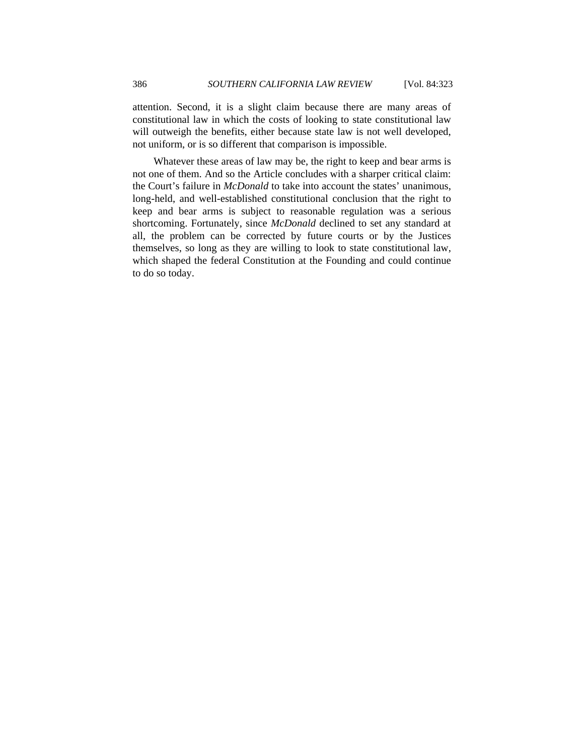attention. Second, it is a slight claim because there are many areas of constitutional law in which the costs of looking to state constitutional law will outweigh the benefits, either because state law is not well developed, not uniform, or is so different that comparison is impossible.

Whatever these areas of law may be, the right to keep and bear arms is not one of them. And so the Article concludes with a sharper critical claim: the Court's failure in *McDonald* to take into account the states' unanimous, long-held, and well-established constitutional conclusion that the right to keep and bear arms is subject to reasonable regulation was a serious shortcoming. Fortunately, since *McDonald* declined to set any standard at all, the problem can be corrected by future courts or by the Justices themselves, so long as they are willing to look to state constitutional law, which shaped the federal Constitution at the Founding and could continue to do so today.